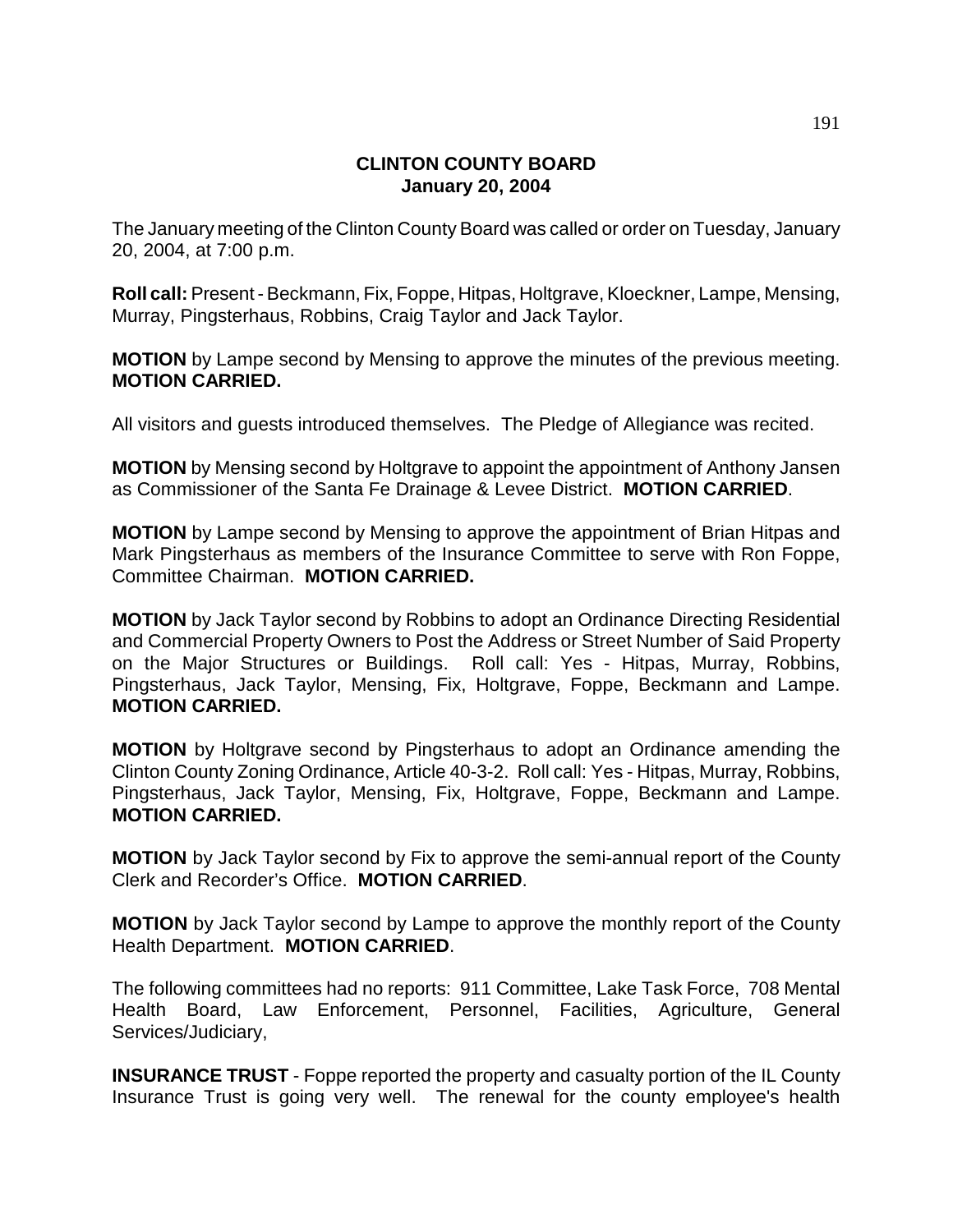# CLINTON COUNTY BOARD
## January 20, 2004

The January meeting of the Clinton County Board was called or order on Tuesday, January 20, 2004, at 7:00 p.m.

**Roll call:** Present - Beckmann, Fix, Foppe, Hitpas, Holtgrave, Kloeckner, Lampe, Mensing, Murray, Pingsterhaus, Robbins, Craig Taylor and Jack Taylor.

**MOTION** by Lampe second by Mensing to approve the minutes of the previous meeting. **MOTION CARRIED.**

All visitors and guests introduced themselves. The Pledge of Allegiance was recited.

**MOTION** by Mensing second by Holtgrave to appoint the appointment of Anthony Jansen as Commissioner of the Santa Fe Drainage & Levee District. **MOTION CARRIED**.

**MOTION** by Lampe second by Mensing to approve the appointment of Brian Hitpas and Mark Pingsterhaus as members of the Insurance Committee to serve with Ron Foppe, Committee Chairman. **MOTION CARRIED.**

**MOTION** by Jack Taylor second by Robbins to adopt an Ordinance Directing Residential and Commercial Property Owners to Post the Address or Street Number of Said Property on the Major Structures or Buildings. Roll call: Yes - Hitpas, Murray, Robbins, Pingsterhaus, Jack Taylor, Mensing, Fix, Holtgrave, Foppe, Beckmann and Lampe. **MOTION CARRIED.**

**MOTION** by Holtgrave second by Pingsterhaus to adopt an Ordinance amending the Clinton County Zoning Ordinance, Article 40-3-2. Roll call: Yes - Hitpas, Murray, Robbins, Pingsterhaus, Jack Taylor, Mensing, Fix, Holtgrave, Foppe, Beckmann and Lampe. **MOTION CARRIED.**

**MOTION** by Jack Taylor second by Fix to approve the semi-annual report of the County Clerk and Recorder's Office. **MOTION CARRIED**.

**MOTION** by Jack Taylor second by Lampe to approve the monthly report of the County Health Department. **MOTION CARRIED**.

The following committees had no reports: 911 Committee, Lake Task Force, 708 Mental Health Board, Law Enforcement, Personnel, Facilities, Agriculture, General Services/Judiciary,

**INSURANCE TRUST** - Foppe reported the property and casualty portion of the IL County Insurance Trust is going very well. The renewal for the county employee's health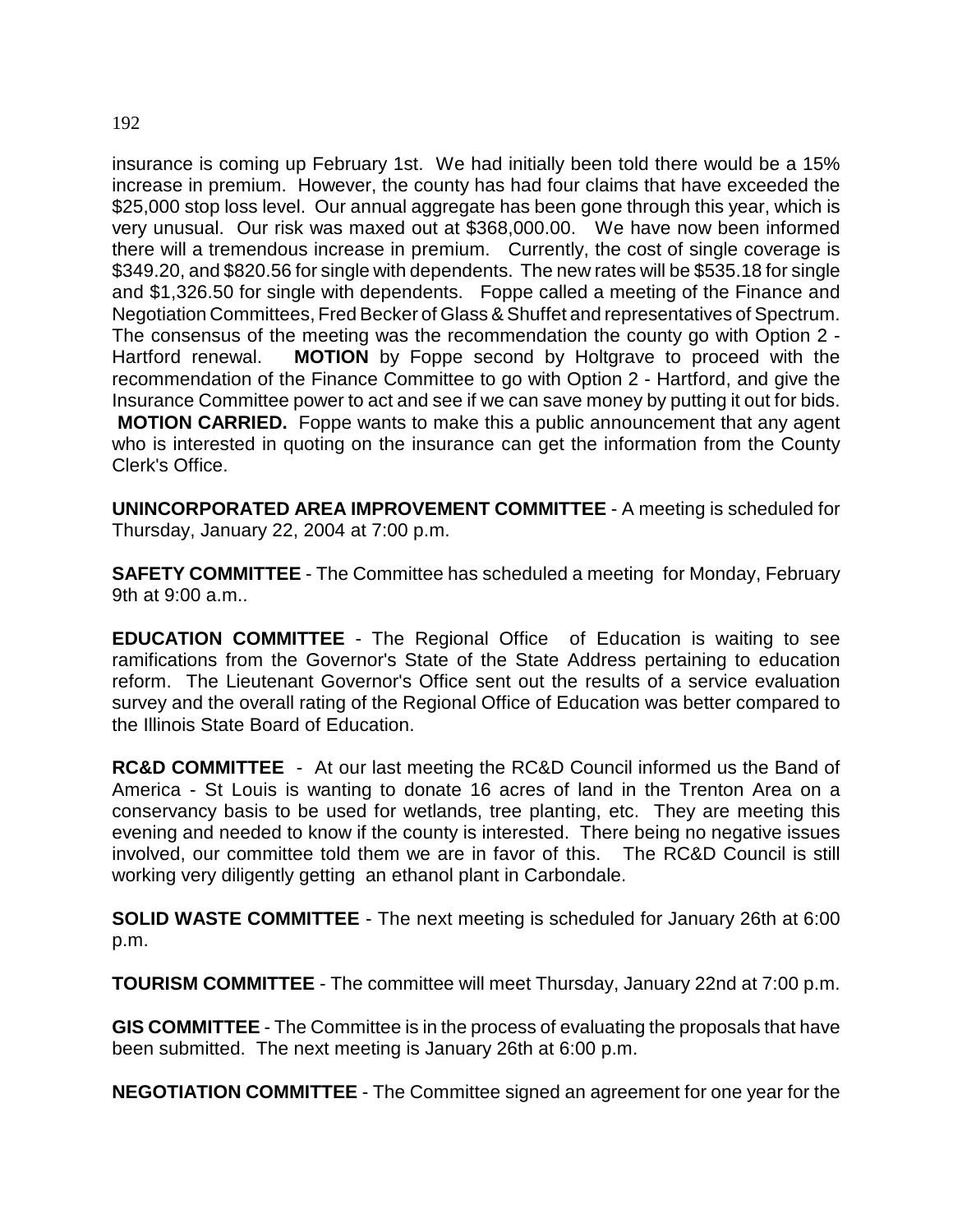insurance is coming up February 1st. We had initially been told there would be a 15% increase in premium. However, the county has had four claims that have exceeded the $25,000 stop loss level. Our annual aggregate has been gone through this year, which is very unusual. Our risk was maxed out at $368,000.00. We have now been informed there will a tremendous increase in premium. Currently, the cost of single coverage is $349.20, and $820.56 for single with dependents. The new rates will be $535.18 for single and $1,326.50 for single with dependents. Foppe called a meeting of the Finance and Negotiation Committees, Fred Becker of Glass & Shuffet and representatives of Spectrum. The consensus of the meeting was the recommendation the county go with Option 2 - Hartford renewal. **MOTION** by Foppe second by Holtgrave to proceed with the recommendation of the Finance Committee to go with Option 2 - Hartford, and give the Insurance Committee power to act and see if we can save money by putting it out for bids. **MOTION CARRIED.** Foppe wants to make this a public announcement that any agent who is interested in quoting on the insurance can get the information from the County Clerk's Office.

**UNINCORPORATED AREA IMPROVEMENT COMMITTEE** - A meeting is scheduled for Thursday, January 22, 2004 at 7:00 p.m.

**SAFETY COMMITTEE** - The Committee has scheduled a meeting for Monday, February 9th at 9:00 a.m..

**EDUCATION COMMITTEE** - The Regional Office of Education is waiting to see ramifications from the Governor's State of the State Address pertaining to education reform. The Lieutenant Governor's Office sent out the results of a service evaluation survey and the overall rating of the Regional Office of Education was better compared to the Illinois State Board of Education.

**RC&D COMMITTEE** - At our last meeting the RC&D Council informed us the Band of America - St Louis is wanting to donate 16 acres of land in the Trenton Area on a conservancy basis to be used for wetlands, tree planting, etc. They are meeting this evening and needed to know if the county is interested. There being no negative issues involved, our committee told them we are in favor of this. The RC&D Council is still working very diligently getting an ethanol plant in Carbondale.

**SOLID WASTE COMMITTEE** - The next meeting is scheduled for January 26th at 6:00 p.m.

**TOURISM COMMITTEE** - The committee will meet Thursday, January 22nd at 7:00 p.m.

**GIS COMMITTEE** - The Committee is in the process of evaluating the proposals that have been submitted. The next meeting is January 26th at 6:00 p.m.

**NEGOTIATION COMMITTEE** - The Committee signed an agreement for one year for the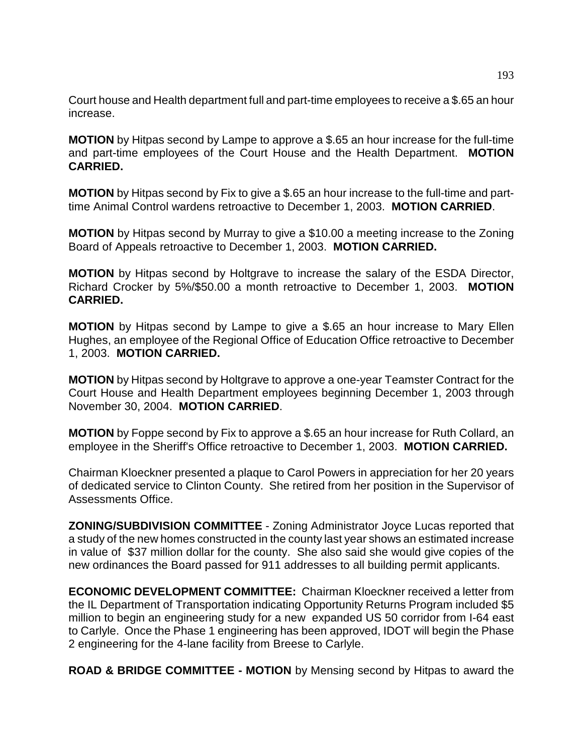Court house and Health department full and part-time employees to receive a $.65 an hour increase.

**MOTION** by Hitpas second by Lampe to approve a $.65 an hour increase for the full-time and part-time employees of the Court House and the Health Department. **MOTION CARRIED.**

**MOTION** by Hitpas second by Fix to give a $.65 an hour increase to the full-time and part-time Animal Control wardens retroactive to December 1, 2003. **MOTION CARRIED**.

**MOTION** by Hitpas second by Murray to give a $10.00 a meeting increase to the Zoning Board of Appeals retroactive to December 1, 2003. **MOTION CARRIED.**

**MOTION** by Hitpas second by Holtgrave to increase the salary of the ESDA Director, Richard Crocker by 5%/$50.00 a month retroactive to December 1, 2003. **MOTION CARRIED.**

**MOTION** by Hitpas second by Lampe to give a $.65 an hour increase to Mary Ellen Hughes, an employee of the Regional Office of Education Office retroactive to December 1, 2003. **MOTION CARRIED.**

**MOTION** by Hitpas second by Holtgrave to approve a one-year Teamster Contract for the Court House and Health Department employees beginning December 1, 2003 through November 30, 2004. **MOTION CARRIED**.

**MOTION** by Foppe second by Fix to approve a $.65 an hour increase for Ruth Collard, an employee in the Sheriff's Office retroactive to December 1, 2003. **MOTION CARRIED.**

Chairman Kloeckner presented a plaque to Carol Powers in appreciation for her 20 years of dedicated service to Clinton County. She retired from her position in the Supervisor of Assessments Office.

**ZONING/SUBDIVISION COMMITTEE** - Zoning Administrator Joyce Lucas reported that a study of the new homes constructed in the county last year shows an estimated increase in value of $37 million dollar for the county. She also said she would give copies of the new ordinances the Board passed for 911 addresses to all building permit applicants.

**ECONOMIC DEVELOPMENT COMMITTEE:** Chairman Kloeckner received a letter from the IL Department of Transportation indicating Opportunity Returns Program included $5 million to begin an engineering study for a new expanded US 50 corridor from I-64 east to Carlyle. Once the Phase 1 engineering has been approved, IDOT will begin the Phase 2 engineering for the 4-lane facility from Breese to Carlyle.

**ROAD & BRIDGE COMMITTEE - MOTION** by Mensing second by Hitpas to award the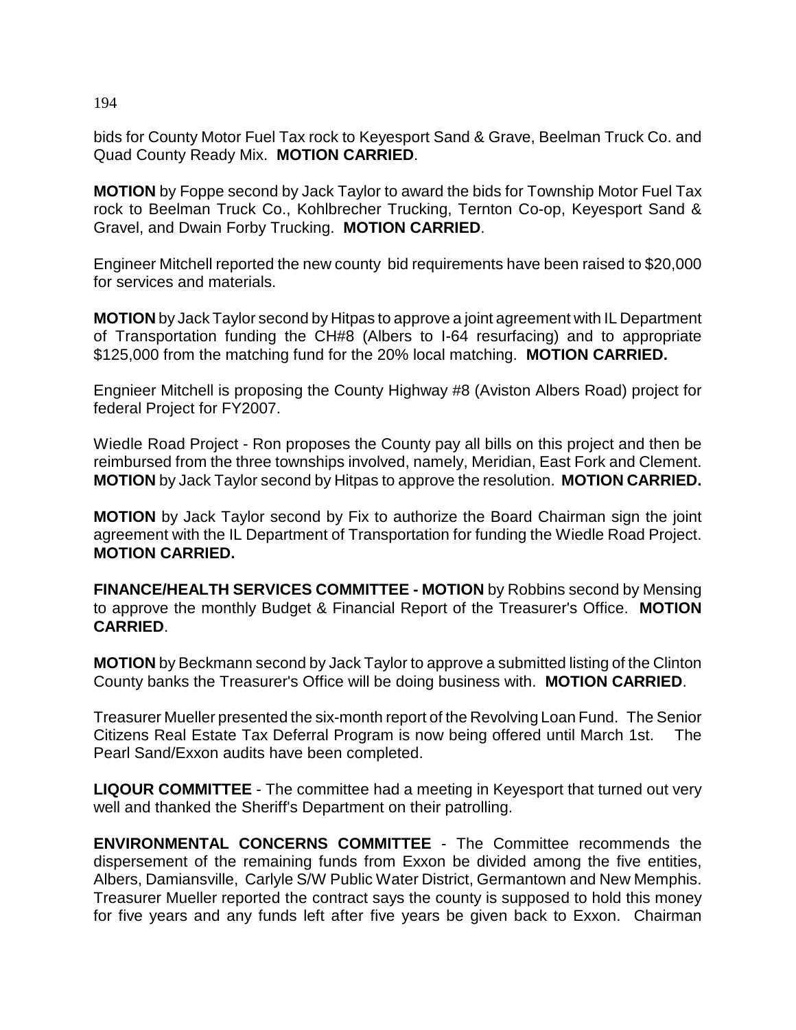bids for County Motor Fuel Tax rock to Keyesport Sand & Grave, Beelman Truck Co. and Quad County Ready Mix. **MOTION CARRIED**.

**MOTION** by Foppe second by Jack Taylor to award the bids for Township Motor Fuel Tax rock to Beelman Truck Co., Kohlbrecher Trucking, Ternton Co-op, Keyesport Sand & Gravel, and Dwain Forby Trucking. **MOTION CARRIED**.

Engineer Mitchell reported the new county bid requirements have been raised to $20,000 for services and materials.

**MOTION** by Jack Taylor second by Hitpas to approve a joint agreement with IL Department of Transportation funding the CH#8 (Albers to I-64 resurfacing) and to appropriate $125,000 from the matching fund for the 20% local matching. **MOTION CARRIED.**

Engnieer Mitchell is proposing the County Highway #8 (Aviston Albers Road) project for federal Project for FY2007.

Wiedle Road Project - Ron proposes the County pay all bills on this project and then be reimbursed from the three townships involved, namely, Meridian, East Fork and Clement. **MOTION** by Jack Taylor second by Hitpas to approve the resolution. **MOTION CARRIED.**

**MOTION** by Jack Taylor second by Fix to authorize the Board Chairman sign the joint agreement with the IL Department of Transportation for funding the Wiedle Road Project. **MOTION CARRIED.**

**FINANCE/HEALTH SERVICES COMMITTEE - MOTION** by Robbins second by Mensing to approve the monthly Budget & Financial Report of the Treasurer's Office. **MOTION CARRIED**.

**MOTION** by Beckmann second by Jack Taylor to approve a submitted listing of the Clinton County banks the Treasurer's Office will be doing business with. **MOTION CARRIED**.

Treasurer Mueller presented the six-month report of the Revolving Loan Fund. The Senior Citizens Real Estate Tax Deferral Program is now being offered until March 1st. The Pearl Sand/Exxon audits have been completed.

**LIQOUR COMMITTEE** - The committee had a meeting in Keyesport that turned out very well and thanked the Sheriff's Department on their patrolling.

**ENVIRONMENTAL CONCERNS COMMITTEE** - The Committee recommends the dispersement of the remaining funds from Exxon be divided among the five entities, Albers, Damiansville, Carlyle S/W Public Water District, Germantown and New Memphis. Treasurer Mueller reported the contract says the county is supposed to hold this money for five years and any funds left after five years be given back to Exxon. Chairman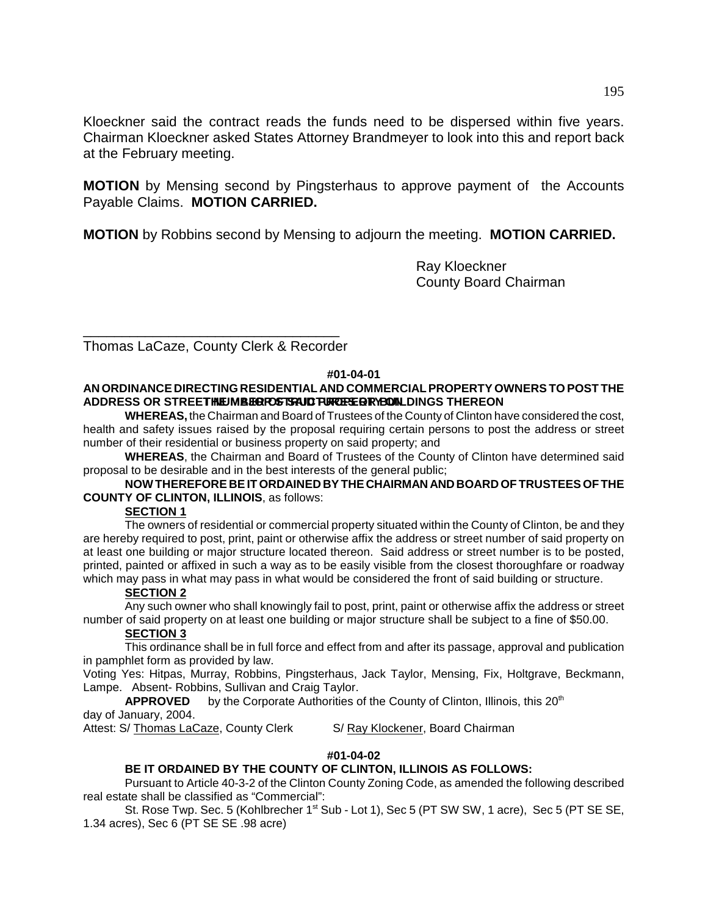Kloeckner said the contract reads the funds need to be dispersed within five years. Chairman Kloeckner asked States Attorney Brandmeyer to look into this and report back at the February meeting.

**MOTION** by Mensing second by Pingsterhaus to approve payment of the Accounts Payable Claims. **MOTION CARRIED.**

**MOTION** by Robbins second by Mensing to adjourn the meeting. **MOTION CARRIED.**

Ray Kloeckner
County Board Chairman

\_\_\_\_\_\_\_\_\_\_\_\_\_\_\_\_\_\_\_\_\_\_\_\_\_\_\_\_\_\_\_\_\_\_\_
Thomas LaCaze, County Clerk & Recorder

**#01-04-01**

**AN ORDINANCE DIRECTING RESIDENTIAL AND COMMERCIAL PROPERTY OWNERS TO POST THE ADDRESS OR STREET NUMBER OF SAID PROPERTY ON THE BUILDINGS THEREON**

**WHEREAS,** the Chairman and Board of Trustees of the County of Clinton have considered the cost, health and safety issues raised by the proposal requiring certain persons to post the address or street number of their residential or business property on said property; and

**WHEREAS**, the Chairman and Board of Trustees of the County of Clinton have determined said proposal to be desirable and in the best interests of the general public;

**NOW THEREFORE BE IT ORDAINED BY THE CHAIRMAN AND BOARD OF TRUSTEES OF THE COUNTY OF CLINTON, ILLINOIS**, as follows:

**SECTION 1**

The owners of residential or commercial property situated within the County of Clinton, be and they are hereby required to post, print, paint or otherwise affix the address or street number of said property on at least one building or major structure located thereon. Said address or street number is to be posted, printed, painted or affixed in such a way as to be easily visible from the closest thoroughfare or roadway which may pass in what may pass in what would be considered the front of said building or structure.

**SECTION 2**

Any such owner who shall knowingly fail to post, print, paint or otherwise affix the address or street number of said property on at least one building or major structure shall be subject to a fine of $50.00.

**SECTION 3**

This ordinance shall be in full force and effect from and after its passage, approval and publication in pamphlet form as provided by law.

Voting Yes: Hitpas, Murray, Robbins, Pingsterhaus, Jack Taylor, Mensing, Fix, Holtgrave, Beckmann, Lampe. Absent- Robbins, Sullivan and Craig Taylor.

**APPROVED** by the Corporate Authorities of the County of Clinton, Illinois, this 20th day of January, 2004.

Attest: S/ Thomas LaCaze, County Clerk S/ Ray Klockener, Board Chairman

**#01-04-02**

**BE IT ORDAINED BY THE COUNTY OF CLINTON, ILLINOIS AS FOLLOWS:**

Pursuant to Article 40-3-2 of the Clinton County Zoning Code, as amended the following described real estate shall be classified as "Commercial":

St. Rose Twp. Sec. 5 (Kohlbrecher 1st Sub - Lot 1), Sec 5 (PT SW SW, 1 acre), Sec 5 (PT SE SE, 1.34 acres), Sec 6 (PT SE SE .98 acre)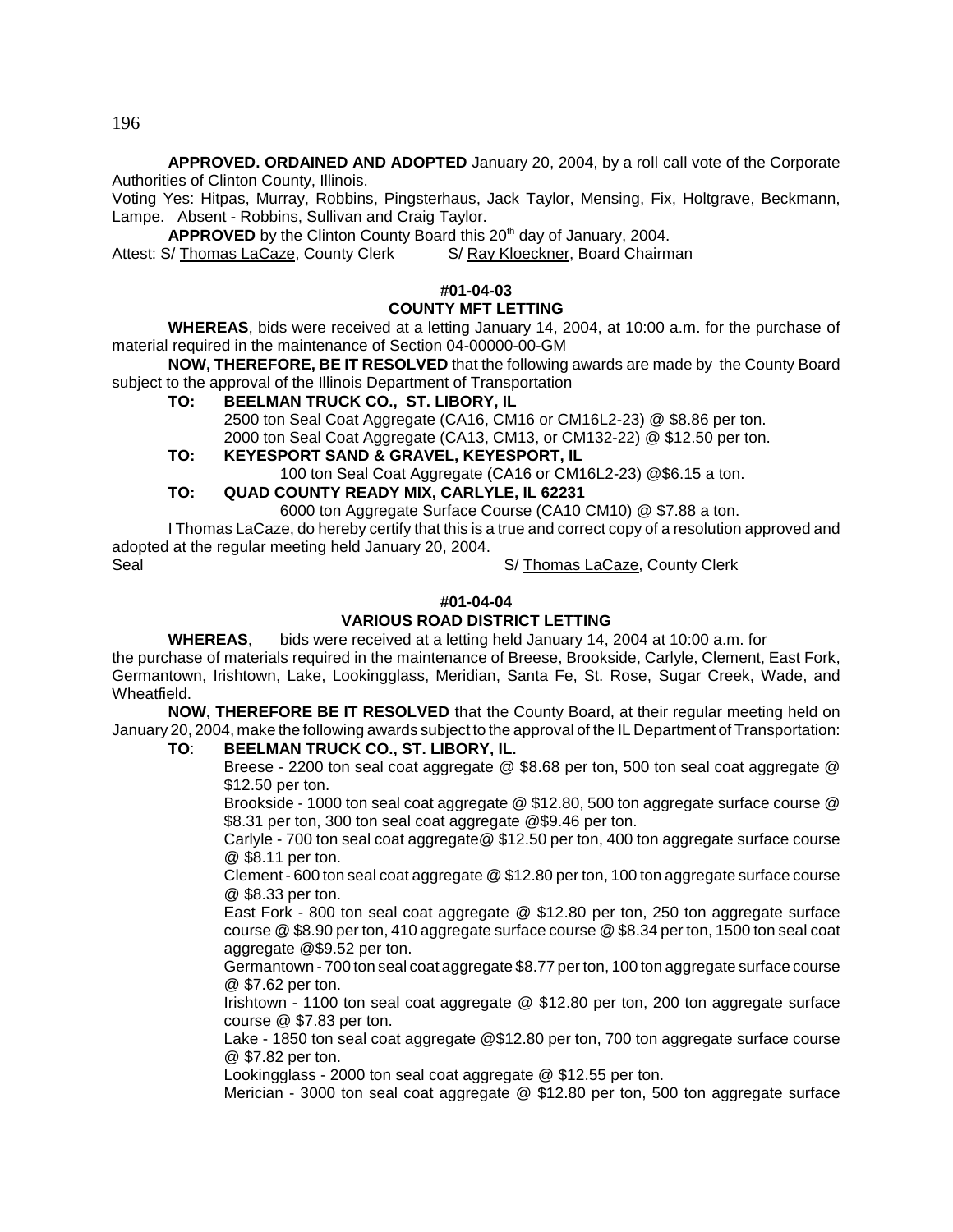**APPROVED. ORDAINED AND ADOPTED** January 20, 2004, by a roll call vote of the Corporate Authorities of Clinton County, Illinois.

Voting Yes: Hitpas, Murray, Robbins, Pingsterhaus, Jack Taylor, Mensing, Fix, Holtgrave, Beckmann, Lampe. Absent - Robbins, Sullivan and Craig Taylor.

**APPROVED** by the Clinton County Board this 20th day of January, 2004.

Attest: S/ Thomas LaCaze, County Clerk     S/ Ray Kloeckner, Board Chairman

#### #01-04-03
#### COUNTY MFT LETTING

**WHEREAS**, bids were received at a letting January 14, 2004, at 10:00 a.m. for the purchase of material required in the maintenance of Section 04-00000-00-GM

**NOW, THEREFORE, BE IT RESOLVED** that the following awards are made by the County Board subject to the approval of the Illinois Department of Transportation

**TO: BEELMAN TRUCK CO., ST. LIBORY, IL**

2500 ton Seal Coat Aggregate (CA16, CM16 or CM16L2-23) @ $8.86 per ton.
2000 ton Seal Coat Aggregate (CA13, CM13, or CM132-22) @ $12.50 per ton.

**TO: KEYESPORT SAND & GRAVEL, KEYESPORT, IL**

100 ton Seal Coat Aggregate (CA16 or CM16L2-23) @$6.15 a ton.

**TO: QUAD COUNTY READY MIX, CARLYLE, IL 62231**

6000 ton Aggregate Surface Course (CA10 CM10) @ $7.88 a ton.

I Thomas LaCaze, do hereby certify that this is a true and correct copy of a resolution approved and adopted at the regular meeting held January 20, 2004.

Seal     S/ Thomas LaCaze, County Clerk

#### #01-04-04
#### VARIOUS ROAD DISTRICT LETTING

**WHEREAS**, bids were received at a letting held January 14, 2004 at 10:00 a.m. for the purchase of materials required in the maintenance of Breese, Brookside, Carlyle, Clement, East Fork, Germantown, Irishtown, Lake, Lookingglass, Meridian, Santa Fe, St. Rose, Sugar Creek, Wade, and Wheatfield.

**NOW, THEREFORE BE IT RESOLVED** that the County Board, at their regular meeting held on January 20, 2004, make the following awards subject to the approval of the IL Department of Transportation:

**TO: BEELMAN TRUCK CO., ST. LIBORY, IL.**

Breese - 2200 ton seal coat aggregate @ $8.68 per ton, 500 ton seal coat aggregate @ $12.50 per ton.

Brookside - 1000 ton seal coat aggregate @ $12.80, 500 ton aggregate surface course @ $8.31 per ton, 300 ton seal coat aggregate @$9.46 per ton.

Carlyle - 700 ton seal coat aggregate@ $12.50 per ton, 400 ton aggregate surface course @ $8.11 per ton.

Clement - 600 ton seal coat aggregate @ $12.80 per ton, 100 ton aggregate surface course @ $8.33 per ton.

East Fork - 800 ton seal coat aggregate @ $12.80 per ton, 250 ton aggregate surface course @ $8.90 per ton, 410 aggregate surface course @ $8.34 per ton, 1500 ton seal coat aggregate @$9.52 per ton.

Germantown - 700 ton seal coat aggregate $8.77 per ton, 100 ton aggregate surface course @ $7.62 per ton.

Irishtown - 1100 ton seal coat aggregate @ $12.80 per ton, 200 ton aggregate surface course @ $7.83 per ton.

Lake - 1850 ton seal coat aggregate @$12.80 per ton, 700 ton aggregate surface course @ $7.82 per ton.

Lookingglass - 2000 ton seal coat aggregate @ $12.55 per ton.

Merician - 3000 ton seal coat aggregate @ $12.80 per ton, 500 ton aggregate surface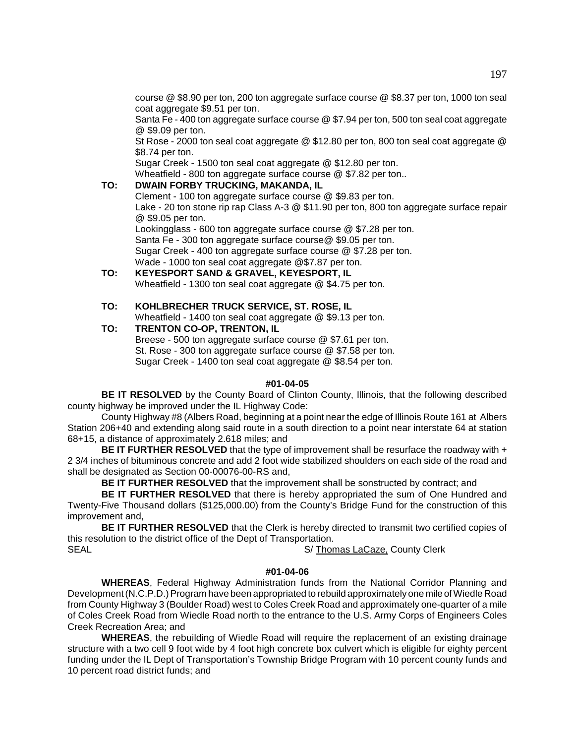course @ $8.90 per ton, 200 ton aggregate surface course @ $8.37 per ton, 1000 ton seal coat aggregate $9.51 per ton.
Santa Fe - 400 ton aggregate surface course @ $7.94 per ton, 500 ton seal coat aggregate @ $9.09 per ton.
St Rose - 2000 ton seal coat aggregate @ $12.80 per ton, 800 ton seal coat aggregate @ $8.74 per ton.
Sugar Creek - 1500 ton seal coat aggregate @ $12.80 per ton.
Wheatfield - 800 ton aggregate surface course @ $7.82 per ton..

**TO: DWAIN FORBY TRUCKING, MAKANDA, IL**
Clement - 100 ton aggregate surface course @ $9.83 per ton.
Lake - 20 ton stone rip rap Class A-3 @ $11.90 per ton, 800 ton aggregate surface repair @ $9.05 per ton.
Lookingglass - 600 ton aggregate surface course @ $7.28 per ton.
Santa Fe - 300 ton aggregate surface course@ $9.05 per ton.
Sugar Creek - 400 ton aggregate surface course @ $7.28 per ton.
Wade - 1000 ton seal coat aggregate @$7.87 per ton.

**TO: KEYESPORT SAND & GRAVEL, KEYESPORT, IL**
Wheatfield - 1300 ton seal coat aggregate @ $4.75 per ton.

**TO: KOHLBRECHER TRUCK SERVICE, ST. ROSE, IL**
Wheatfield - 1400 ton seal coat aggregate @ $9.13 per ton.

**TO: TRENTON CO-OP, TRENTON, IL**
Breese - 500 ton aggregate surface course @ $7.61 per ton.
St. Rose - 300 ton aggregate surface course @ $7.58 per ton.
Sugar Creek - 1400 ton seal coat aggregate @ $8.54 per ton.

**#01-04-05**

**BE IT RESOLVED** by the County Board of Clinton County, Illinois, that the following described county highway be improved under the IL Highway Code:

County Highway #8 (Albers Road, beginning at a point near the edge of Illinois Route 161 at Albers Station 206+40 and extending along said route in a south direction to a point near interstate 64 at station 68+15, a distance of approximately 2.618 miles; and

**BE IT FURTHER RESOLVED** that the type of improvement shall be resurface the roadway with + 2 3/4 inches of bituminous concrete and add 2 foot wide stabilized shoulders on each side of the road and shall be designated as Section 00-00076-00-RS and,

**BE IT FURTHER RESOLVED** that the improvement shall be sonstructed by contract; and

**BE IT FURTHER RESOLVED** that there is hereby appropriated the sum of One Hundred and Twenty-Five Thousand dollars ($125,000.00) from the County's Bridge Fund for the construction of this improvement and,

**BE IT FURTHER RESOLVED** that the Clerk is hereby directed to transmit two certified copies of this resolution to the district office of the Dept of Transportation.

SEAL S/ Thomas LaCaze, County Clerk

**#01-04-06**

**WHEREAS**, Federal Highway Administration funds from the National Corridor Planning and Development (N.C.P.D.) Program have been appropriated to rebuild approximately one mile of Wiedle Road from County Highway 3 (Boulder Road) west to Coles Creek Road and approximately one-quarter of a mile of Coles Creek Road from Wiedle Road north to the entrance to the U.S. Army Corps of Engineers Coles Creek Recreation Area; and

**WHEREAS**, the rebuilding of Wiedle Road will require the replacement of an existing drainage structure with a two cell 9 foot wide by 4 foot high concrete box culvert which is eligible for eighty percent funding under the IL Dept of Transportation's Township Bridge Program with 10 percent county funds and 10 percent road district funds; and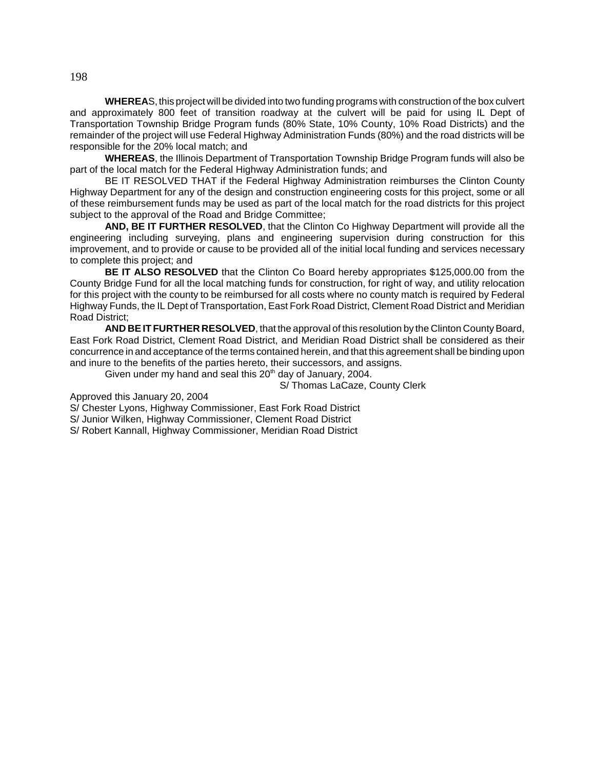**WHEREA**S, this project will be divided into two funding programs with construction of the box culvert and approximately 800 feet of transition roadway at the culvert will be paid for using IL Dept of Transportation Township Bridge Program funds (80% State, 10% County, 10% Road Districts) and the remainder of the project will use Federal Highway Administration Funds (80%) and the road districts will be responsible for the 20% local match; and

**WHEREAS**, the Illinois Department of Transportation Township Bridge Program funds will also be part of the local match for the Federal Highway Administration funds; and

BE IT RESOLVED THAT if the Federal Highway Administration reimburses the Clinton County Highway Department for any of the design and construction engineering costs for this project, some or all of these reimbursement funds may be used as part of the local match for the road districts for this project subject to the approval of the Road and Bridge Committee;

**AND, BE IT FURTHER RESOLVED**, that the Clinton Co Highway Department will provide all the engineering including surveying, plans and engineering supervision during construction for this improvement, and to provide or cause to be provided all of the initial local funding and services necessary to complete this project; and

**BE IT ALSO RESOLVED** that the Clinton Co Board hereby appropriates $125,000.00 from the County Bridge Fund for all the local matching funds for construction, for right of way, and utility relocation for this project with the county to be reimbursed for all costs where no county match is required by Federal Highway Funds, the IL Dept of Transportation, East Fork Road District, Clement Road District and Meridian Road District;

**AND BE IT FURTHER RESOLVED**, that the approval of this resolution by the Clinton County Board, East Fork Road District, Clement Road District, and Meridian Road District shall be considered as their concurrence in and acceptance of the terms contained herein, and that this agreement shall be binding upon and inure to the benefits of the parties hereto, their successors, and assigns.

Given under my hand and seal this 20th day of January, 2004.

S/ Thomas LaCaze, County Clerk

Approved this January 20, 2004

S/ Chester Lyons, Highway Commissioner, East Fork Road District

S/ Junior Wilken, Highway Commissioner, Clement Road District

S/ Robert Kannall, Highway Commissioner, Meridian Road District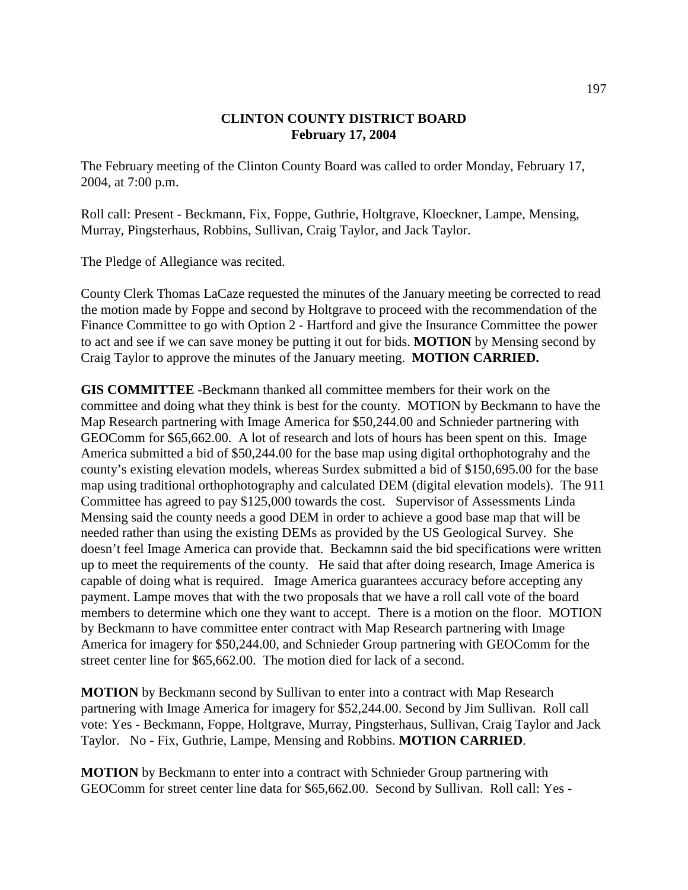# CLINTON COUNTY DISTRICT BOARD
## February 17, 2004

The February meeting of the Clinton County Board was called to order Monday, February 17, 2004, at 7:00 p.m.

Roll call: Present - Beckmann, Fix, Foppe, Guthrie, Holtgrave, Kloeckner, Lampe, Mensing, Murray, Pingsterhaus, Robbins, Sullivan, Craig Taylor, and Jack Taylor.

The Pledge of Allegiance was recited.

County Clerk Thomas LaCaze requested the minutes of the January meeting be corrected to read the motion made by Foppe and second by Holtgrave to proceed with the recommendation of the Finance Committee to go with Option 2 - Hartford and give the Insurance Committee the power to act and see if we can save money be putting it out for bids. **MOTION** by Mensing second by Craig Taylor to approve the minutes of the January meeting. **MOTION CARRIED.**

**GIS COMMITTEE** -Beckmann thanked all committee members for their work on the committee and doing what they think is best for the county. MOTION by Beckmann to have the Map Research partnering with Image America for $50,244.00 and Schnieder partnering with GEOComm for $65,662.00. A lot of research and lots of hours has been spent on this. Image America submitted a bid of $50,244.00 for the base map using digital orthophotograhy and the county's existing elevation models, whereas Surdex submitted a bid of $150,695.00 for the base map using traditional orthophotography and calculated DEM (digital elevation models). The 911 Committee has agreed to pay $125,000 towards the cost. Supervisor of Assessments Linda Mensing said the county needs a good DEM in order to achieve a good base map that will be needed rather than using the existing DEMs as provided by the US Geological Survey. She doesn't feel Image America can provide that. Beckamnn said the bid specifications were written up to meet the requirements of the county. He said that after doing research, Image America is capable of doing what is required. Image America guarantees accuracy before accepting any payment. Lampe moves that with the two proposals that we have a roll call vote of the board members to determine which one they want to accept. There is a motion on the floor. MOTION by Beckmann to have committee enter contract with Map Research partnering with Image America for imagery for $50,244.00, and Schnieder Group partnering with GEOComm for the street center line for $65,662.00. The motion died for lack of a second.

**MOTION** by Beckmann second by Sullivan to enter into a contract with Map Research partnering with Image America for imagery for $52,244.00. Second by Jim Sullivan. Roll call vote: Yes - Beckmann, Foppe, Holtgrave, Murray, Pingsterhaus, Sullivan, Craig Taylor and Jack Taylor. No - Fix, Guthrie, Lampe, Mensing and Robbins. **MOTION CARRIED**.

**MOTION** by Beckmann to enter into a contract with Schnieder Group partnering with GEOComm for street center line data for $65,662.00. Second by Sullivan. Roll call: Yes -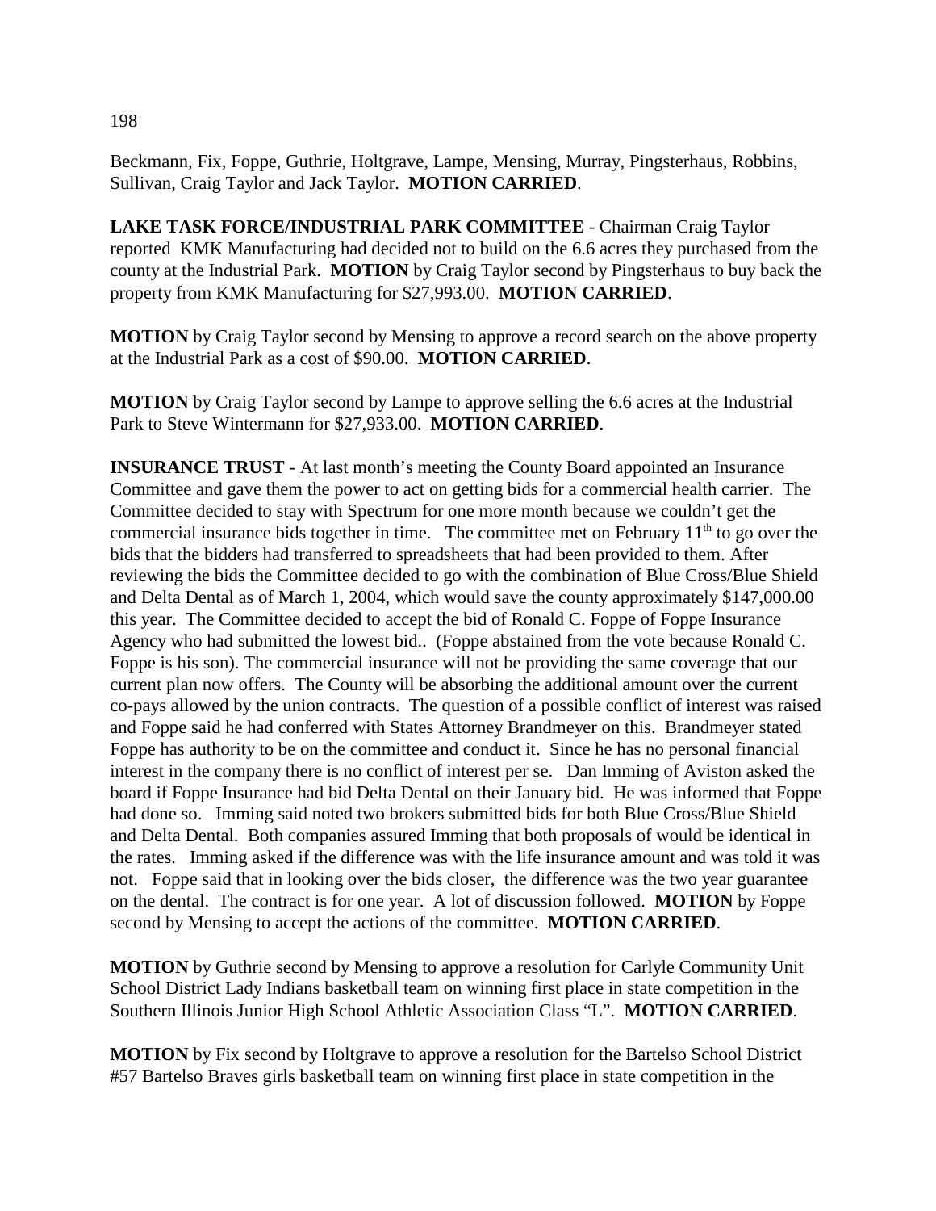Beckmann, Fix, Foppe, Guthrie, Holtgrave, Lampe, Mensing, Murray, Pingsterhaus, Robbins, Sullivan, Craig Taylor and Jack Taylor. **MOTION CARRIED**.

**LAKE TASK FORCE/INDUSTRIAL PARK COMMITTEE** - Chairman Craig Taylor reported KMK Manufacturing had decided not to build on the 6.6 acres they purchased from the county at the Industrial Park. **MOTION** by Craig Taylor second by Pingsterhaus to buy back the property from KMK Manufacturing for $27,993.00. **MOTION CARRIED**.

**MOTION** by Craig Taylor second by Mensing to approve a record search on the above property at the Industrial Park as a cost of $90.00. **MOTION CARRIED**.

**MOTION** by Craig Taylor second by Lampe to approve selling the 6.6 acres at the Industrial Park to Steve Wintermann for $27,933.00. **MOTION CARRIED**.

**INSURANCE TRUST** - At last month's meeting the County Board appointed an Insurance Committee and gave them the power to act on getting bids for a commercial health carrier. The Committee decided to stay with Spectrum for one more month because we couldn't get the commercial insurance bids together in time. The committee met on February 11th to go over the bids that the bidders had transferred to spreadsheets that had been provided to them. After reviewing the bids the Committee decided to go with the combination of Blue Cross/Blue Shield and Delta Dental as of March 1, 2004, which would save the county approximately $147,000.00 this year. The Committee decided to accept the bid of Ronald C. Foppe of Foppe Insurance Agency who had submitted the lowest bid.. (Foppe abstained from the vote because Ronald C. Foppe is his son). The commercial insurance will not be providing the same coverage that our current plan now offers. The County will be absorbing the additional amount over the current co-pays allowed by the union contracts. The question of a possible conflict of interest was raised and Foppe said he had conferred with States Attorney Brandmeyer on this. Brandmeyer stated Foppe has authority to be on the committee and conduct it. Since he has no personal financial interest in the company there is no conflict of interest per se. Dan Imming of Aviston asked the board if Foppe Insurance had bid Delta Dental on their January bid. He was informed that Foppe had done so. Imming said noted two brokers submitted bids for both Blue Cross/Blue Shield and Delta Dental. Both companies assured Imming that both proposals of would be identical in the rates. Imming asked if the difference was with the life insurance amount and was told it was not. Foppe said that in looking over the bids closer, the difference was the two year guarantee on the dental. The contract is for one year. A lot of discussion followed. **MOTION** by Foppe second by Mensing to accept the actions of the committee. **MOTION CARRIED**.

**MOTION** by Guthrie second by Mensing to approve a resolution for Carlyle Community Unit School District Lady Indians basketball team on winning first place in state competition in the Southern Illinois Junior High School Athletic Association Class "L". **MOTION CARRIED**.

**MOTION** by Fix second by Holtgrave to approve a resolution for the Bartelso School District #57 Bartelso Braves girls basketball team on winning first place in state competition in the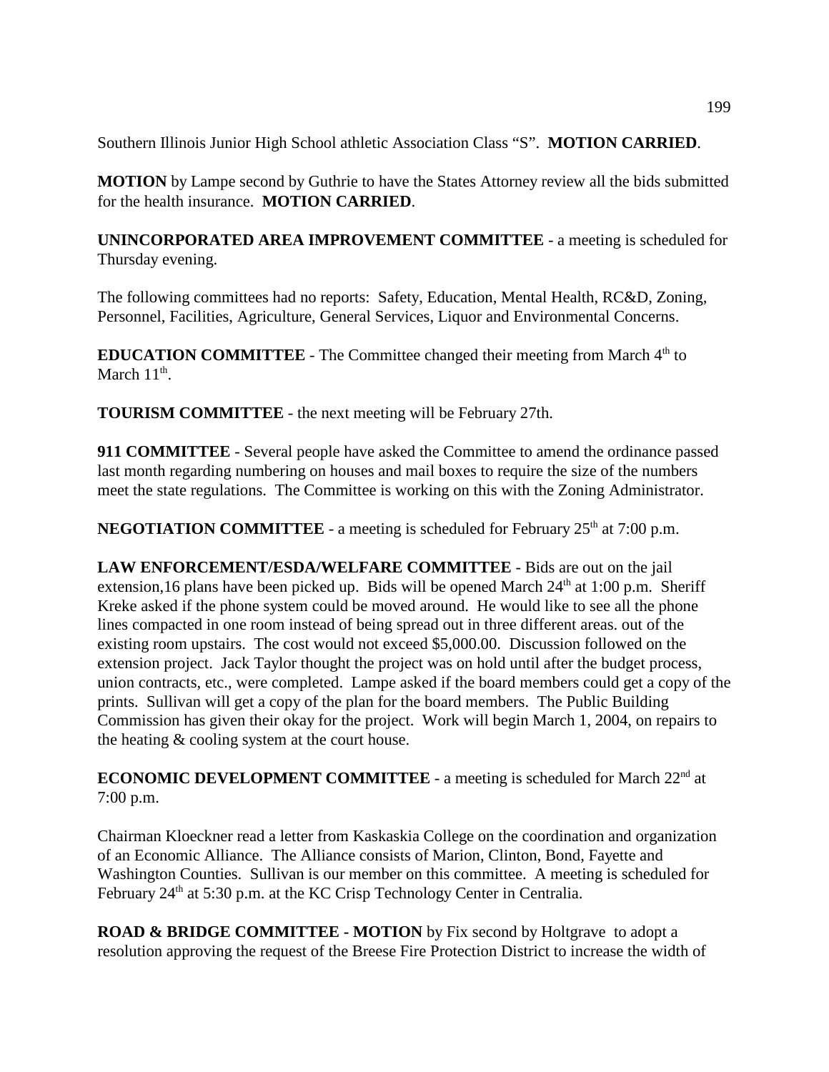Southern Illinois Junior High School athletic Association Class "S". **MOTION CARRIED**.

**MOTION** by Lampe second by Guthrie to have the States Attorney review all the bids submitted for the health insurance. **MOTION CARRIED**.

**UNINCORPORATED AREA IMPROVEMENT COMMITTEE** - a meeting is scheduled for Thursday evening.

The following committees had no reports: Safety, Education, Mental Health, RC&D, Zoning, Personnel, Facilities, Agriculture, General Services, Liquor and Environmental Concerns.

**EDUCATION COMMITTEE** - The Committee changed their meeting from March 4th to March 11th.

**TOURISM COMMITTEE** - the next meeting will be February 27th.

**911 COMMITTEE** - Several people have asked the Committee to amend the ordinance passed last month regarding numbering on houses and mail boxes to require the size of the numbers meet the state regulations. The Committee is working on this with the Zoning Administrator.

**NEGOTIATION COMMITTEE** - a meeting is scheduled for February 25th at 7:00 p.m.

**LAW ENFORCEMENT/ESDA/WELFARE COMMITTEE** - Bids are out on the jail extension,16 plans have been picked up. Bids will be opened March 24th at 1:00 p.m. Sheriff Kreke asked if the phone system could be moved around. He would like to see all the phone lines compacted in one room instead of being spread out in three different areas. out of the existing room upstairs. The cost would not exceed $5,000.00. Discussion followed on the extension project. Jack Taylor thought the project was on hold until after the budget process, union contracts, etc., were completed. Lampe asked if the board members could get a copy of the prints. Sullivan will get a copy of the plan for the board members. The Public Building Commission has given their okay for the project. Work will begin March 1, 2004, on repairs to the heating & cooling system at the court house.

**ECONOMIC DEVELOPMENT COMMITTEE** - a meeting is scheduled for March 22nd at 7:00 p.m.

Chairman Kloeckner read a letter from Kaskaskia College on the coordination and organization of an Economic Alliance. The Alliance consists of Marion, Clinton, Bond, Fayette and Washington Counties. Sullivan is our member on this committee. A meeting is scheduled for February 24th at 5:30 p.m. at the KC Crisp Technology Center in Centralia.

**ROAD & BRIDGE COMMITTEE - MOTION** by Fix second by Holtgrave to adopt a resolution approving the request of the Breese Fire Protection District to increase the width of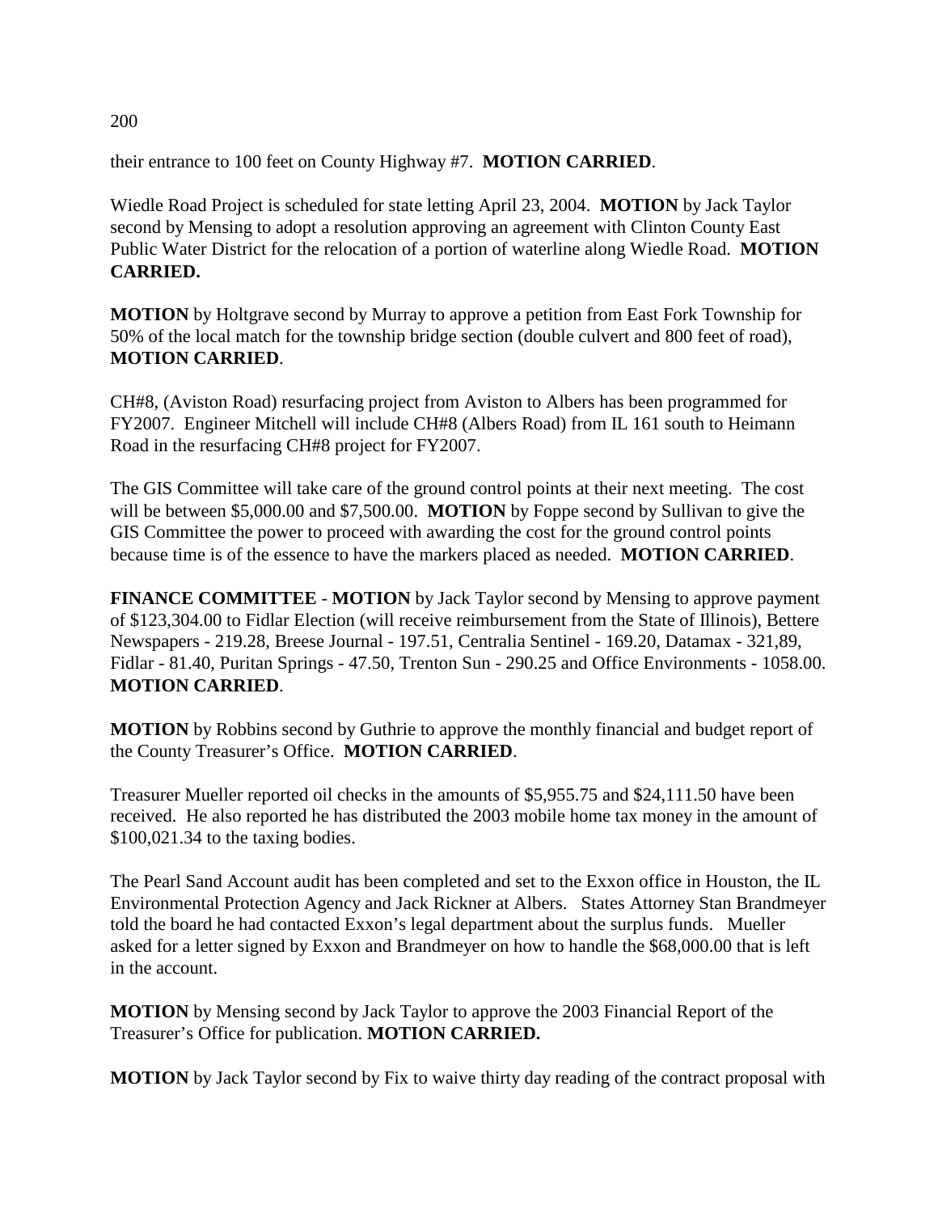their entrance to 100 feet on County Highway #7. **MOTION CARRIED**.

Wiedle Road Project is scheduled for state letting April 23, 2004. **MOTION** by Jack Taylor second by Mensing to adopt a resolution approving an agreement with Clinton County East Public Water District for the relocation of a portion of waterline along Wiedle Road. **MOTION CARRIED.**

**MOTION** by Holtgrave second by Murray to approve a petition from East Fork Township for 50% of the local match for the township bridge section (double culvert and 800 feet of road), **MOTION CARRIED**.

CH#8, (Aviston Road) resurfacing project from Aviston to Albers has been programmed for FY2007. Engineer Mitchell will include CH#8 (Albers Road) from IL 161 south to Heimann Road in the resurfacing CH#8 project for FY2007.

The GIS Committee will take care of the ground control points at their next meeting. The cost will be between $5,000.00 and $7,500.00. **MOTION** by Foppe second by Sullivan to give the GIS Committee the power to proceed with awarding the cost for the ground control points because time is of the essence to have the markers placed as needed. **MOTION CARRIED**.

**FINANCE COMMITTEE** - **MOTION** by Jack Taylor second by Mensing to approve payment of $123,304.00 to Fidlar Election (will receive reimbursement from the State of Illinois), Bettere Newspapers - 219.28, Breese Journal - 197.51, Centralia Sentinel - 169.20, Datamax - 321,89, Fidlar - 81.40, Puritan Springs - 47.50, Trenton Sun - 290.25 and Office Environments - 1058.00. **MOTION CARRIED**.

**MOTION** by Robbins second by Guthrie to approve the monthly financial and budget report of the County Treasurer's Office. **MOTION CARRIED**.

Treasurer Mueller reported oil checks in the amounts of $5,955.75 and $24,111.50 have been received. He also reported he has distributed the 2003 mobile home tax money in the amount of $100,021.34 to the taxing bodies.

The Pearl Sand Account audit has been completed and set to the Exxon office in Houston, the IL Environmental Protection Agency and Jack Rickner at Albers. States Attorney Stan Brandmeyer told the board he had contacted Exxon's legal department about the surplus funds. Mueller asked for a letter signed by Exxon and Brandmeyer on how to handle the $68,000.00 that is left in the account.

**MOTION** by Mensing second by Jack Taylor to approve the 2003 Financial Report of the Treasurer's Office for publication. **MOTION CARRIED.**

**MOTION** by Jack Taylor second by Fix to waive thirty day reading of the contract proposal with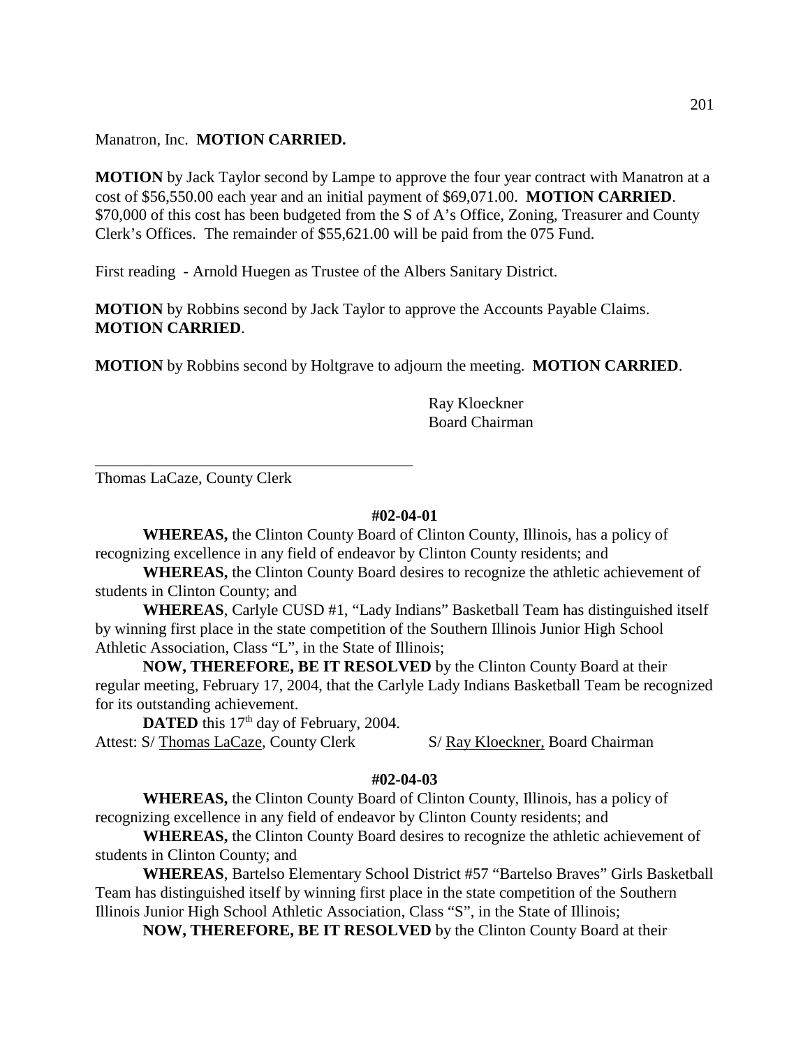Manatron, Inc. **MOTION CARRIED.**

**MOTION** by Jack Taylor second by Lampe to approve the four year contract with Manatron at a cost of $56,550.00 each year and an initial payment of $69,071.00. **MOTION CARRIED**. $70,000 of this cost has been budgeted from the S of A's Office, Zoning, Treasurer and County Clerk's Offices. The remainder of $55,621.00 will be paid from the 075 Fund.

First reading - Arnold Huegen as Trustee of the Albers Sanitary District.

**MOTION** by Robbins second by Jack Taylor to approve the Accounts Payable Claims. **MOTION CARRIED**.

**MOTION** by Robbins second by Holtgrave to adjourn the meeting. **MOTION CARRIED**.

Ray Kloeckner
Board Chairman

\_\_\_\_\_\_\_\_\_\_\_\_\_\_\_\_\_\_\_\_\_\_\_\_\_\_\_\_\_\_\_\_\_\_\_\_\_\_\_\_
Thomas LaCaze, County Clerk

**#02-04-01**

**WHEREAS,** the Clinton County Board of Clinton County, Illinois, has a policy of recognizing excellence in any field of endeavor by Clinton County residents; and

**WHEREAS,** the Clinton County Board desires to recognize the athletic achievement of students in Clinton County; and

**WHEREAS**, Carlyle CUSD #1, "Lady Indians" Basketball Team has distinguished itself by winning first place in the state competition of the Southern Illinois Junior High School Athletic Association, Class "L", in the State of Illinois;

**NOW, THEREFORE, BE IT RESOLVED** by the Clinton County Board at their regular meeting, February 17, 2004, that the Carlyle Lady Indians Basketball Team be recognized for its outstanding achievement.

**DATED** this 17th day of February, 2004.

Attest: S/ Thomas LaCaze, County Clerk S/ Ray Kloeckner, Board Chairman

**#02-04-03**

**WHEREAS,** the Clinton County Board of Clinton County, Illinois, has a policy of recognizing excellence in any field of endeavor by Clinton County residents; and

**WHEREAS,** the Clinton County Board desires to recognize the athletic achievement of students in Clinton County; and

**WHEREAS**, Bartelso Elementary School District #57 "Bartelso Braves" Girls Basketball Team has distinguished itself by winning first place in the state competition of the Southern Illinois Junior High School Athletic Association, Class "S", in the State of Illinois;

**NOW, THEREFORE, BE IT RESOLVED** by the Clinton County Board at their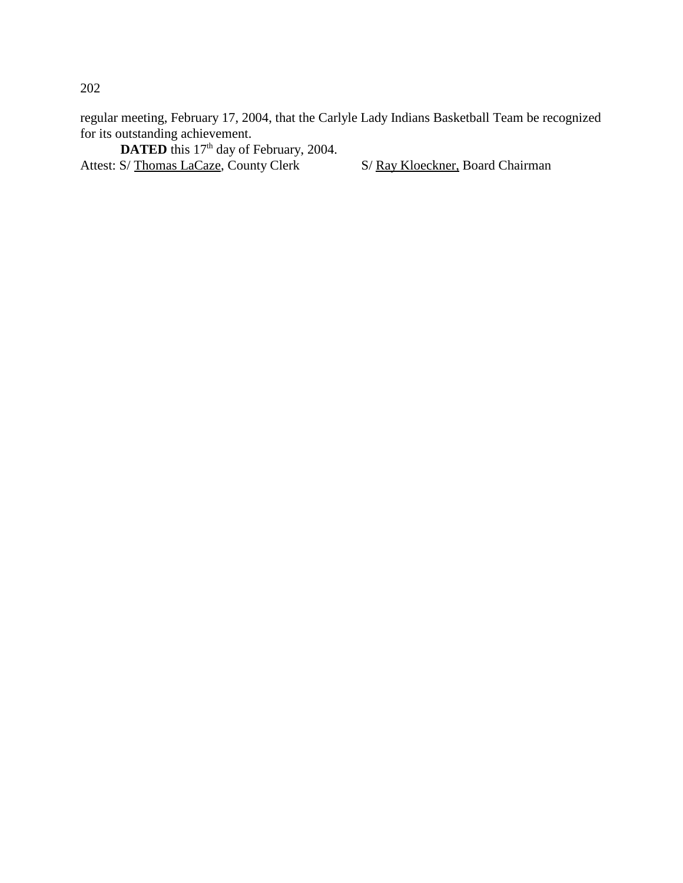regular meeting, February 17, 2004, that the Carlyle Lady Indians Basketball Team be recognized for its outstanding achievement.

**DATED** this 17th day of February, 2004.

Attest: S/ Thomas LaCaze, County Clerk S/ Ray Kloeckner, Board Chairman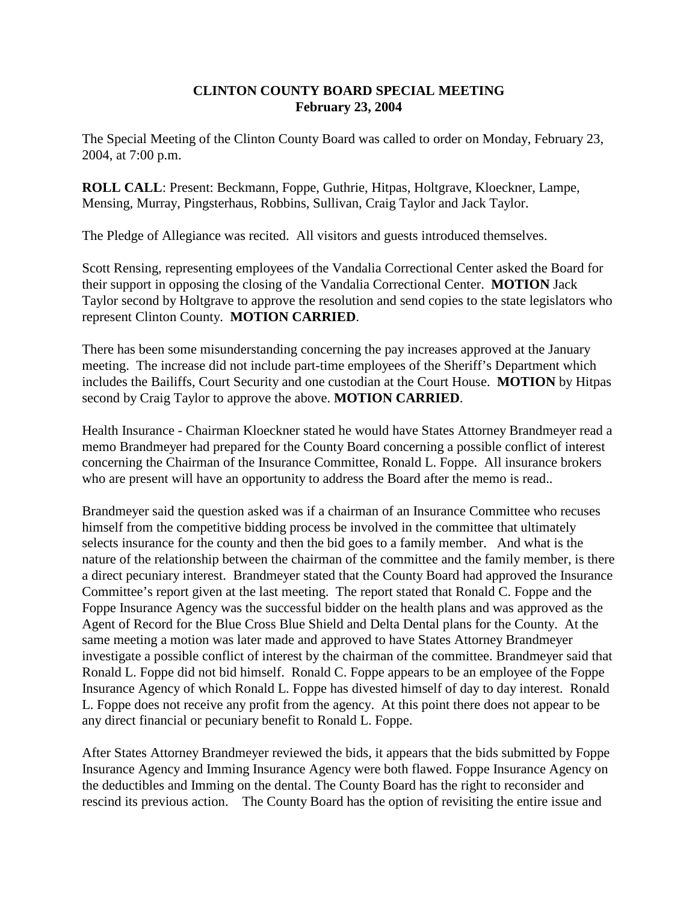# CLINTON COUNTY BOARD SPECIAL MEETING
## February 23, 2004

The Special Meeting of the Clinton County Board was called to order on Monday, February 23, 2004, at 7:00 p.m.

**ROLL CALL**: Present: Beckmann, Foppe, Guthrie, Hitpas, Holtgrave, Kloeckner, Lampe, Mensing, Murray, Pingsterhaus, Robbins, Sullivan, Craig Taylor and Jack Taylor.

The Pledge of Allegiance was recited. All visitors and guests introduced themselves.

Scott Rensing, representing employees of the Vandalia Correctional Center asked the Board for their support in opposing the closing of the Vandalia Correctional Center. **MOTION** Jack Taylor second by Holtgrave to approve the resolution and send copies to the state legislators who represent Clinton County. **MOTION CARRIED**.

There has been some misunderstanding concerning the pay increases approved at the January meeting. The increase did not include part-time employees of the Sheriff's Department which includes the Bailiffs, Court Security and one custodian at the Court House. **MOTION** by Hitpas second by Craig Taylor to approve the above. **MOTION CARRIED**.

Health Insurance - Chairman Kloeckner stated he would have States Attorney Brandmeyer read a memo Brandmeyer had prepared for the County Board concerning a possible conflict of interest concerning the Chairman of the Insurance Committee, Ronald L. Foppe. All insurance brokers who are present will have an opportunity to address the Board after the memo is read..

Brandmeyer said the question asked was if a chairman of an Insurance Committee who recuses himself from the competitive bidding process be involved in the committee that ultimately selects insurance for the county and then the bid goes to a family member. And what is the nature of the relationship between the chairman of the committee and the family member, is there a direct pecuniary interest. Brandmeyer stated that the County Board had approved the Insurance Committee's report given at the last meeting. The report stated that Ronald C. Foppe and the Foppe Insurance Agency was the successful bidder on the health plans and was approved as the Agent of Record for the Blue Cross Blue Shield and Delta Dental plans for the County. At the same meeting a motion was later made and approved to have States Attorney Brandmeyer investigate a possible conflict of interest by the chairman of the committee. Brandmeyer said that Ronald L. Foppe did not bid himself. Ronald C. Foppe appears to be an employee of the Foppe Insurance Agency of which Ronald L. Foppe has divested himself of day to day interest. Ronald L. Foppe does not receive any profit from the agency. At this point there does not appear to be any direct financial or pecuniary benefit to Ronald L. Foppe.

After States Attorney Brandmeyer reviewed the bids, it appears that the bids submitted by Foppe Insurance Agency and Imming Insurance Agency were both flawed. Foppe Insurance Agency on the deductibles and Imming on the dental. The County Board has the right to reconsider and rescind its previous action. The County Board has the option of revisiting the entire issue and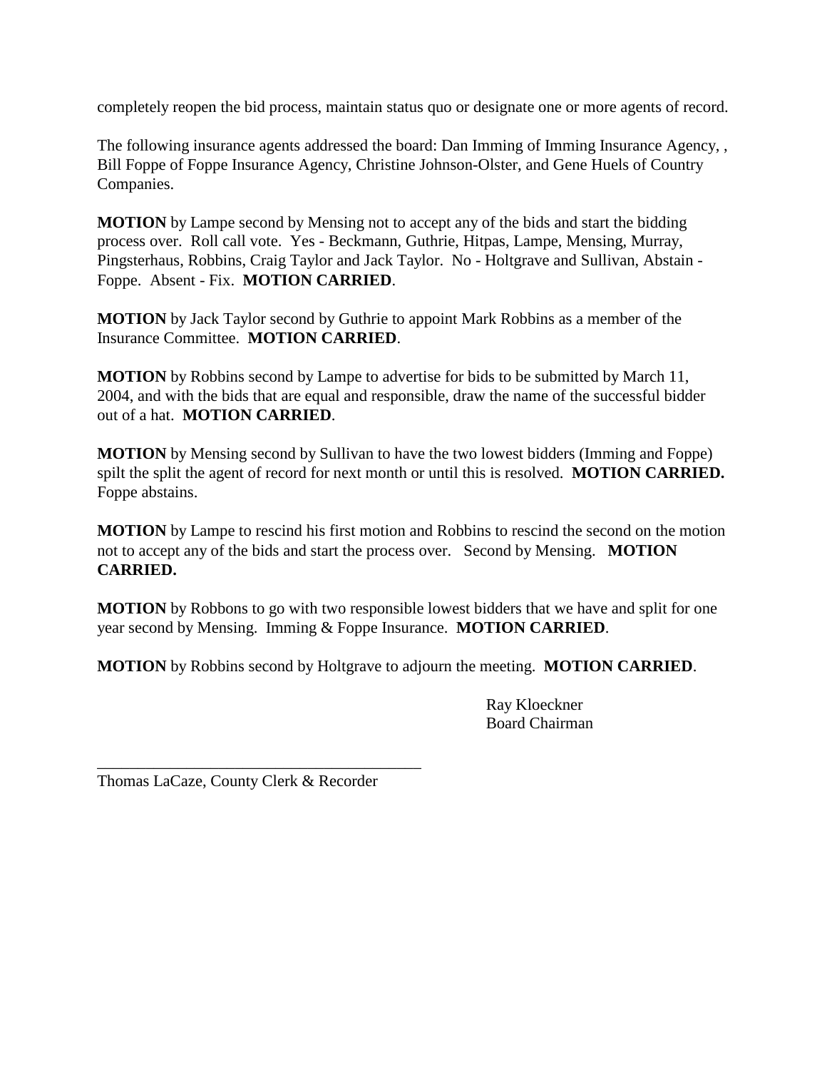completely reopen the bid process, maintain status quo or designate one or more agents of record.

The following insurance agents addressed the board: Dan Imming of Imming Insurance Agency, , Bill Foppe of Foppe Insurance Agency, Christine Johnson-Olster, and Gene Huels of Country Companies.

**MOTION** by Lampe second by Mensing not to accept any of the bids and start the bidding process over. Roll call vote. Yes - Beckmann, Guthrie, Hitpas, Lampe, Mensing, Murray, Pingsterhaus, Robbins, Craig Taylor and Jack Taylor. No - Holtgrave and Sullivan, Abstain - Foppe. Absent - Fix. **MOTION CARRIED**.

**MOTION** by Jack Taylor second by Guthrie to appoint Mark Robbins as a member of the Insurance Committee. **MOTION CARRIED**.

**MOTION** by Robbins second by Lampe to advertise for bids to be submitted by March 11, 2004, and with the bids that are equal and responsible, draw the name of the successful bidder out of a hat. **MOTION CARRIED**.

**MOTION** by Mensing second by Sullivan to have the two lowest bidders (Imming and Foppe) spilt the split the agent of record for next month or until this is resolved. **MOTION CARRIED.** Foppe abstains.

**MOTION** by Lampe to rescind his first motion and Robbins to rescind the second on the motion not to accept any of the bids and start the process over. Second by Mensing. **MOTION CARRIED.**

**MOTION** by Robbons to go with two responsible lowest bidders that we have and split for one year second by Mensing. Imming & Foppe Insurance. **MOTION CARRIED**.

**MOTION** by Robbins second by Holtgrave to adjourn the meeting. **MOTION CARRIED**.

Ray Kloeckner
Board Chairman

_________________________________________
Thomas LaCaze, County Clerk & Recorder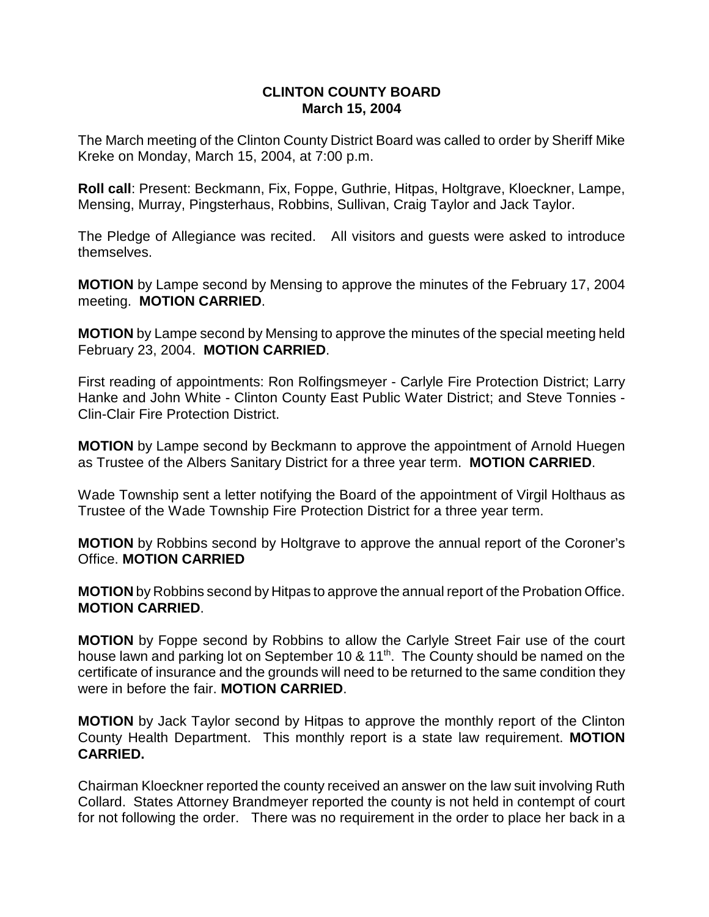**CLINTON COUNTY BOARD**
**March 15, 2004**

The March meeting of the Clinton County District Board was called to order by Sheriff Mike Kreke on Monday, March 15, 2004, at 7:00 p.m.

**Roll call**: Present: Beckmann, Fix, Foppe, Guthrie, Hitpas, Holtgrave, Kloeckner, Lampe, Mensing, Murray, Pingsterhaus, Robbins, Sullivan, Craig Taylor and Jack Taylor.

The Pledge of Allegiance was recited. All visitors and guests were asked to introduce themselves.

**MOTION** by Lampe second by Mensing to approve the minutes of the February 17, 2004 meeting. **MOTION CARRIED**.

**MOTION** by Lampe second by Mensing to approve the minutes of the special meeting held February 23, 2004. **MOTION CARRIED**.

First reading of appointments: Ron Rolfingsmeyer - Carlyle Fire Protection District; Larry Hanke and John White - Clinton County East Public Water District; and Steve Tonnies - Clin-Clair Fire Protection District.

**MOTION** by Lampe second by Beckmann to approve the appointment of Arnold Huegen as Trustee of the Albers Sanitary District for a three year term. **MOTION CARRIED**.

Wade Township sent a letter notifying the Board of the appointment of Virgil Holthaus as Trustee of the Wade Township Fire Protection District for a three year term.

**MOTION** by Robbins second by Holtgrave to approve the annual report of the Coroner's Office. **MOTION CARRIED**

**MOTION** by Robbins second by Hitpas to approve the annual report of the Probation Office. **MOTION CARRIED**.

**MOTION** by Foppe second by Robbins to allow the Carlyle Street Fair use of the court house lawn and parking lot on September 10 & 11th. The County should be named on the certificate of insurance and the grounds will need to be returned to the same condition they were in before the fair. **MOTION CARRIED**.

**MOTION** by Jack Taylor second by Hitpas to approve the monthly report of the Clinton County Health Department. This monthly report is a state law requirement. **MOTION CARRIED.**

Chairman Kloeckner reported the county received an answer on the law suit involving Ruth Collard. States Attorney Brandmeyer reported the county is not held in contempt of court for not following the order. There was no requirement in the order to place her back in a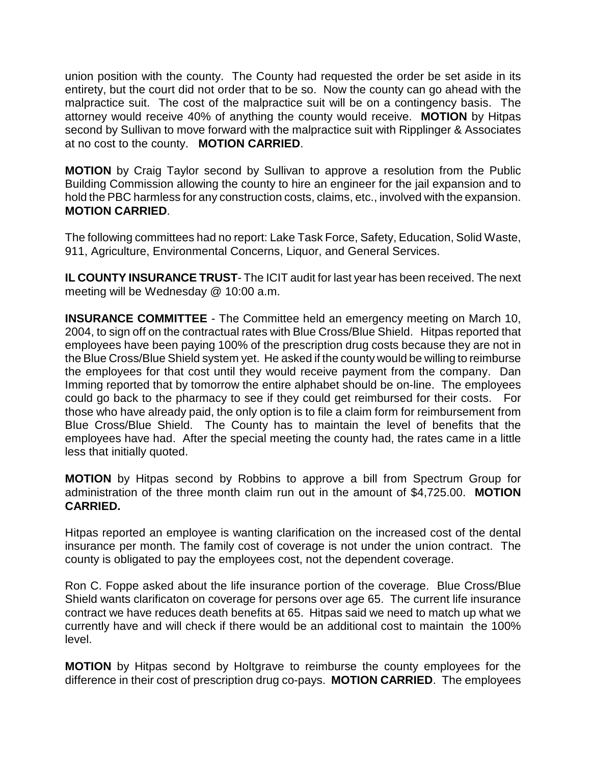union position with the county. The County had requested the order be set aside in its entirety, but the court did not order that to be so. Now the county can go ahead with the malpractice suit. The cost of the malpractice suit will be on a contingency basis. The attorney would receive 40% of anything the county would receive. **MOTION** by Hitpas second by Sullivan to move forward with the malpractice suit with Ripplinger & Associates at no cost to the county. **MOTION CARRIED**.

**MOTION** by Craig Taylor second by Sullivan to approve a resolution from the Public Building Commission allowing the county to hire an engineer for the jail expansion and to hold the PBC harmless for any construction costs, claims, etc., involved with the expansion. **MOTION CARRIED**.

The following committees had no report: Lake Task Force, Safety, Education, Solid Waste, 911, Agriculture, Environmental Concerns, Liquor, and General Services.

**IL COUNTY INSURANCE TRUST**- The ICIT audit for last year has been received. The next meeting will be Wednesday @ 10:00 a.m.

**INSURANCE COMMITTEE** - The Committee held an emergency meeting on March 10, 2004, to sign off on the contractual rates with Blue Cross/Blue Shield. Hitpas reported that employees have been paying 100% of the prescription drug costs because they are not in the Blue Cross/Blue Shield system yet. He asked if the county would be willing to reimburse the employees for that cost until they would receive payment from the company. Dan Imming reported that by tomorrow the entire alphabet should be on-line. The employees could go back to the pharmacy to see if they could get reimbursed for their costs. For those who have already paid, the only option is to file a claim form for reimbursement from Blue Cross/Blue Shield. The County has to maintain the level of benefits that the employees have had. After the special meeting the county had, the rates came in a little less that initially quoted.

**MOTION** by Hitpas second by Robbins to approve a bill from Spectrum Group for administration of the three month claim run out in the amount of $4,725.00. **MOTION CARRIED.**

Hitpas reported an employee is wanting clarification on the increased cost of the dental insurance per month. The family cost of coverage is not under the union contract. The county is obligated to pay the employees cost, not the dependent coverage.

Ron C. Foppe asked about the life insurance portion of the coverage. Blue Cross/Blue Shield wants clarificaton on coverage for persons over age 65. The current life insurance contract we have reduces death benefits at 65. Hitpas said we need to match up what we currently have and will check if there would be an additional cost to maintain the 100% level.

**MOTION** by Hitpas second by Holtgrave to reimburse the county employees for the difference in their cost of prescription drug co-pays. **MOTION CARRIED**. The employees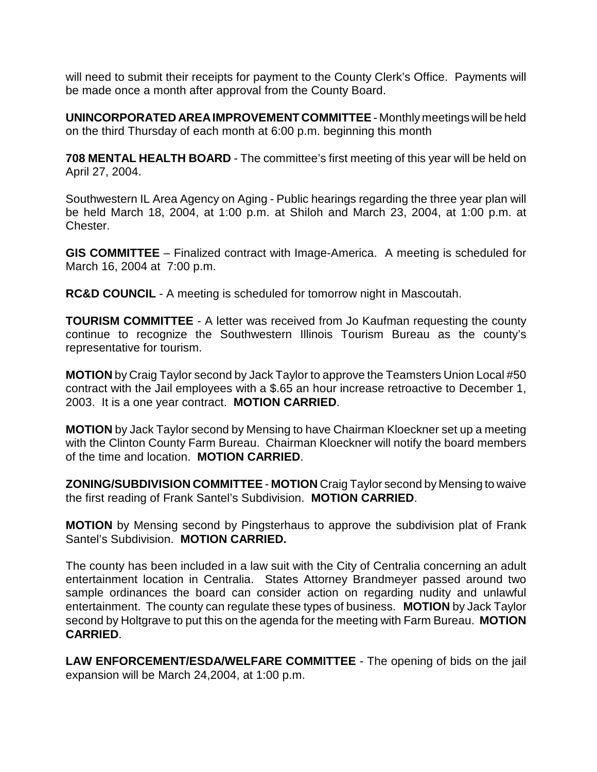will need to submit their receipts for payment to the County Clerk's Office. Payments will be made once a month after approval from the County Board.

**UNINCORPORATED AREA IMPROVEMENT COMMITTEE** - Monthly meetings will be held on the third Thursday of each month at 6:00 p.m. beginning this month

**708 MENTAL HEALTH BOARD** - The committee's first meeting of this year will be held on April 27, 2004.

Southwestern IL Area Agency on Aging - Public hearings regarding the three year plan will be held March 18, 2004, at 1:00 p.m. at Shiloh and March 23, 2004, at 1:00 p.m. at Chester.

**GIS COMMITTEE** – Finalized contract with Image-America. A meeting is scheduled for March 16, 2004 at 7:00 p.m.

**RC&D COUNCIL** - A meeting is scheduled for tomorrow night in Mascoutah.

**TOURISM COMMITTEE** - A letter was received from Jo Kaufman requesting the county continue to recognize the Southwestern Illinois Tourism Bureau as the county's representative for tourism.

**MOTION** by Craig Taylor second by Jack Taylor to approve the Teamsters Union Local #50 contract with the Jail employees with a $.65 an hour increase retroactive to December 1, 2003. It is a one year contract. **MOTION CARRIED**.

**MOTION** by Jack Taylor second by Mensing to have Chairman Kloeckner set up a meeting with the Clinton County Farm Bureau. Chairman Kloeckner will notify the board members of the time and location. **MOTION CARRIED**.

**ZONING/SUBDIVISION COMMITTEE** - **MOTION** Craig Taylor second by Mensing to waive the first reading of Frank Santel's Subdivision. **MOTION CARRIED**.

**MOTION** by Mensing second by Pingsterhaus to approve the subdivision plat of Frank Santel's Subdivision. **MOTION CARRIED.**

The county has been included in a law suit with the City of Centralia concerning an adult entertainment location in Centralia. States Attorney Brandmeyer passed around two sample ordinances the board can consider action on regarding nudity and unlawful entertainment. The county can regulate these types of business. **MOTION** by Jack Taylor second by Holtgrave to put this on the agenda for the meeting with Farm Bureau. **MOTION CARRIED**.

**LAW ENFORCEMENT/ESDA/WELFARE COMMITTEE** - The opening of bids on the jail expansion will be March 24,2004, at 1:00 p.m.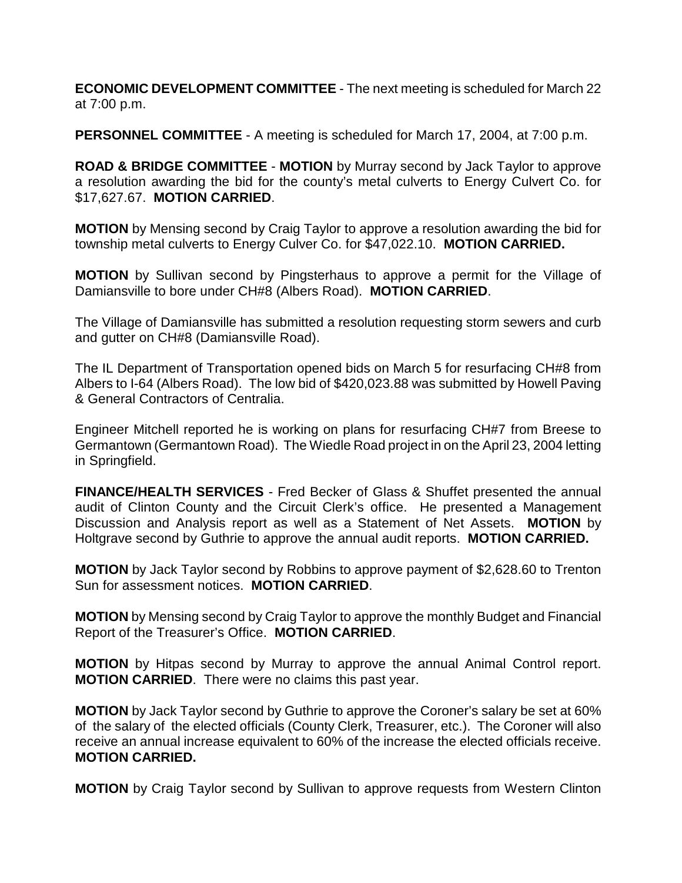**ECONOMIC DEVELOPMENT COMMITTEE** - The next meeting is scheduled for March 22 at 7:00 p.m.

**PERSONNEL COMMITTEE** - A meeting is scheduled for March 17, 2004, at 7:00 p.m.

**ROAD & BRIDGE COMMITTEE** - **MOTION** by Murray second by Jack Taylor to approve a resolution awarding the bid for the county's metal culverts to Energy Culvert Co. for $17,627.67. **MOTION CARRIED**.

**MOTION** by Mensing second by Craig Taylor to approve a resolution awarding the bid for township metal culverts to Energy Culver Co. for $47,022.10. **MOTION CARRIED.**

**MOTION** by Sullivan second by Pingsterhaus to approve a permit for the Village of Damiansville to bore under CH#8 (Albers Road). **MOTION CARRIED**.

The Village of Damiansville has submitted a resolution requesting storm sewers and curb and gutter on CH#8 (Damiansville Road).

The IL Department of Transportation opened bids on March 5 for resurfacing CH#8 from Albers to I-64 (Albers Road). The low bid of $420,023.88 was submitted by Howell Paving & General Contractors of Centralia.

Engineer Mitchell reported he is working on plans for resurfacing CH#7 from Breese to Germantown (Germantown Road). The Wiedle Road project in on the April 23, 2004 letting in Springfield.

**FINANCE/HEALTH SERVICES** - Fred Becker of Glass & Shuffet presented the annual audit of Clinton County and the Circuit Clerk's office. He presented a Management Discussion and Analysis report as well as a Statement of Net Assets. **MOTION** by Holtgrave second by Guthrie to approve the annual audit reports. **MOTION CARRIED.**

**MOTION** by Jack Taylor second by Robbins to approve payment of $2,628.60 to Trenton Sun for assessment notices. **MOTION CARRIED**.

**MOTION** by Mensing second by Craig Taylor to approve the monthly Budget and Financial Report of the Treasurer's Office. **MOTION CARRIED**.

**MOTION** by Hitpas second by Murray to approve the annual Animal Control report. **MOTION CARRIED**. There were no claims this past year.

**MOTION** by Jack Taylor second by Guthrie to approve the Coroner's salary be set at 60% of the salary of the elected officials (County Clerk, Treasurer, etc.). The Coroner will also receive an annual increase equivalent to 60% of the increase the elected officials receive. **MOTION CARRIED.**

**MOTION** by Craig Taylor second by Sullivan to approve requests from Western Clinton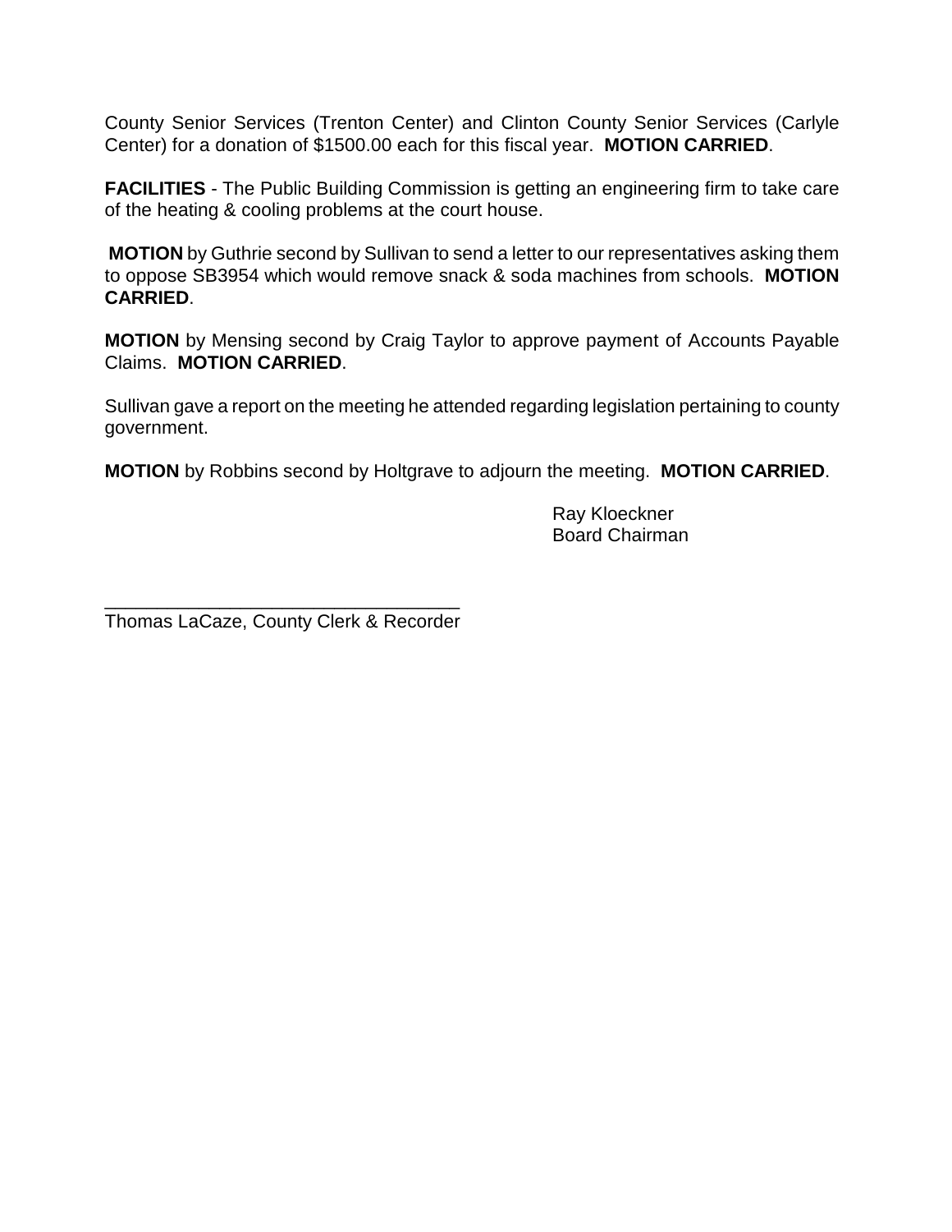County Senior Services (Trenton Center) and Clinton County Senior Services (Carlyle Center) for a donation of $1500.00 each for this fiscal year. **MOTION CARRIED**.

**FACILITIES** - The Public Building Commission is getting an engineering firm to take care of the heating & cooling problems at the court house.

**MOTION** by Guthrie second by Sullivan to send a letter to our representatives asking them to oppose SB3954 which would remove snack & soda machines from schools. **MOTION CARRIED**.

**MOTION** by Mensing second by Craig Taylor to approve payment of Accounts Payable Claims. **MOTION CARRIED**.

Sullivan gave a report on the meeting he attended regarding legislation pertaining to county government.

**MOTION** by Robbins second by Holtgrave to adjourn the meeting. **MOTION CARRIED**.

Ray Kloeckner
Board Chairman

___________________________________
Thomas LaCaze, County Clerk & Recorder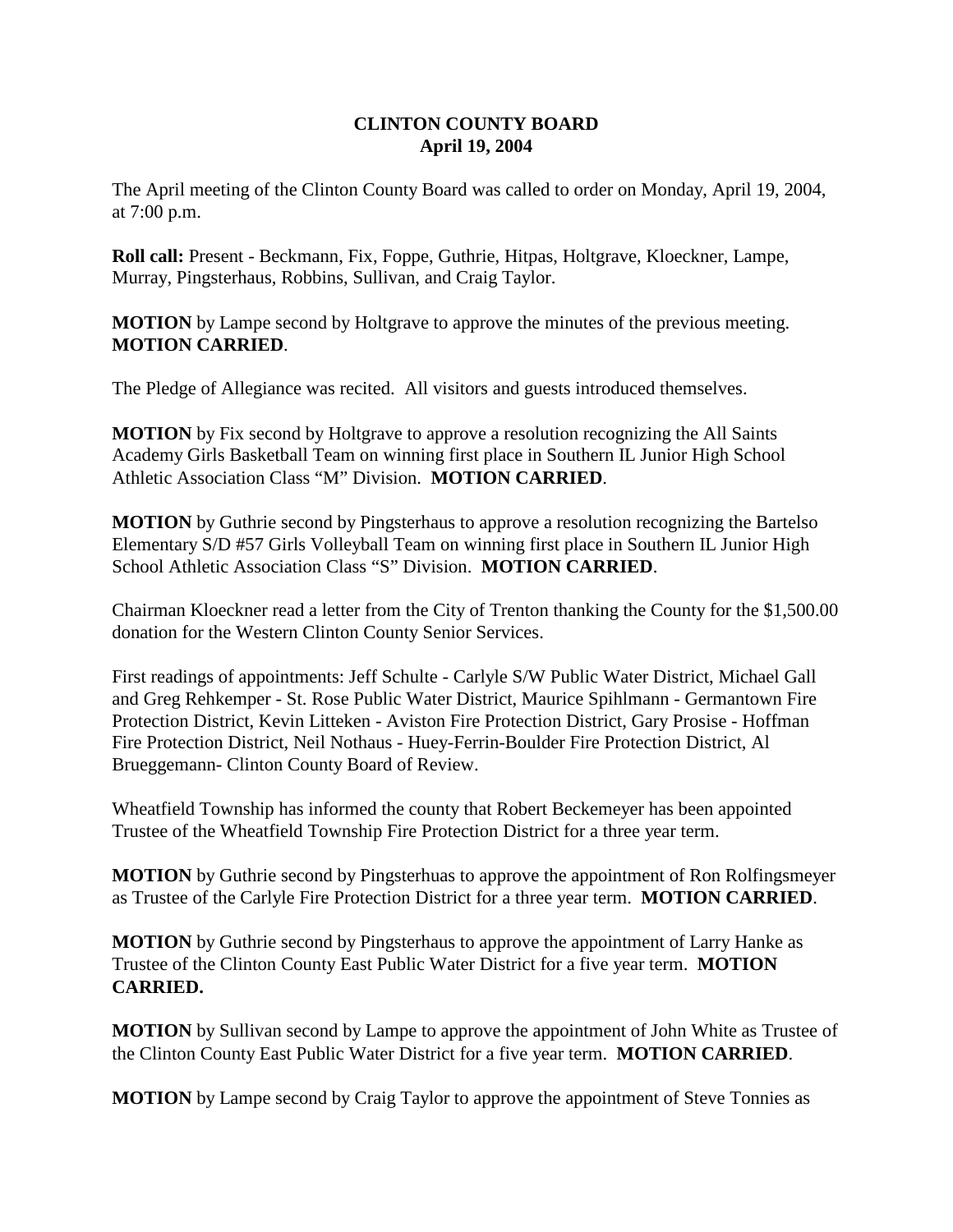**CLINTON COUNTY BOARD**
**April 19, 2004**

The April meeting of the Clinton County Board was called to order on Monday, April 19, 2004, at 7:00 p.m.

**Roll call:** Present - Beckmann, Fix, Foppe, Guthrie, Hitpas, Holtgrave, Kloeckner, Lampe, Murray, Pingsterhaus, Robbins, Sullivan, and Craig Taylor.

**MOTION** by Lampe second by Holtgrave to approve the minutes of the previous meeting. **MOTION CARRIED**.

The Pledge of Allegiance was recited. All visitors and guests introduced themselves.

**MOTION** by Fix second by Holtgrave to approve a resolution recognizing the All Saints Academy Girls Basketball Team on winning first place in Southern IL Junior High School Athletic Association Class "M" Division. **MOTION CARRIED**.

**MOTION** by Guthrie second by Pingsterhaus to approve a resolution recognizing the Bartelso Elementary S/D #57 Girls Volleyball Team on winning first place in Southern IL Junior High School Athletic Association Class "S" Division. **MOTION CARRIED**.

Chairman Kloeckner read a letter from the City of Trenton thanking the County for the $1,500.00 donation for the Western Clinton County Senior Services.

First readings of appointments: Jeff Schulte - Carlyle S/W Public Water District, Michael Gall and Greg Rehkemper - St. Rose Public Water District, Maurice Spihlmann - Germantown Fire Protection District, Kevin Litteken - Aviston Fire Protection District, Gary Prosise - Hoffman Fire Protection District, Neil Nothaus - Huey-Ferrin-Boulder Fire Protection District, Al Brueggemann- Clinton County Board of Review.

Wheatfield Township has informed the county that Robert Beckemeyer has been appointed Trustee of the Wheatfield Township Fire Protection District for a three year term.

**MOTION** by Guthrie second by Pingsterhuas to approve the appointment of Ron Rolfingsmeyer as Trustee of the Carlyle Fire Protection District for a three year term. **MOTION CARRIED**.

**MOTION** by Guthrie second by Pingsterhaus to approve the appointment of Larry Hanke as Trustee of the Clinton County East Public Water District for a five year term. **MOTION CARRIED.**

**MOTION** by Sullivan second by Lampe to approve the appointment of John White as Trustee of the Clinton County East Public Water District for a five year term. **MOTION CARRIED**.

**MOTION** by Lampe second by Craig Taylor to approve the appointment of Steve Tonnies as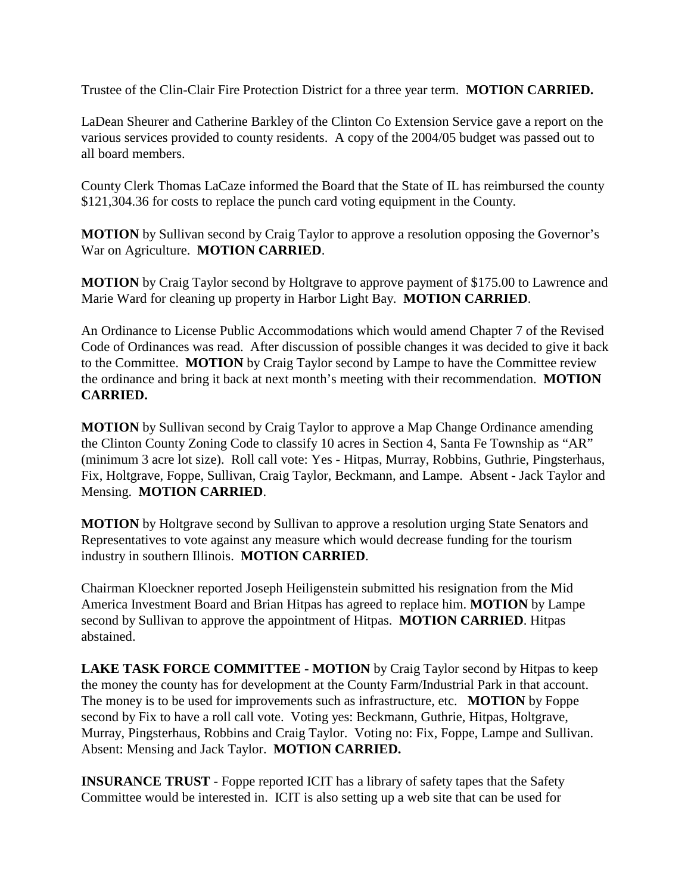Trustee of the Clin-Clair Fire Protection District for a three year term. **MOTION CARRIED.**

LaDean Sheurer and Catherine Barkley of the Clinton Co Extension Service gave a report on the various services provided to county residents. A copy of the 2004/05 budget was passed out to all board members.

County Clerk Thomas LaCaze informed the Board that the State of IL has reimbursed the county $121,304.36 for costs to replace the punch card voting equipment in the County.

**MOTION** by Sullivan second by Craig Taylor to approve a resolution opposing the Governor's War on Agriculture. **MOTION CARRIED**.

**MOTION** by Craig Taylor second by Holtgrave to approve payment of $175.00 to Lawrence and Marie Ward for cleaning up property in Harbor Light Bay. **MOTION CARRIED**.

An Ordinance to License Public Accommodations which would amend Chapter 7 of the Revised Code of Ordinances was read. After discussion of possible changes it was decided to give it back to the Committee. **MOTION** by Craig Taylor second by Lampe to have the Committee review the ordinance and bring it back at next month's meeting with their recommendation. **MOTION CARRIED.**

**MOTION** by Sullivan second by Craig Taylor to approve a Map Change Ordinance amending the Clinton County Zoning Code to classify 10 acres in Section 4, Santa Fe Township as "AR" (minimum 3 acre lot size). Roll call vote: Yes - Hitpas, Murray, Robbins, Guthrie, Pingsterhaus, Fix, Holtgrave, Foppe, Sullivan, Craig Taylor, Beckmann, and Lampe. Absent - Jack Taylor and Mensing. **MOTION CARRIED**.

**MOTION** by Holtgrave second by Sullivan to approve a resolution urging State Senators and Representatives to vote against any measure which would decrease funding for the tourism industry in southern Illinois. **MOTION CARRIED**.

Chairman Kloeckner reported Joseph Heiligenstein submitted his resignation from the Mid America Investment Board and Brian Hitpas has agreed to replace him. **MOTION** by Lampe second by Sullivan to approve the appointment of Hitpas. **MOTION CARRIED**. Hitpas abstained.

**LAKE TASK FORCE COMMITTEE** - **MOTION** by Craig Taylor second by Hitpas to keep the money the county has for development at the County Farm/Industrial Park in that account. The money is to be used for improvements such as infrastructure, etc. **MOTION** by Foppe second by Fix to have a roll call vote. Voting yes: Beckmann, Guthrie, Hitpas, Holtgrave, Murray, Pingsterhaus, Robbins and Craig Taylor. Voting no: Fix, Foppe, Lampe and Sullivan. Absent: Mensing and Jack Taylor. **MOTION CARRIED.**

**INSURANCE TRUST** - Foppe reported ICIT has a library of safety tapes that the Safety Committee would be interested in. ICIT is also setting up a web site that can be used for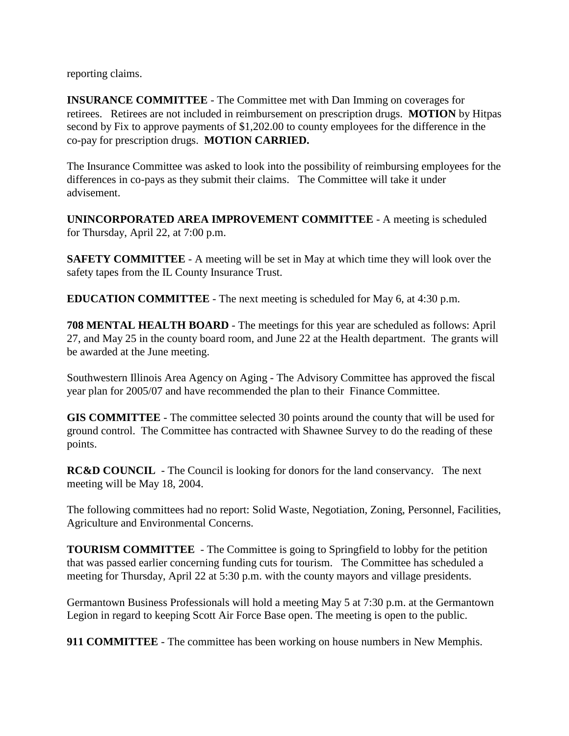reporting claims.

**INSURANCE COMMITTEE** - The Committee met with Dan Imming on coverages for retirees. Retirees are not included in reimbursement on prescription drugs. **MOTION** by Hitpas second by Fix to approve payments of $1,202.00 to county employees for the difference in the co-pay for prescription drugs. **MOTION CARRIED.**

The Insurance Committee was asked to look into the possibility of reimbursing employees for the differences in co-pays as they submit their claims. The Committee will take it under advisement.

**UNINCORPORATED AREA IMPROVEMENT COMMITTEE** - A meeting is scheduled for Thursday, April 22, at 7:00 p.m.

**SAFETY COMMITTEE** - A meeting will be set in May at which time they will look over the safety tapes from the IL County Insurance Trust.

**EDUCATION COMMITTEE** - The next meeting is scheduled for May 6, at 4:30 p.m.

**708 MENTAL HEALTH BOARD** - The meetings for this year are scheduled as follows: April 27, and May 25 in the county board room, and June 22 at the Health department. The grants will be awarded at the June meeting.

Southwestern Illinois Area Agency on Aging - The Advisory Committee has approved the fiscal year plan for 2005/07 and have recommended the plan to their Finance Committee.

**GIS COMMITTEE** - The committee selected 30 points around the county that will be used for ground control. The Committee has contracted with Shawnee Survey to do the reading of these points.

**RC&D COUNCIL** - The Council is looking for donors for the land conservancy. The next meeting will be May 18, 2004.

The following committees had no report: Solid Waste, Negotiation, Zoning, Personnel, Facilities, Agriculture and Environmental Concerns.

**TOURISM COMMITTEE** - The Committee is going to Springfield to lobby for the petition that was passed earlier concerning funding cuts for tourism. The Committee has scheduled a meeting for Thursday, April 22 at 5:30 p.m. with the county mayors and village presidents.

Germantown Business Professionals will hold a meeting May 5 at 7:30 p.m. at the Germantown Legion in regard to keeping Scott Air Force Base open. The meeting is open to the public.

**911 COMMITTEE** - The committee has been working on house numbers in New Memphis.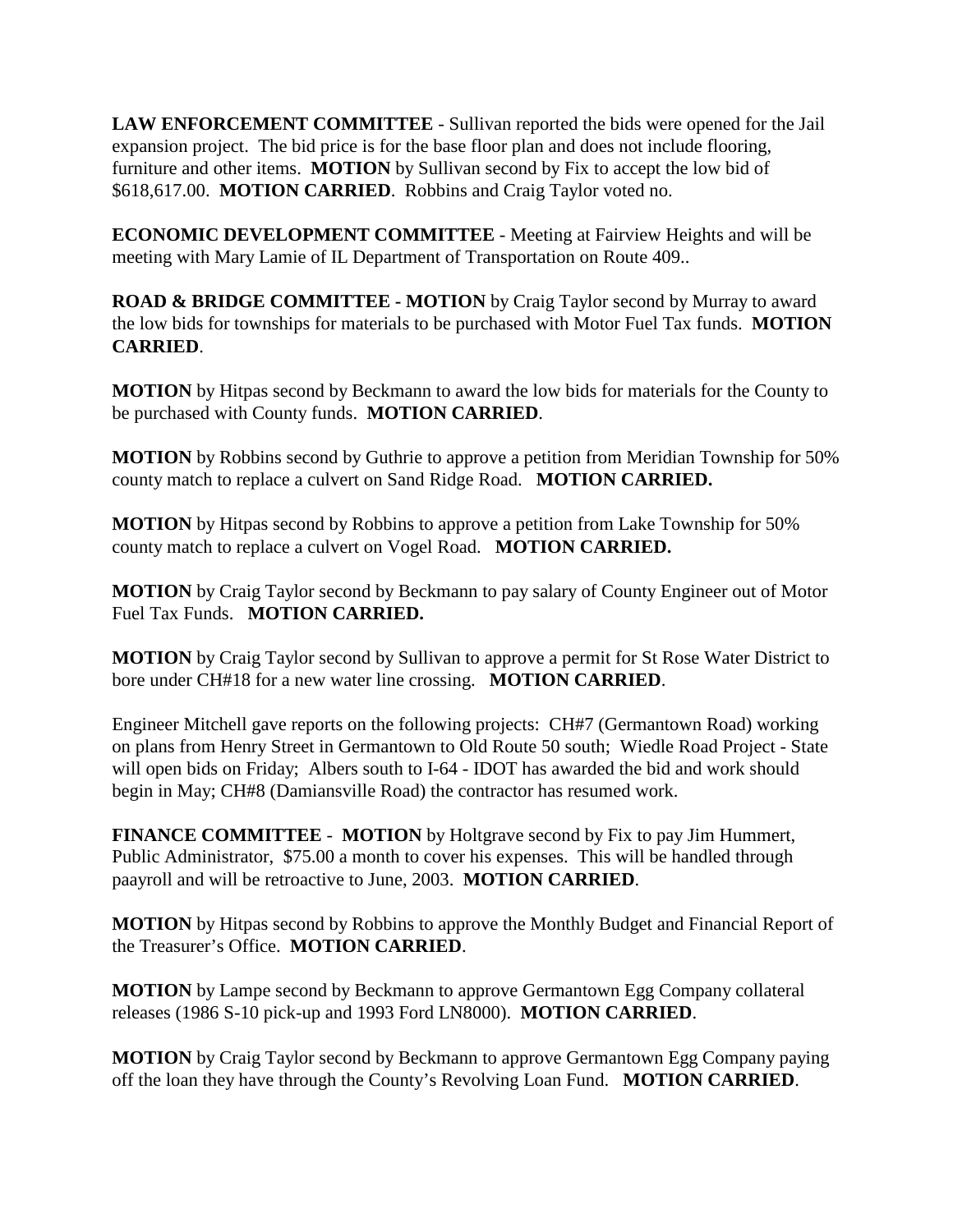**LAW ENFORCEMENT COMMITTEE** - Sullivan reported the bids were opened for the Jail expansion project. The bid price is for the base floor plan and does not include flooring, furniture and other items. **MOTION** by Sullivan second by Fix to accept the low bid of $618,617.00. **MOTION CARRIED**. Robbins and Craig Taylor voted no.

**ECONOMIC DEVELOPMENT COMMITTEE** - Meeting at Fairview Heights and will be meeting with Mary Lamie of IL Department of Transportation on Route 409..

**ROAD & BRIDGE COMMITTEE - MOTION** by Craig Taylor second by Murray to award the low bids for townships for materials to be purchased with Motor Fuel Tax funds. **MOTION CARRIED**.

**MOTION** by Hitpas second by Beckmann to award the low bids for materials for the County to be purchased with County funds. **MOTION CARRIED**.

**MOTION** by Robbins second by Guthrie to approve a petition from Meridian Township for 50% county match to replace a culvert on Sand Ridge Road. **MOTION CARRIED.**

**MOTION** by Hitpas second by Robbins to approve a petition from Lake Township for 50% county match to replace a culvert on Vogel Road. **MOTION CARRIED.**

**MOTION** by Craig Taylor second by Beckmann to pay salary of County Engineer out of Motor Fuel Tax Funds. **MOTION CARRIED.**

**MOTION** by Craig Taylor second by Sullivan to approve a permit for St Rose Water District to bore under CH#18 for a new water line crossing. **MOTION CARRIED**.

Engineer Mitchell gave reports on the following projects: CH#7 (Germantown Road) working on plans from Henry Street in Germantown to Old Route 50 south; Wiedle Road Project - State will open bids on Friday; Albers south to I-64 - IDOT has awarded the bid and work should begin in May; CH#8 (Damiansville Road) the contractor has resumed work.

**FINANCE COMMITTEE** - **MOTION** by Holtgrave second by Fix to pay Jim Hummert, Public Administrator, $75.00 a month to cover his expenses. This will be handled through paayroll and will be retroactive to June, 2003. **MOTION CARRIED**.

**MOTION** by Hitpas second by Robbins to approve the Monthly Budget and Financial Report of the Treasurer's Office. **MOTION CARRIED**.

**MOTION** by Lampe second by Beckmann to approve Germantown Egg Company collateral releases (1986 S-10 pick-up and 1993 Ford LN8000). **MOTION CARRIED**.

**MOTION** by Craig Taylor second by Beckmann to approve Germantown Egg Company paying off the loan they have through the County's Revolving Loan Fund. **MOTION CARRIED**.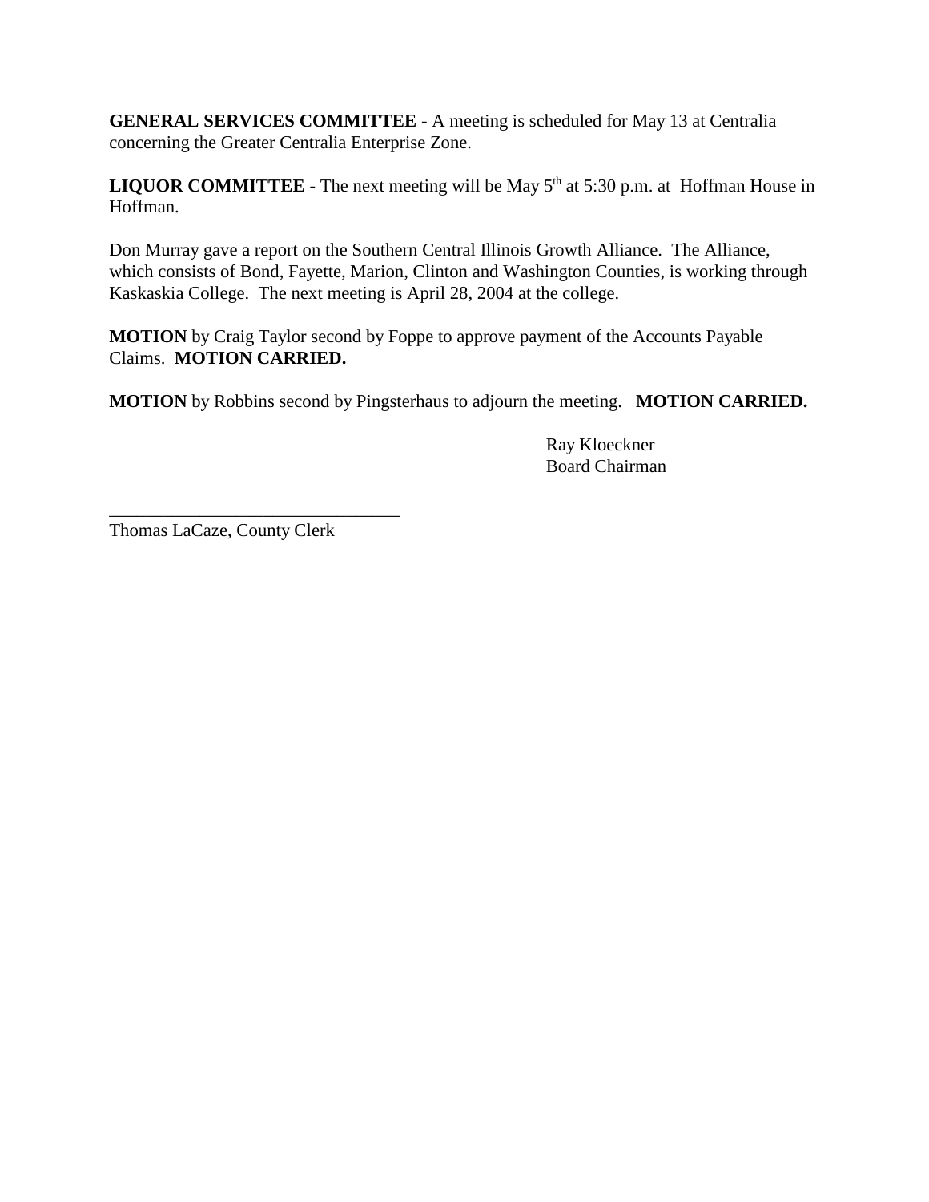**GENERAL SERVICES COMMITTEE** - A meeting is scheduled for May 13 at Centralia concerning the Greater Centralia Enterprise Zone.

**LIQUOR COMMITTEE** - The next meeting will be May 5th at 5:30 p.m. at Hoffman House in Hoffman.

Don Murray gave a report on the Southern Central Illinois Growth Alliance. The Alliance, which consists of Bond, Fayette, Marion, Clinton and Washington Counties, is working through Kaskaskia College. The next meeting is April 28, 2004 at the college.

**MOTION** by Craig Taylor second by Foppe to approve payment of the Accounts Payable Claims. **MOTION CARRIED.**

**MOTION** by Robbins second by Pingsterhaus to adjourn the meeting. **MOTION CARRIED.**

Ray Kloeckner
Board Chairman

________________________________
Thomas LaCaze, County Clerk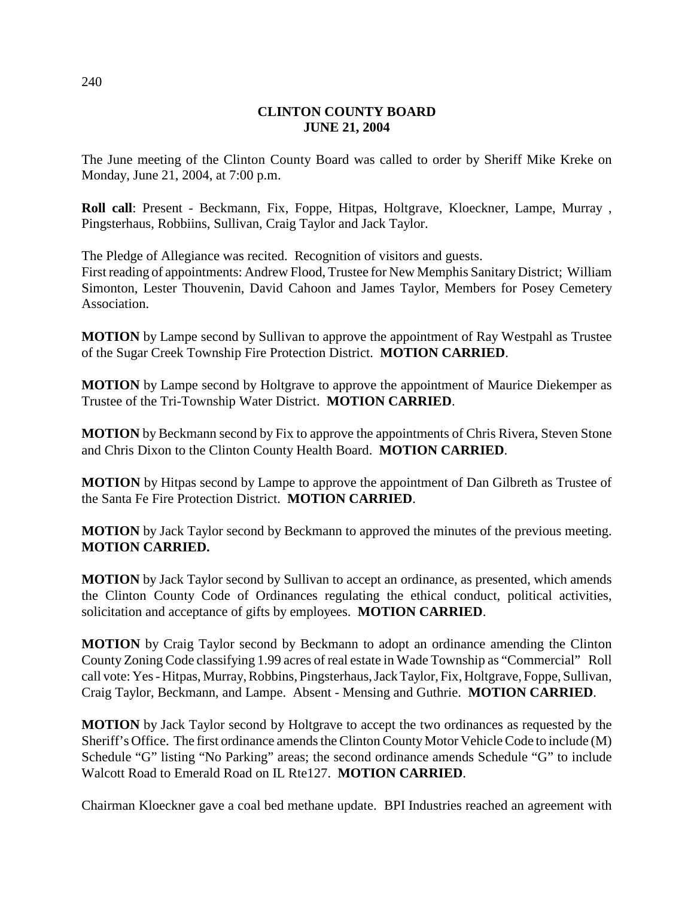**CLINTON COUNTY BOARD**
**JUNE 21, 2004**

The June meeting of the Clinton County Board was called to order by Sheriff Mike Kreke on Monday, June 21, 2004, at 7:00 p.m.

**Roll call**: Present - Beckmann, Fix, Foppe, Hitpas, Holtgrave, Kloeckner, Lampe, Murray , Pingsterhaus, Robbiins, Sullivan, Craig Taylor and Jack Taylor.

The Pledge of Allegiance was recited. Recognition of visitors and guests.
First reading of appointments: Andrew Flood, Trustee for New Memphis Sanitary District; William Simonton, Lester Thouvenin, David Cahoon and James Taylor, Members for Posey Cemetery Association.

**MOTION** by Lampe second by Sullivan to approve the appointment of Ray Westpahl as Trustee of the Sugar Creek Township Fire Protection District. **MOTION CARRIED**.

**MOTION** by Lampe second by Holtgrave to approve the appointment of Maurice Diekemper as Trustee of the Tri-Township Water District. **MOTION CARRIED**.

**MOTION** by Beckmann second by Fix to approve the appointments of Chris Rivera, Steven Stone and Chris Dixon to the Clinton County Health Board. **MOTION CARRIED**.

**MOTION** by Hitpas second by Lampe to approve the appointment of Dan Gilbreth as Trustee of the Santa Fe Fire Protection District. **MOTION CARRIED**.

**MOTION** by Jack Taylor second by Beckmann to approved the minutes of the previous meeting. **MOTION CARRIED.**

**MOTION** by Jack Taylor second by Sullivan to accept an ordinance, as presented, which amends the Clinton County Code of Ordinances regulating the ethical conduct, political activities, solicitation and acceptance of gifts by employees. **MOTION CARRIED**.

**MOTION** by Craig Taylor second by Beckmann to adopt an ordinance amending the Clinton County Zoning Code classifying 1.99 acres of real estate in Wade Township as "Commercial" Roll call vote: Yes - Hitpas, Murray, Robbins, Pingsterhaus, Jack Taylor, Fix, Holtgrave, Foppe, Sullivan, Craig Taylor, Beckmann, and Lampe. Absent - Mensing and Guthrie. **MOTION CARRIED**.

**MOTION** by Jack Taylor second by Holtgrave to accept the two ordinances as requested by the Sheriff's Office. The first ordinance amends the Clinton County Motor Vehicle Code to include (M) Schedule "G" listing "No Parking" areas; the second ordinance amends Schedule "G" to include Walcott Road to Emerald Road on IL Rte127. **MOTION CARRIED**.

Chairman Kloeckner gave a coal bed methane update. BPI Industries reached an agreement with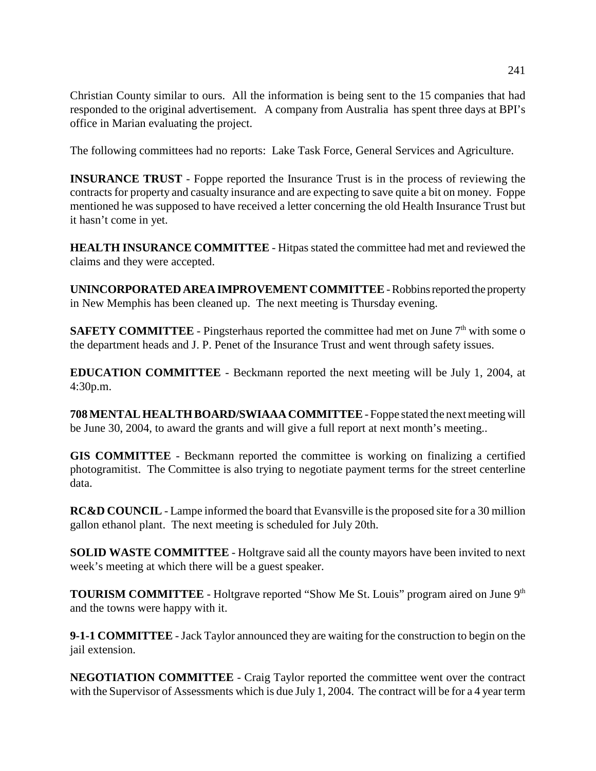Christian County similar to ours. All the information is being sent to the 15 companies that had responded to the original advertisement. A company from Australia has spent three days at BPI's office in Marian evaluating the project.

The following committees had no reports: Lake Task Force, General Services and Agriculture.

**INSURANCE TRUST** - Foppe reported the Insurance Trust is in the process of reviewing the contracts for property and casualty insurance and are expecting to save quite a bit on money. Foppe mentioned he was supposed to have received a letter concerning the old Health Insurance Trust but it hasn't come in yet.

**HEALTH INSURANCE COMMITTEE** - Hitpas stated the committee had met and reviewed the claims and they were accepted.

**UNINCORPORATED AREA IMPROVEMENT COMMITTEE** - Robbins reported the property in New Memphis has been cleaned up. The next meeting is Thursday evening.

**SAFETY COMMITTEE** - Pingsterhaus reported the committee had met on June 7th with some o the department heads and J. P. Penet of the Insurance Trust and went through safety issues.

**EDUCATION COMMITTEE** - Beckmann reported the next meeting will be July 1, 2004, at 4:30p.m.

**708 MENTAL HEALTH BOARD/SWIAAA COMMITTEE** - Foppe stated the next meeting will be June 30, 2004, to award the grants and will give a full report at next month's meeting..

**GIS COMMITTEE** - Beckmann reported the committee is working on finalizing a certified photogramitist. The Committee is also trying to negotiate payment terms for the street centerline data.

**RC&D COUNCIL** - Lampe informed the board that Evansville is the proposed site for a 30 million gallon ethanol plant. The next meeting is scheduled for July 20th.

**SOLID WASTE COMMITTEE** - Holtgrave said all the county mayors have been invited to next week's meeting at which there will be a guest speaker.

**TOURISM COMMITTEE** - Holtgrave reported "Show Me St. Louis" program aired on June 9th and the towns were happy with it.

**9-1-1 COMMITTEE** - Jack Taylor announced they are waiting for the construction to begin on the jail extension.

**NEGOTIATION COMMITTEE** - Craig Taylor reported the committee went over the contract with the Supervisor of Assessments which is due July 1, 2004. The contract will be for a 4 year term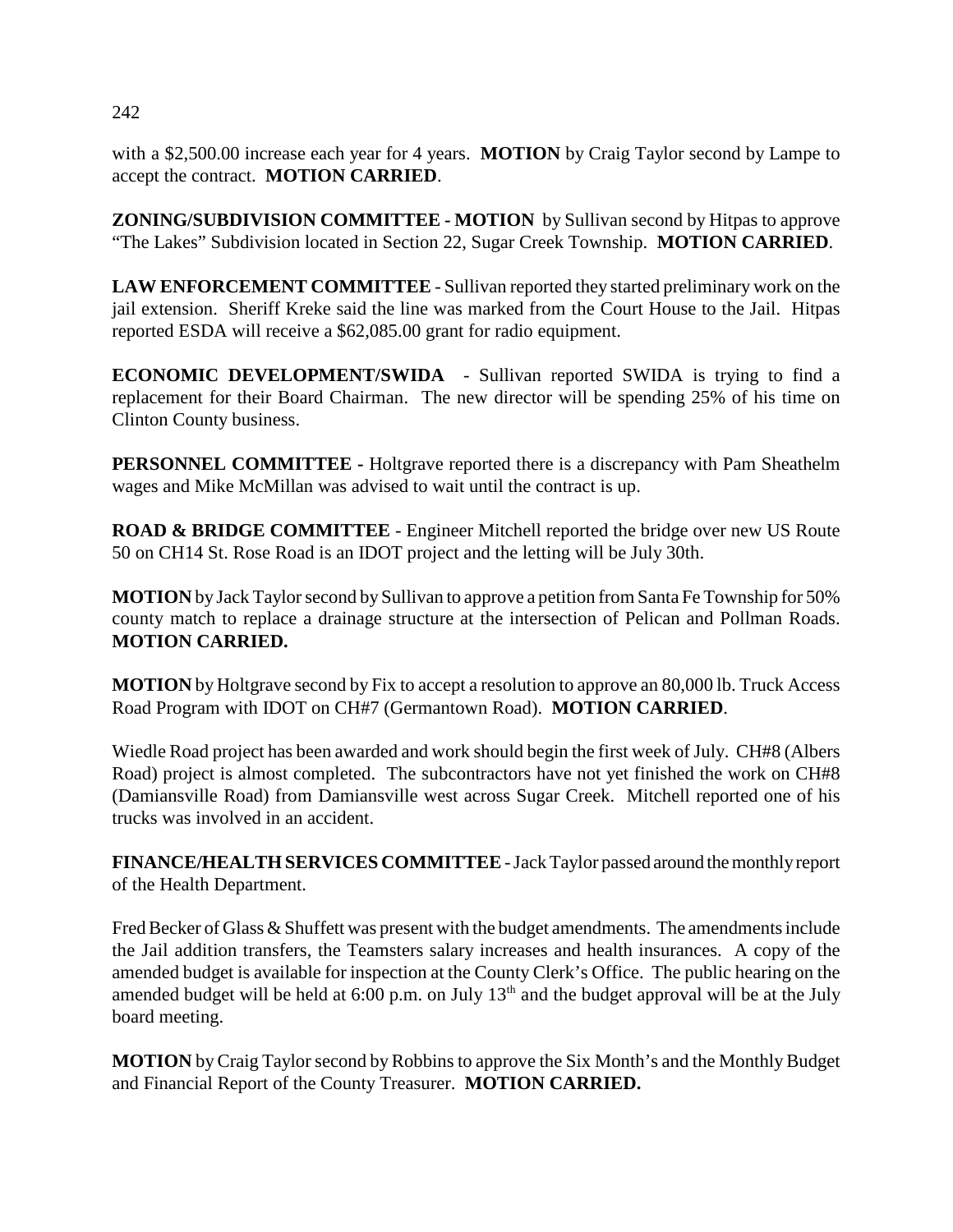with a $2,500.00 increase each year for 4 years. **MOTION** by Craig Taylor second by Lampe to accept the contract. **MOTION CARRIED**.

**ZONING/SUBDIVISION COMMITTEE - MOTION** by Sullivan second by Hitpas to approve "The Lakes" Subdivision located in Section 22, Sugar Creek Township. **MOTION CARRIED**.

**LAW ENFORCEMENT COMMITTEE** - Sullivan reported they started preliminary work on the jail extension. Sheriff Kreke said the line was marked from the Court House to the Jail. Hitpas reported ESDA will receive a $62,085.00 grant for radio equipment.

**ECONOMIC DEVELOPMENT/SWIDA** - Sullivan reported SWIDA is trying to find a replacement for their Board Chairman. The new director will be spending 25% of his time on Clinton County business.

**PERSONNEL COMMITTEE -** Holtgrave reported there is a discrepancy with Pam Sheathelm wages and Mike McMillan was advised to wait until the contract is up.

**ROAD & BRIDGE COMMITTEE** - Engineer Mitchell reported the bridge over new US Route 50 on CH14 St. Rose Road is an IDOT project and the letting will be July 30th.

**MOTION** by Jack Taylor second by Sullivan to approve a petition from Santa Fe Township for 50% county match to replace a drainage structure at the intersection of Pelican and Pollman Roads. **MOTION CARRIED.**

**MOTION** by Holtgrave second by Fix to accept a resolution to approve an 80,000 lb. Truck Access Road Program with IDOT on CH#7 (Germantown Road). **MOTION CARRIED**.

Wiedle Road project has been awarded and work should begin the first week of July. CH#8 (Albers Road) project is almost completed. The subcontractors have not yet finished the work on CH#8 (Damiansville Road) from Damiansville west across Sugar Creek. Mitchell reported one of his trucks was involved in an accident.

**FINANCE/HEALTH SERVICES COMMITTEE** - Jack Taylor passed around the monthly report of the Health Department.

Fred Becker of Glass & Shuffett was present with the budget amendments. The amendments include the Jail addition transfers, the Teamsters salary increases and health insurances. A copy of the amended budget is available for inspection at the County Clerk's Office. The public hearing on the amended budget will be held at 6:00 p.m. on July 13th and the budget approval will be at the July board meeting.

**MOTION** by Craig Taylor second by Robbins to approve the Six Month's and the Monthly Budget and Financial Report of the County Treasurer. **MOTION CARRIED.**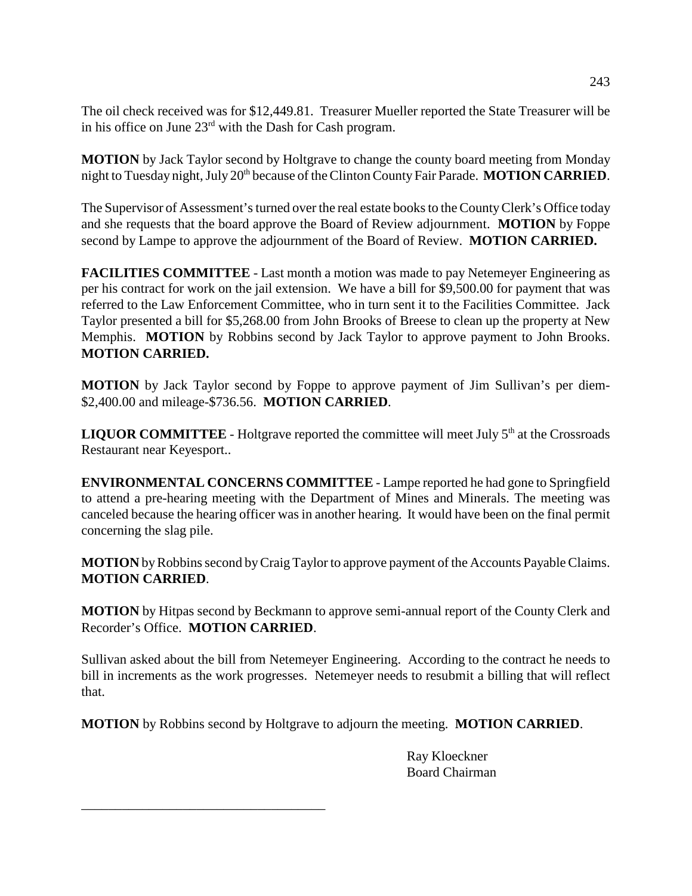The oil check received was for $12,449.81. Treasurer Mueller reported the State Treasurer will be in his office on June 23rd with the Dash for Cash program.

**MOTION** by Jack Taylor second by Holtgrave to change the county board meeting from Monday night to Tuesday night, July 20th because of the Clinton County Fair Parade. **MOTION CARRIED**.

The Supervisor of Assessment's turned over the real estate books to the County Clerk's Office today and she requests that the board approve the Board of Review adjournment. **MOTION** by Foppe second by Lampe to approve the adjournment of the Board of Review. **MOTION CARRIED.**

**FACILITIES COMMITTEE** - Last month a motion was made to pay Netemeyer Engineering as per his contract for work on the jail extension. We have a bill for $9,500.00 for payment that was referred to the Law Enforcement Committee, who in turn sent it to the Facilities Committee. Jack Taylor presented a bill for $5,268.00 from John Brooks of Breese to clean up the property at New Memphis. **MOTION** by Robbins second by Jack Taylor to approve payment to John Brooks. **MOTION CARRIED.**

**MOTION** by Jack Taylor second by Foppe to approve payment of Jim Sullivan's per diem-$2,400.00 and mileage-$736.56. **MOTION CARRIED**.

**LIQUOR COMMITTEE** - Holtgrave reported the committee will meet July 5th at the Crossroads Restaurant near Keyesport..

**ENVIRONMENTAL CONCERNS COMMITTEE** - Lampe reported he had gone to Springfield to attend a pre-hearing meeting with the Department of Mines and Minerals. The meeting was canceled because the hearing officer was in another hearing. It would have been on the final permit concerning the slag pile.

**MOTION** by Robbins second by Craig Taylor to approve payment of the Accounts Payable Claims. **MOTION CARRIED**.

**MOTION** by Hitpas second by Beckmann to approve semi-annual report of the County Clerk and Recorder's Office. **MOTION CARRIED**.

Sullivan asked about the bill from Netemeyer Engineering. According to the contract he needs to bill in increments as the work progresses. Netemeyer needs to resubmit a billing that will reflect that.

**MOTION** by Robbins second by Holtgrave to adjourn the meeting. **MOTION CARRIED**.

Ray Kloeckner
Board Chairman

\_\_\_\_\_\_\_\_\_\_\_\_\_\_\_\_\_\_\_\_\_\_\_\_\_\_\_\_\_\_\_\_\_\_\_\_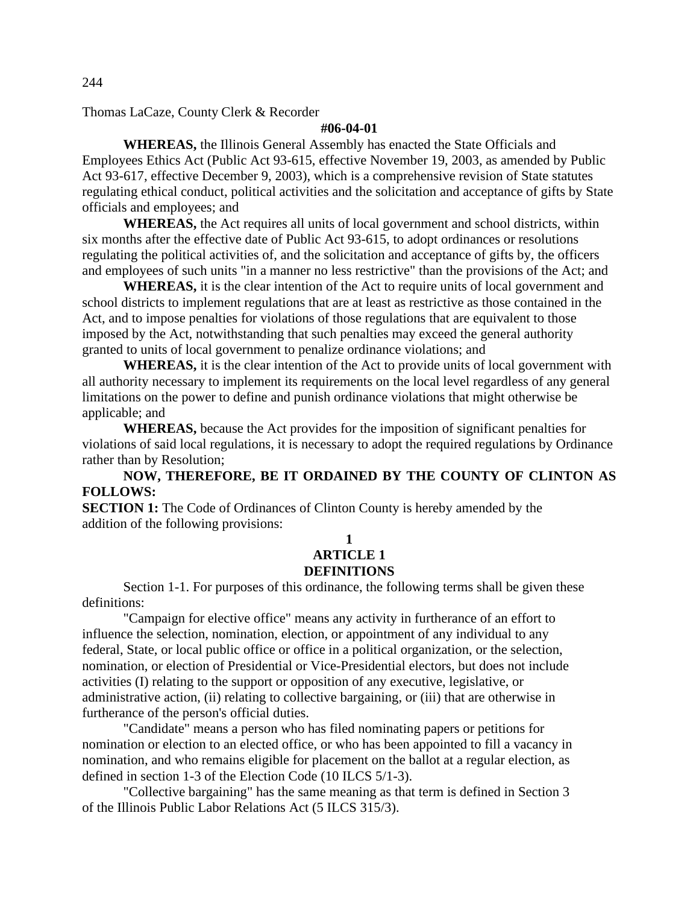Thomas LaCaze, County Clerk & Recorder

**#06-04-01**

**WHEREAS,** the Illinois General Assembly has enacted the State Officials and Employees Ethics Act (Public Act 93-615, effective November 19, 2003, as amended by Public Act 93-617, effective December 9, 2003), which is a comprehensive revision of State statutes regulating ethical conduct, political activities and the solicitation and acceptance of gifts by State officials and employees; and

**WHEREAS,** the Act requires all units of local government and school districts, within six months after the effective date of Public Act 93-615, to adopt ordinances or resolutions regulating the political activities of, and the solicitation and acceptance of gifts by, the officers and employees of such units "in a manner no less restrictive" than the provisions of the Act; and

**WHEREAS,** it is the clear intention of the Act to require units of local government and school districts to implement regulations that are at least as restrictive as those contained in the Act, and to impose penalties for violations of those regulations that are equivalent to those imposed by the Act, notwithstanding that such penalties may exceed the general authority granted to units of local government to penalize ordinance violations; and

**WHEREAS,** it is the clear intention of the Act to provide units of local government with all authority necessary to implement its requirements on the local level regardless of any general limitations on the power to define and punish ordinance violations that might otherwise be applicable; and

**WHEREAS,** because the Act provides for the imposition of significant penalties for violations of said local regulations, it is necessary to adopt the required regulations by Ordinance rather than by Resolution;

**NOW, THEREFORE, BE IT ORDAINED BY THE COUNTY OF CLINTON AS FOLLOWS:**

**SECTION 1:** The Code of Ordinances of Clinton County is hereby amended by the addition of the following provisions:

**1**

## ARTICLE 1
## DEFINITIONS

Section 1-1. For purposes of this ordinance, the following terms shall be given these definitions:

"Campaign for elective office" means any activity in furtherance of an effort to influence the selection, nomination, election, or appointment of any individual to any federal, State, or local public office or office in a political organization, or the selection, nomination, or election of Presidential or Vice-Presidential electors, but does not include activities (I) relating to the support or opposition of any executive, legislative, or administrative action, (ii) relating to collective bargaining, or (iii) that are otherwise in furtherance of the person's official duties.

"Candidate" means a person who has filed nominating papers or petitions for nomination or election to an elected office, or who has been appointed to fill a vacancy in nomination, and who remains eligible for placement on the ballot at a regular election, as defined in section 1-3 of the Election Code (10 ILCS 5/1-3).

"Collective bargaining" has the same meaning as that term is defined in Section 3 of the Illinois Public Labor Relations Act (5 ILCS 315/3).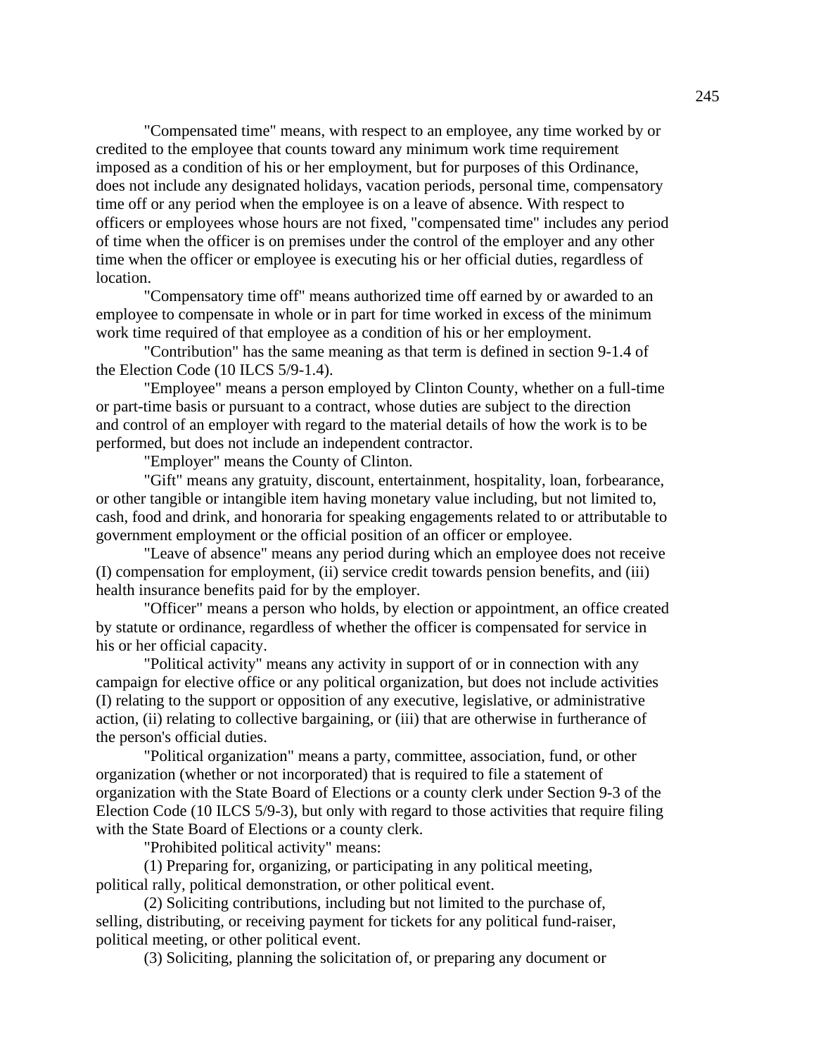"Compensated time" means, with respect to an employee, any time worked by or credited to the employee that counts toward any minimum work time requirement imposed as a condition of his or her employment, but for purposes of this Ordinance, does not include any designated holidays, vacation periods, personal time, compensatory time off or any period when the employee is on a leave of absence. With respect to officers or employees whose hours are not fixed, "compensated time" includes any period of time when the officer is on premises under the control of the employer and any other time when the officer or employee is executing his or her official duties, regardless of location.

"Compensatory time off" means authorized time off earned by or awarded to an employee to compensate in whole or in part for time worked in excess of the minimum work time required of that employee as a condition of his or her employment.

"Contribution" has the same meaning as that term is defined in section 9-1.4 of the Election Code (10 ILCS 5/9-1.4).

"Employee" means a person employed by Clinton County, whether on a full-time or part-time basis or pursuant to a contract, whose duties are subject to the direction and control of an employer with regard to the material details of how the work is to be performed, but does not include an independent contractor.

"Employer" means the County of Clinton.

"Gift" means any gratuity, discount, entertainment, hospitality, loan, forbearance, or other tangible or intangible item having monetary value including, but not limited to, cash, food and drink, and honoraria for speaking engagements related to or attributable to government employment or the official position of an officer or employee.

"Leave of absence" means any period during which an employee does not receive (I) compensation for employment, (ii) service credit towards pension benefits, and (iii) health insurance benefits paid for by the employer.

"Officer" means a person who holds, by election or appointment, an office created by statute or ordinance, regardless of whether the officer is compensated for service in his or her official capacity.

"Political activity" means any activity in support of or in connection with any campaign for elective office or any political organization, but does not include activities (I) relating to the support or opposition of any executive, legislative, or administrative action, (ii) relating to collective bargaining, or (iii) that are otherwise in furtherance of the person's official duties.

"Political organization" means a party, committee, association, fund, or other organization (whether or not incorporated) that is required to file a statement of organization with the State Board of Elections or a county clerk under Section 9-3 of the Election Code (10 ILCS 5/9-3), but only with regard to those activities that require filing with the State Board of Elections or a county clerk.

"Prohibited political activity" means:

(1) Preparing for, organizing, or participating in any political meeting, political rally, political demonstration, or other political event.

(2) Soliciting contributions, including but not limited to the purchase of, selling, distributing, or receiving payment for tickets for any political fund-raiser, political meeting, or other political event.

(3) Soliciting, planning the solicitation of, or preparing any document or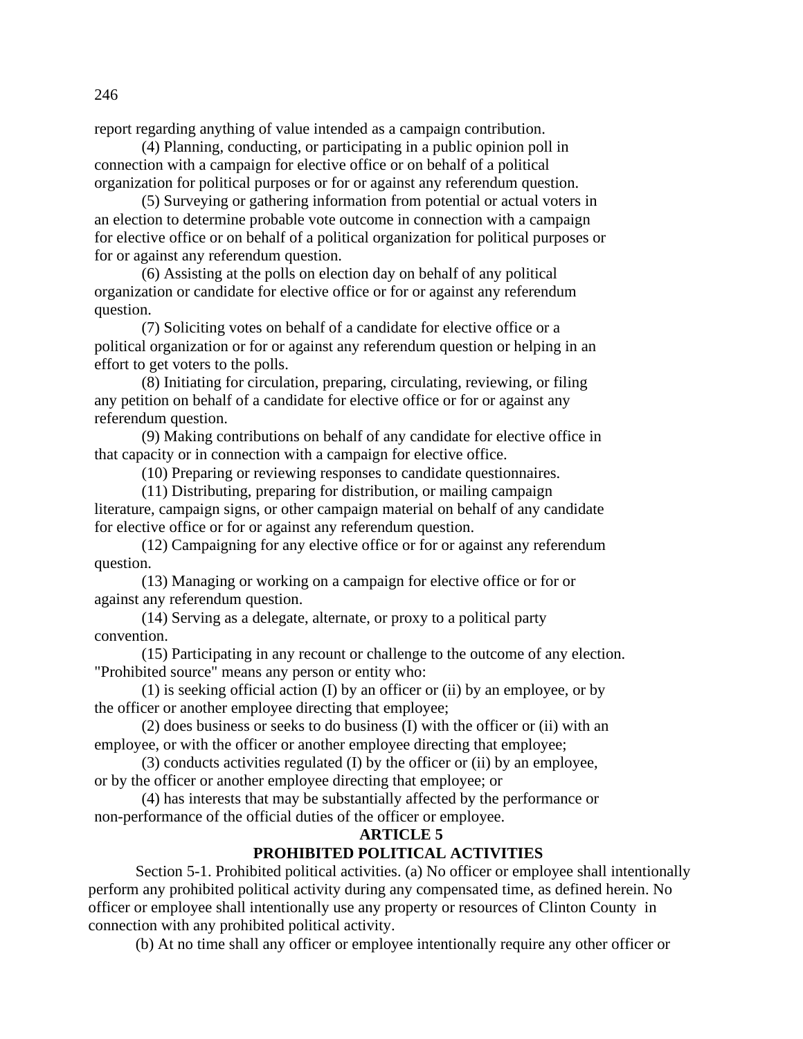report regarding anything of value intended as a campaign contribution.

(4) Planning, conducting, or participating in a public opinion poll in connection with a campaign for elective office or on behalf of a political organization for political purposes or for or against any referendum question.

(5) Surveying or gathering information from potential or actual voters in an election to determine probable vote outcome in connection with a campaign for elective office or on behalf of a political organization for political purposes or for or against any referendum question.

(6) Assisting at the polls on election day on behalf of any political organization or candidate for elective office or for or against any referendum question.

(7) Soliciting votes on behalf of a candidate for elective office or a political organization or for or against any referendum question or helping in an effort to get voters to the polls.

(8) Initiating for circulation, preparing, circulating, reviewing, or filing any petition on behalf of a candidate for elective office or for or against any referendum question.

(9) Making contributions on behalf of any candidate for elective office in that capacity or in connection with a campaign for elective office.

(10) Preparing or reviewing responses to candidate questionnaires.

(11) Distributing, preparing for distribution, or mailing campaign literature, campaign signs, or other campaign material on behalf of any candidate for elective office or for or against any referendum question.

(12) Campaigning for any elective office or for or against any referendum question.

(13) Managing or working on a campaign for elective office or for or against any referendum question.

(14) Serving as a delegate, alternate, or proxy to a political party convention.

(15) Participating in any recount or challenge to the outcome of any election.

"Prohibited source" means any person or entity who:

(1) is seeking official action (I) by an officer or (ii) by an employee, or by the officer or another employee directing that employee;

(2) does business or seeks to do business (I) with the officer or (ii) with an employee, or with the officer or another employee directing that employee;

(3) conducts activities regulated (I) by the officer or (ii) by an employee, or by the officer or another employee directing that employee; or

(4) has interests that may be substantially affected by the performance or non-performance of the official duties of the officer or employee.

## ARTICLE 5
## PROHIBITED POLITICAL ACTIVITIES

Section 5-1. Prohibited political activities. (a) No officer or employee shall intentionally perform any prohibited political activity during any compensated time, as defined herein. No officer or employee shall intentionally use any property or resources of Clinton County in connection with any prohibited political activity.

(b) At no time shall any officer or employee intentionally require any other officer or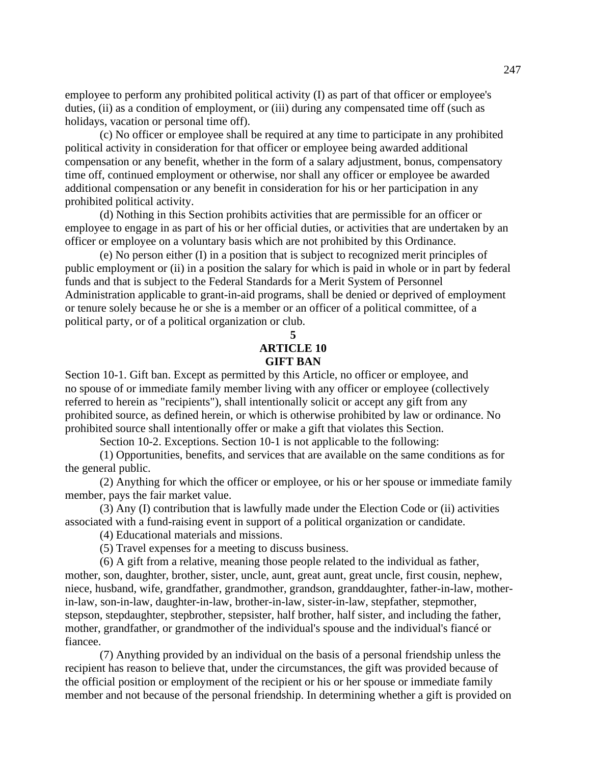employee to perform any prohibited political activity (I) as part of that officer or employee's duties, (ii) as a condition of employment, or (iii) during any compensated time off (such as holidays, vacation or personal time off).

(c) No officer or employee shall be required at any time to participate in any prohibited political activity in consideration for that officer or employee being awarded additional compensation or any benefit, whether in the form of a salary adjustment, bonus, compensatory time off, continued employment or otherwise, nor shall any officer or employee be awarded additional compensation or any benefit in consideration for his or her participation in any prohibited political activity.

(d) Nothing in this Section prohibits activities that are permissible for an officer or employee to engage in as part of his or her official duties, or activities that are undertaken by an officer or employee on a voluntary basis which are not prohibited by this Ordinance.

(e) No person either (I) in a position that is subject to recognized merit principles of public employment or (ii) in a position the salary for which is paid in whole or in part by federal funds and that is subject to the Federal Standards for a Merit System of Personnel Administration applicable to grant-in-aid programs, shall be denied or deprived of employment or tenure solely because he or she is a member or an officer of a political committee, of a political party, or of a political organization or club.

**5**

## ARTICLE 10
## GIFT BAN

Section 10-1. Gift ban. Except as permitted by this Article, no officer or employee, and no spouse of or immediate family member living with any officer or employee (collectively referred to herein as "recipients"), shall intentionally solicit or accept any gift from any prohibited source, as defined herein, or which is otherwise prohibited by law or ordinance. No prohibited source shall intentionally offer or make a gift that violates this Section.

Section 10-2. Exceptions. Section 10-1 is not applicable to the following:

(1) Opportunities, benefits, and services that are available on the same conditions as for the general public.

(2) Anything for which the officer or employee, or his or her spouse or immediate family member, pays the fair market value.

(3) Any (I) contribution that is lawfully made under the Election Code or (ii) activities associated with a fund-raising event in support of a political organization or candidate.

(4) Educational materials and missions.

(5) Travel expenses for a meeting to discuss business.

(6) A gift from a relative, meaning those people related to the individual as father, mother, son, daughter, brother, sister, uncle, aunt, great aunt, great uncle, first cousin, nephew, niece, husband, wife, grandfather, grandmother, grandson, granddaughter, father-in-law, mother-in-law, son-in-law, daughter-in-law, brother-in-law, sister-in-law, stepfather, stepmother, stepson, stepdaughter, stepbrother, stepsister, half brother, half sister, and including the father, mother, grandfather, or grandmother of the individual's spouse and the individual's fiancé or fiancee.

(7) Anything provided by an individual on the basis of a personal friendship unless the recipient has reason to believe that, under the circumstances, the gift was provided because of the official position or employment of the recipient or his or her spouse or immediate family member and not because of the personal friendship. In determining whether a gift is provided on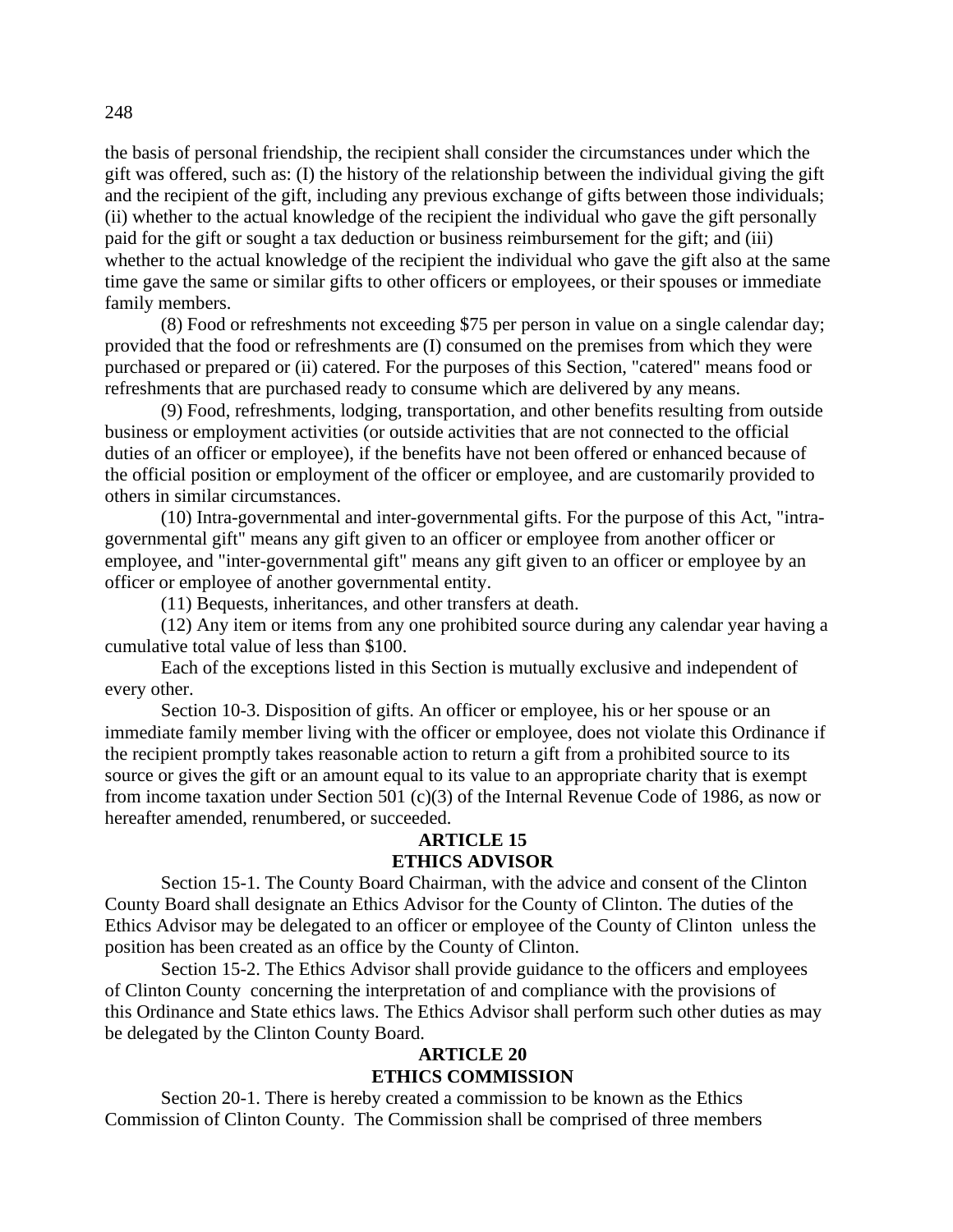the basis of personal friendship, the recipient shall consider the circumstances under which the gift was offered, such as: (I) the history of the relationship between the individual giving the gift and the recipient of the gift, including any previous exchange of gifts between those individuals; (ii) whether to the actual knowledge of the recipient the individual who gave the gift personally paid for the gift or sought a tax deduction or business reimbursement for the gift; and (iii) whether to the actual knowledge of the recipient the individual who gave the gift also at the same time gave the same or similar gifts to other officers or employees, or their spouses or immediate family members.

(8) Food or refreshments not exceeding $75 per person in value on a single calendar day; provided that the food or refreshments are (I) consumed on the premises from which they were purchased or prepared or (ii) catered. For the purposes of this Section, "catered" means food or refreshments that are purchased ready to consume which are delivered by any means.

(9) Food, refreshments, lodging, transportation, and other benefits resulting from outside business or employment activities (or outside activities that are not connected to the official duties of an officer or employee), if the benefits have not been offered or enhanced because of the official position or employment of the officer or employee, and are customarily provided to others in similar circumstances.

(10) Intra-governmental and inter-governmental gifts. For the purpose of this Act, "intra-governmental gift" means any gift given to an officer or employee from another officer or employee, and "inter-governmental gift" means any gift given to an officer or employee by an officer or employee of another governmental entity.

(11) Bequests, inheritances, and other transfers at death.

(12) Any item or items from any one prohibited source during any calendar year having a cumulative total value of less than $100.

Each of the exceptions listed in this Section is mutually exclusive and independent of every other.

Section 10-3. Disposition of gifts. An officer or employee, his or her spouse or an immediate family member living with the officer or employee, does not violate this Ordinance if the recipient promptly takes reasonable action to return a gift from a prohibited source to its source or gives the gift or an amount equal to its value to an appropriate charity that is exempt from income taxation under Section 501 (c)(3) of the Internal Revenue Code of 1986, as now or hereafter amended, renumbered, or succeeded.

## ARTICLE 15
## ETHICS ADVISOR

Section 15-1. The County Board Chairman, with the advice and consent of the Clinton County Board shall designate an Ethics Advisor for the County of Clinton. The duties of the Ethics Advisor may be delegated to an officer or employee of the County of Clinton unless the position has been created as an office by the County of Clinton.

Section 15-2. The Ethics Advisor shall provide guidance to the officers and employees of Clinton County concerning the interpretation of and compliance with the provisions of this Ordinance and State ethics laws. The Ethics Advisor shall perform such other duties as may be delegated by the Clinton County Board.

## ARTICLE 20
## ETHICS COMMISSION

Section 20-1. There is hereby created a commission to be known as the Ethics Commission of Clinton County. The Commission shall be comprised of three members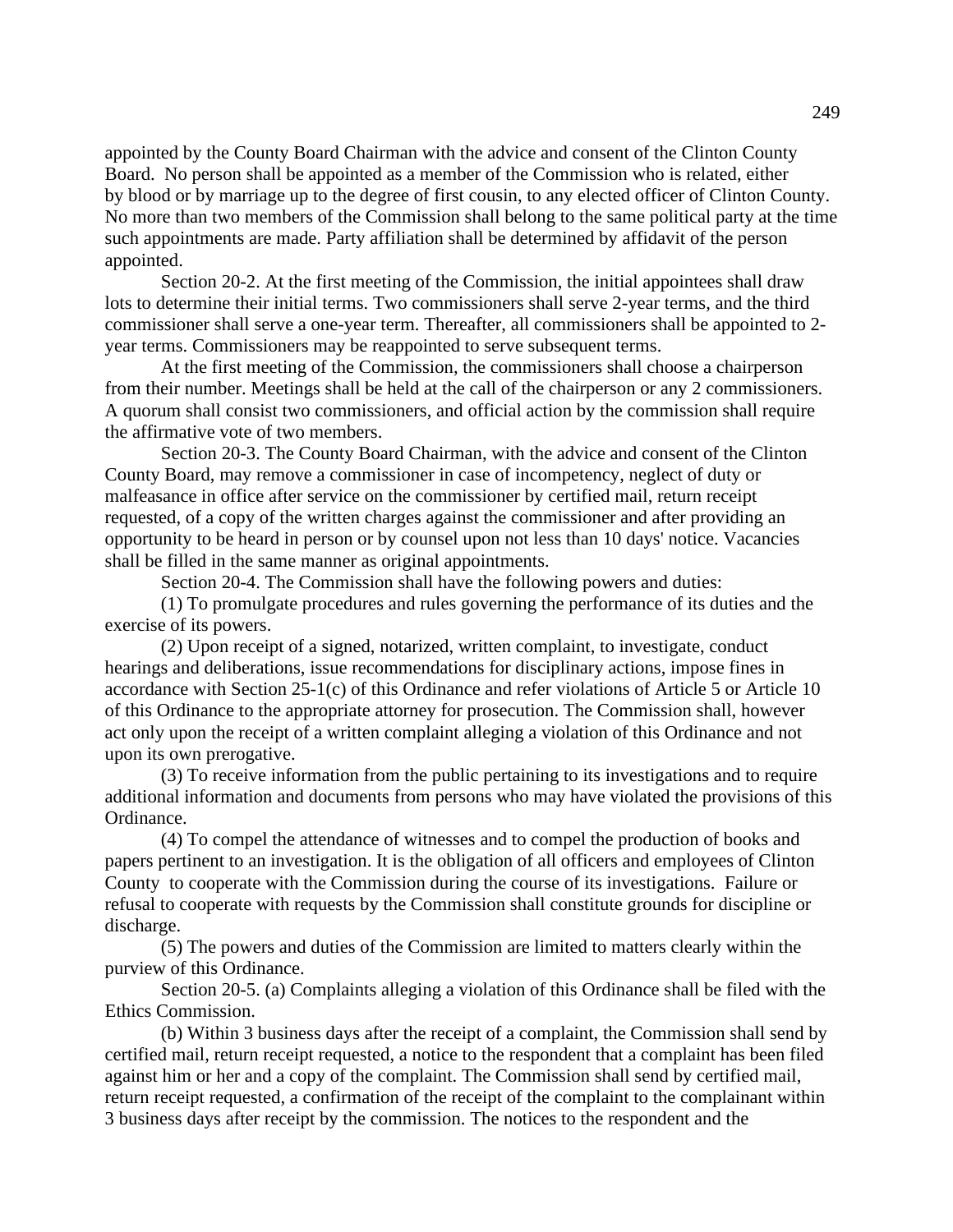appointed by the County Board Chairman with the advice and consent of the Clinton County Board. No person shall be appointed as a member of the Commission who is related, either by blood or by marriage up to the degree of first cousin, to any elected officer of Clinton County. No more than two members of the Commission shall belong to the same political party at the time such appointments are made. Party affiliation shall be determined by affidavit of the person appointed.

Section 20-2. At the first meeting of the Commission, the initial appointees shall draw lots to determine their initial terms. Two commissioners shall serve 2-year terms, and the third commissioner shall serve a one-year term. Thereafter, all commissioners shall be appointed to 2-year terms. Commissioners may be reappointed to serve subsequent terms.

At the first meeting of the Commission, the commissioners shall choose a chairperson from their number. Meetings shall be held at the call of the chairperson or any 2 commissioners. A quorum shall consist two commissioners, and official action by the commission shall require the affirmative vote of two members.

Section 20-3. The County Board Chairman, with the advice and consent of the Clinton County Board, may remove a commissioner in case of incompetency, neglect of duty or malfeasance in office after service on the commissioner by certified mail, return receipt requested, of a copy of the written charges against the commissioner and after providing an opportunity to be heard in person or by counsel upon not less than 10 days' notice. Vacancies shall be filled in the same manner as original appointments.

Section 20-4. The Commission shall have the following powers and duties:

(1) To promulgate procedures and rules governing the performance of its duties and the exercise of its powers.

(2) Upon receipt of a signed, notarized, written complaint, to investigate, conduct hearings and deliberations, issue recommendations for disciplinary actions, impose fines in accordance with Section 25-1(c) of this Ordinance and refer violations of Article 5 or Article 10 of this Ordinance to the appropriate attorney for prosecution. The Commission shall, however act only upon the receipt of a written complaint alleging a violation of this Ordinance and not upon its own prerogative.

(3) To receive information from the public pertaining to its investigations and to require additional information and documents from persons who may have violated the provisions of this Ordinance.

(4) To compel the attendance of witnesses and to compel the production of books and papers pertinent to an investigation. It is the obligation of all officers and employees of Clinton County to cooperate with the Commission during the course of its investigations. Failure or refusal to cooperate with requests by the Commission shall constitute grounds for discipline or discharge.

(5) The powers and duties of the Commission are limited to matters clearly within the purview of this Ordinance.

Section 20-5. (a) Complaints alleging a violation of this Ordinance shall be filed with the Ethics Commission.

(b) Within 3 business days after the receipt of a complaint, the Commission shall send by certified mail, return receipt requested, a notice to the respondent that a complaint has been filed against him or her and a copy of the complaint. The Commission shall send by certified mail, return receipt requested, a confirmation of the receipt of the complaint to the complainant within 3 business days after receipt by the commission. The notices to the respondent and the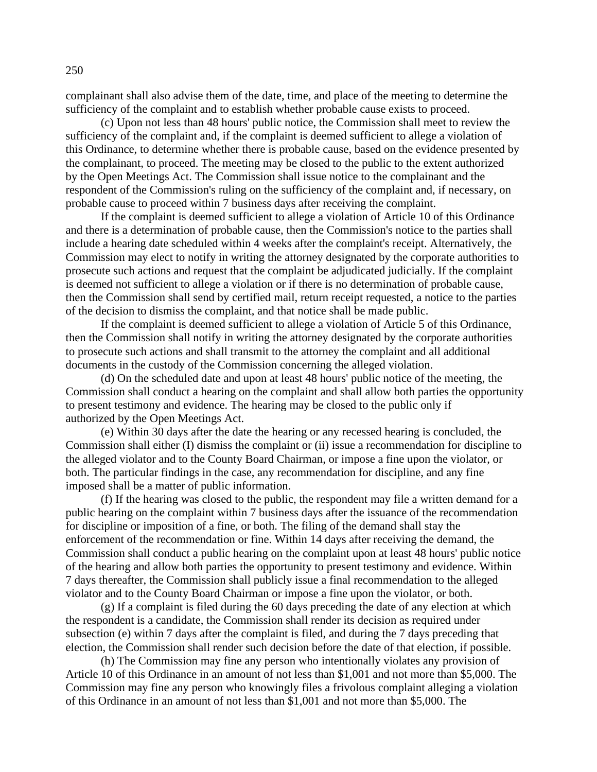complainant shall also advise them of the date, time, and place of the meeting to determine the sufficiency of the complaint and to establish whether probable cause exists to proceed.

(c) Upon not less than 48 hours' public notice, the Commission shall meet to review the sufficiency of the complaint and, if the complaint is deemed sufficient to allege a violation of this Ordinance, to determine whether there is probable cause, based on the evidence presented by the complainant, to proceed. The meeting may be closed to the public to the extent authorized by the Open Meetings Act. The Commission shall issue notice to the complainant and the respondent of the Commission's ruling on the sufficiency of the complaint and, if necessary, on probable cause to proceed within 7 business days after receiving the complaint.

If the complaint is deemed sufficient to allege a violation of Article 10 of this Ordinance and there is a determination of probable cause, then the Commission's notice to the parties shall include a hearing date scheduled within 4 weeks after the complaint's receipt. Alternatively, the Commission may elect to notify in writing the attorney designated by the corporate authorities to prosecute such actions and request that the complaint be adjudicated judicially. If the complaint is deemed not sufficient to allege a violation or if there is no determination of probable cause, then the Commission shall send by certified mail, return receipt requested, a notice to the parties of the decision to dismiss the complaint, and that notice shall be made public.

If the complaint is deemed sufficient to allege a violation of Article 5 of this Ordinance, then the Commission shall notify in writing the attorney designated by the corporate authorities to prosecute such actions and shall transmit to the attorney the complaint and all additional documents in the custody of the Commission concerning the alleged violation.

(d) On the scheduled date and upon at least 48 hours' public notice of the meeting, the Commission shall conduct a hearing on the complaint and shall allow both parties the opportunity to present testimony and evidence. The hearing may be closed to the public only if authorized by the Open Meetings Act.

(e) Within 30 days after the date the hearing or any recessed hearing is concluded, the Commission shall either (I) dismiss the complaint or (ii) issue a recommendation for discipline to the alleged violator and to the County Board Chairman, or impose a fine upon the violator, or both. The particular findings in the case, any recommendation for discipline, and any fine imposed shall be a matter of public information.

(f) If the hearing was closed to the public, the respondent may file a written demand for a public hearing on the complaint within 7 business days after the issuance of the recommendation for discipline or imposition of a fine, or both. The filing of the demand shall stay the enforcement of the recommendation or fine. Within 14 days after receiving the demand, the Commission shall conduct a public hearing on the complaint upon at least 48 hours' public notice of the hearing and allow both parties the opportunity to present testimony and evidence. Within 7 days thereafter, the Commission shall publicly issue a final recommendation to the alleged violator and to the County Board Chairman or impose a fine upon the violator, or both.

(g) If a complaint is filed during the 60 days preceding the date of any election at which the respondent is a candidate, the Commission shall render its decision as required under subsection (e) within 7 days after the complaint is filed, and during the 7 days preceding that election, the Commission shall render such decision before the date of that election, if possible.

(h) The Commission may fine any person who intentionally violates any provision of Article 10 of this Ordinance in an amount of not less than $1,001 and not more than $5,000. The Commission may fine any person who knowingly files a frivolous complaint alleging a violation of this Ordinance in an amount of not less than $1,001 and not more than $5,000. The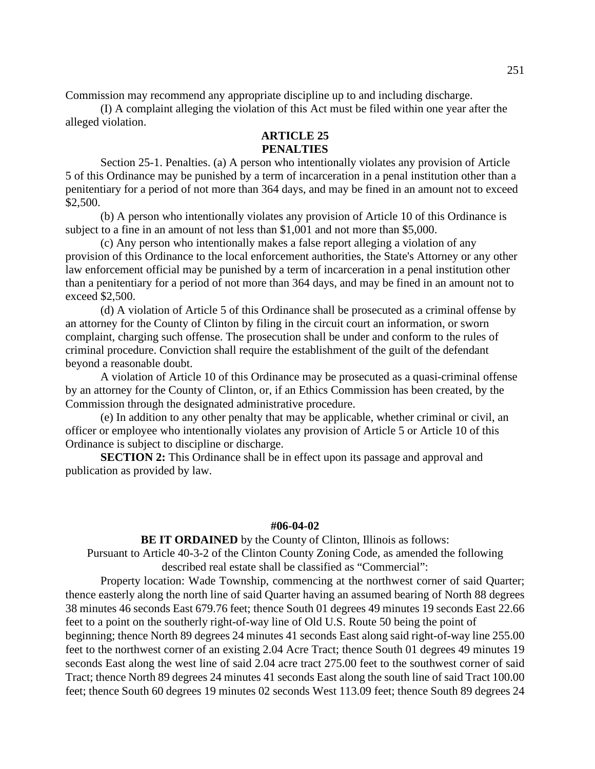Commission may recommend any appropriate discipline up to and including discharge.

(I) A complaint alleging the violation of this Act must be filed within one year after the alleged violation.

**ARTICLE 25**
**PENALTIES**

Section 25-1. Penalties. (a) A person who intentionally violates any provision of Article 5 of this Ordinance may be punished by a term of incarceration in a penal institution other than a penitentiary for a period of not more than 364 days, and may be fined in an amount not to exceed $2,500.

(b) A person who intentionally violates any provision of Article 10 of this Ordinance is subject to a fine in an amount of not less than $1,001 and not more than $5,000.

(c) Any person who intentionally makes a false report alleging a violation of any provision of this Ordinance to the local enforcement authorities, the State's Attorney or any other law enforcement official may be punished by a term of incarceration in a penal institution other than a penitentiary for a period of not more than 364 days, and may be fined in an amount not to exceed $2,500.

(d) A violation of Article 5 of this Ordinance shall be prosecuted as a criminal offense by an attorney for the County of Clinton by filing in the circuit court an information, or sworn complaint, charging such offense. The prosecution shall be under and conform to the rules of criminal procedure. Conviction shall require the establishment of the guilt of the defendant beyond a reasonable doubt.

A violation of Article 10 of this Ordinance may be prosecuted as a quasi-criminal offense by an attorney for the County of Clinton, or, if an Ethics Commission has been created, by the Commission through the designated administrative procedure.

(e) In addition to any other penalty that may be applicable, whether criminal or civil, an officer or employee who intentionally violates any provision of Article 5 or Article 10 of this Ordinance is subject to discipline or discharge.

**SECTION 2:** This Ordinance shall be in effect upon its passage and approval and publication as provided by law.

**#06-04-02**

**BE IT ORDAINED** by the County of Clinton, Illinois as follows:

Pursuant to Article 40-3-2 of the Clinton County Zoning Code, as amended the following described real estate shall be classified as "Commercial":

Property location: Wade Township, commencing at the northwest corner of said Quarter; thence easterly along the north line of said Quarter having an assumed bearing of North 88 degrees 38 minutes 46 seconds East 679.76 feet; thence South 01 degrees 49 minutes 19 seconds East 22.66 feet to a point on the southerly right-of-way line of Old U.S. Route 50 being the point of beginning; thence North 89 degrees 24 minutes 41 seconds East along said right-of-way line 255.00 feet to the northwest corner of an existing 2.04 Acre Tract; thence South 01 degrees 49 minutes 19 seconds East along the west line of said 2.04 acre tract 275.00 feet to the southwest corner of said Tract; thence North 89 degrees 24 minutes 41 seconds East along the south line of said Tract 100.00 feet; thence South 60 degrees 19 minutes 02 seconds West 113.09 feet; thence South 89 degrees 24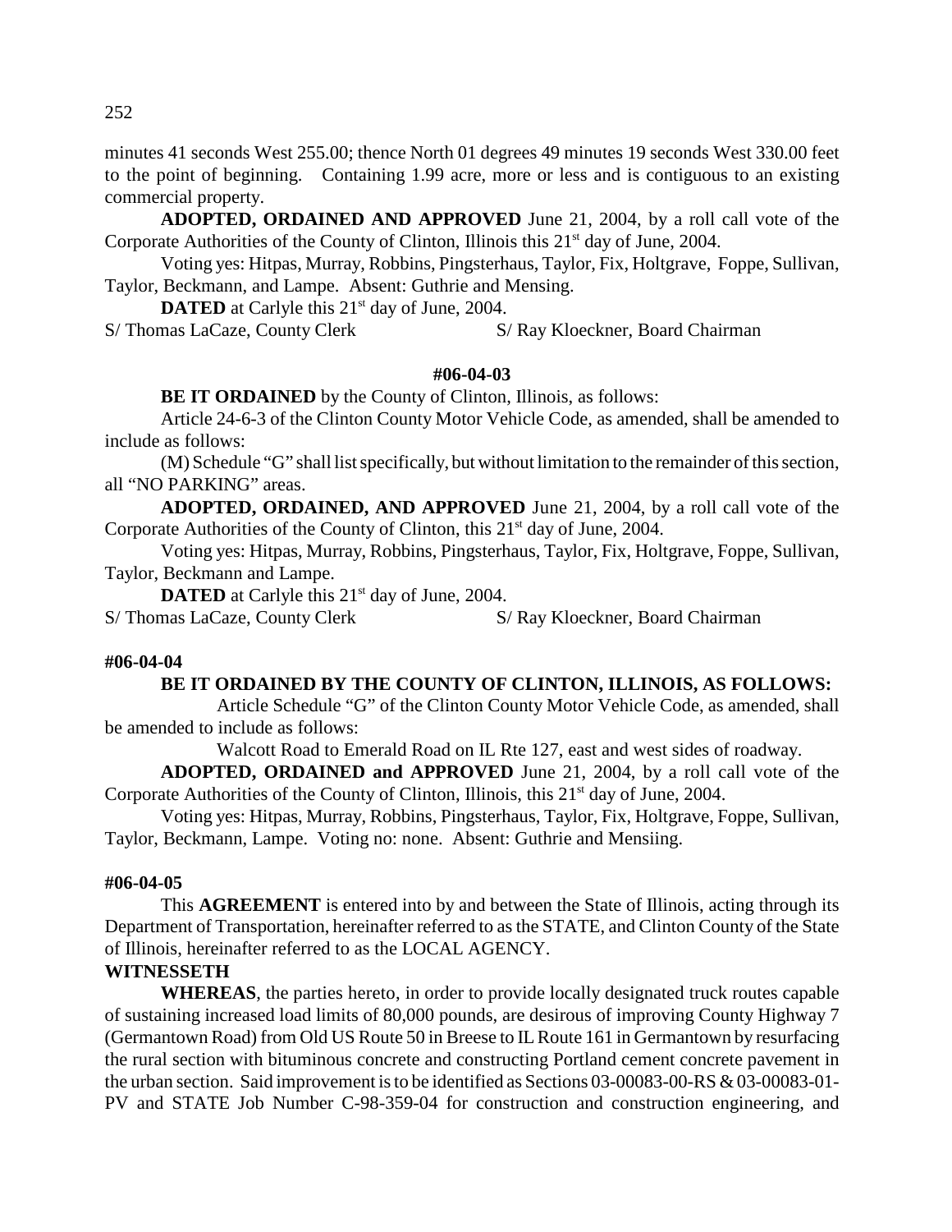minutes 41 seconds West 255.00; thence North 01 degrees 49 minutes 19 seconds West 330.00 feet to the point of beginning. Containing 1.99 acre, more or less and is contiguous to an existing commercial property.

**ADOPTED, ORDAINED AND APPROVED** June 21, 2004, by a roll call vote of the Corporate Authorities of the County of Clinton, Illinois this 21st day of June, 2004.

Voting yes: Hitpas, Murray, Robbins, Pingsterhaus, Taylor, Fix, Holtgrave, Foppe, Sullivan, Taylor, Beckmann, and Lampe. Absent: Guthrie and Mensing.

**DATED** at Carlyle this 21st day of June, 2004.

S/ Thomas LaCaze, County Clerk S/ Ray Kloeckner, Board Chairman

**#06-04-03**

**BE IT ORDAINED** by the County of Clinton, Illinois, as follows:

Article 24-6-3 of the Clinton County Motor Vehicle Code, as amended, shall be amended to include as follows:

(M) Schedule "G" shall list specifically, but without limitation to the remainder of this section, all "NO PARKING" areas.

**ADOPTED, ORDAINED, AND APPROVED** June 21, 2004, by a roll call vote of the Corporate Authorities of the County of Clinton, this 21st day of June, 2004.

Voting yes: Hitpas, Murray, Robbins, Pingsterhaus, Taylor, Fix, Holtgrave, Foppe, Sullivan, Taylor, Beckmann and Lampe.

**DATED** at Carlyle this 21st day of June, 2004.

S/ Thomas LaCaze, County Clerk S/ Ray Kloeckner, Board Chairman

**#06-04-04**

**BE IT ORDAINED BY THE COUNTY OF CLINTON, ILLINOIS, AS FOLLOWS:**

Article Schedule "G" of the Clinton County Motor Vehicle Code, as amended, shall be amended to include as follows:

Walcott Road to Emerald Road on IL Rte 127, east and west sides of roadway.

**ADOPTED, ORDAINED and APPROVED** June 21, 2004, by a roll call vote of the Corporate Authorities of the County of Clinton, Illinois, this 21st day of June, 2004.

Voting yes: Hitpas, Murray, Robbins, Pingsterhaus, Taylor, Fix, Holtgrave, Foppe, Sullivan, Taylor, Beckmann, Lampe. Voting no: none. Absent: Guthrie and Mensiing.

**#06-04-05**

This **AGREEMENT** is entered into by and between the State of Illinois, acting through its Department of Transportation, hereinafter referred to as the STATE, and Clinton County of the State of Illinois, hereinafter referred to as the LOCAL AGENCY.

**WITNESSETH**

**WHEREAS**, the parties hereto, in order to provide locally designated truck routes capable of sustaining increased load limits of 80,000 pounds, are desirous of improving County Highway 7 (Germantown Road) from Old US Route 50 in Breese to IL Route 161 in Germantown by resurfacing the rural section with bituminous concrete and constructing Portland cement concrete pavement in the urban section. Said improvement is to be identified as Sections 03-00083-00-RS & 03-00083-01-PV and STATE Job Number C-98-359-04 for construction and construction engineering, and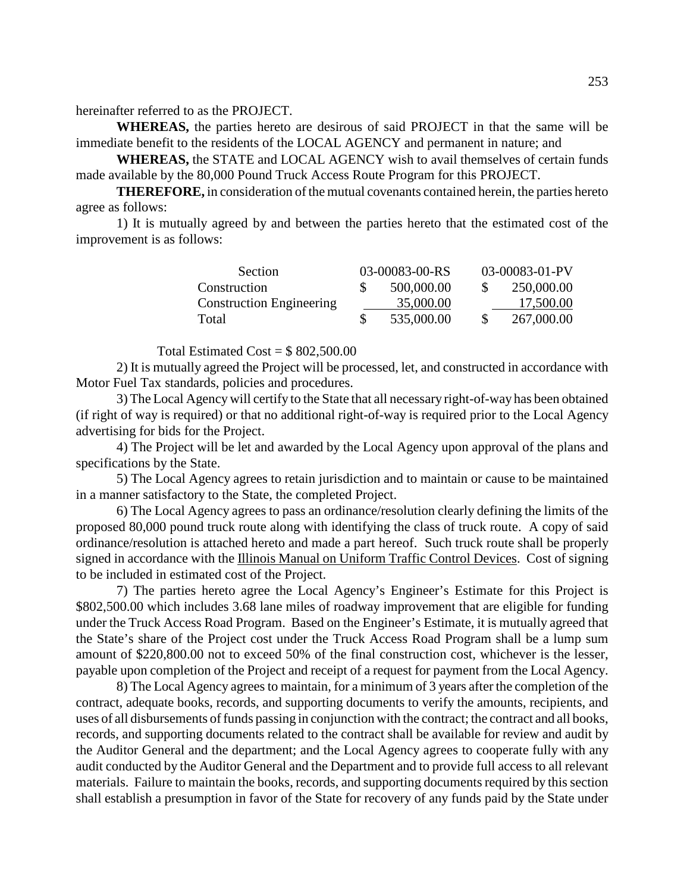hereinafter referred to as the PROJECT.

**WHEREAS,** the parties hereto are desirous of said PROJECT in that the same will be immediate benefit to the residents of the LOCAL AGENCY and permanent in nature; and

**WHEREAS,** the STATE and LOCAL AGENCY wish to avail themselves of certain funds made available by the 80,000 Pound Truck Access Route Program for this PROJECT.

**THEREFORE,** in consideration of the mutual covenants contained herein, the parties hereto agree as follows:

1) It is mutually agreed by and between the parties hereto that the estimated cost of the improvement is as follows:

| Section | 03-00083-00-RS | 03-00083-01-PV |
|---|---|---|
| Construction | $ 500,000.00 | $ 250,000.00 |
| Construction Engineering | 35,000.00 | 17,500.00 |
| Total | $ 535,000.00 | $ 267,000.00 |

Total Estimated Cost = $ 802,500.00

2) It is mutually agreed the Project will be processed, let, and constructed in accordance with Motor Fuel Tax standards, policies and procedures.

3) The Local Agency will certify to the State that all necessary right-of-way has been obtained (if right of way is required) or that no additional right-of-way is required prior to the Local Agency advertising for bids for the Project.

4) The Project will be let and awarded by the Local Agency upon approval of the plans and specifications by the State.

5) The Local Agency agrees to retain jurisdiction and to maintain or cause to be maintained in a manner satisfactory to the State, the completed Project.

6) The Local Agency agrees to pass an ordinance/resolution clearly defining the limits of the proposed 80,000 pound truck route along with identifying the class of truck route. A copy of said ordinance/resolution is attached hereto and made a part hereof. Such truck route shall be properly signed in accordance with the Illinois Manual on Uniform Traffic Control Devices. Cost of signing to be included in estimated cost of the Project.

7) The parties hereto agree the Local Agency's Engineer's Estimate for this Project is $802,500.00 which includes 3.68 lane miles of roadway improvement that are eligible for funding under the Truck Access Road Program. Based on the Engineer's Estimate, it is mutually agreed that the State's share of the Project cost under the Truck Access Road Program shall be a lump sum amount of $220,800.00 not to exceed 50% of the final construction cost, whichever is the lesser, payable upon completion of the Project and receipt of a request for payment from the Local Agency.

8) The Local Agency agrees to maintain, for a minimum of 3 years after the completion of the contract, adequate books, records, and supporting documents to verify the amounts, recipients, and uses of all disbursements of funds passing in conjunction with the contract; the contract and all books, records, and supporting documents related to the contract shall be available for review and audit by the Auditor General and the department; and the Local Agency agrees to cooperate fully with any audit conducted by the Auditor General and the Department and to provide full access to all relevant materials. Failure to maintain the books, records, and supporting documents required by this section shall establish a presumption in favor of the State for recovery of any funds paid by the State under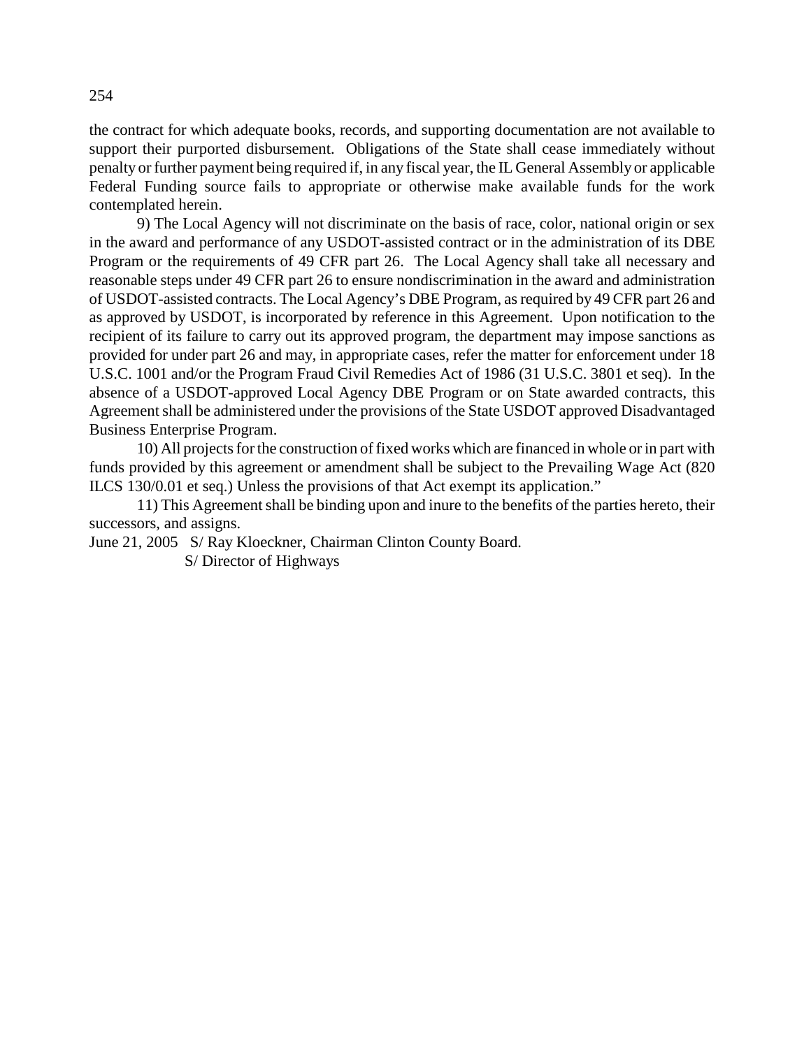the contract for which adequate books, records, and supporting documentation are not available to support their purported disbursement. Obligations of the State shall cease immediately without penalty or further payment being required if, in any fiscal year, the IL General Assembly or applicable Federal Funding source fails to appropriate or otherwise make available funds for the work contemplated herein.

9) The Local Agency will not discriminate on the basis of race, color, national origin or sex in the award and performance of any USDOT-assisted contract or in the administration of its DBE Program or the requirements of 49 CFR part 26. The Local Agency shall take all necessary and reasonable steps under 49 CFR part 26 to ensure nondiscrimination in the award and administration of USDOT-assisted contracts. The Local Agency's DBE Program, as required by 49 CFR part 26 and as approved by USDOT, is incorporated by reference in this Agreement. Upon notification to the recipient of its failure to carry out its approved program, the department may impose sanctions as provided for under part 26 and may, in appropriate cases, refer the matter for enforcement under 18 U.S.C. 1001 and/or the Program Fraud Civil Remedies Act of 1986 (31 U.S.C. 3801 et seq). In the absence of a USDOT-approved Local Agency DBE Program or on State awarded contracts, this Agreement shall be administered under the provisions of the State USDOT approved Disadvantaged Business Enterprise Program.

10) All projects for the construction of fixed works which are financed in whole or in part with funds provided by this agreement or amendment shall be subject to the Prevailing Wage Act (820 ILCS 130/0.01 et seq.) Unless the provisions of that Act exempt its application."

11) This Agreement shall be binding upon and inure to the benefits of the parties hereto, their successors, and assigns.

June 21, 2005 S/ Ray Kloeckner, Chairman Clinton County Board.
S/ Director of Highways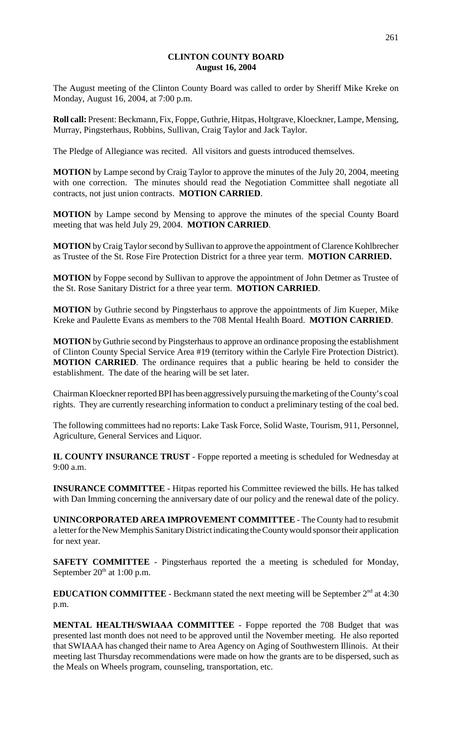## CLINTON COUNTY BOARD
### August 16, 2004

The August meeting of the Clinton County Board was called to order by Sheriff Mike Kreke on Monday, August 16, 2004, at 7:00 p.m.

**Roll call:** Present: Beckmann, Fix, Foppe, Guthrie, Hitpas, Holtgrave, Kloeckner, Lampe, Mensing, Murray, Pingsterhaus, Robbins, Sullivan, Craig Taylor and Jack Taylor.

The Pledge of Allegiance was recited. All visitors and guests introduced themselves.

**MOTION** by Lampe second by Craig Taylor to approve the minutes of the July 20, 2004, meeting with one correction. The minutes should read the Negotiation Committee shall negotiate all contracts, not just union contracts. **MOTION CARRIED**.

**MOTION** by Lampe second by Mensing to approve the minutes of the special County Board meeting that was held July 29, 2004. **MOTION CARRIED**.

**MOTION** by Craig Taylor second by Sullivan to approve the appointment of Clarence Kohlbrecher as Trustee of the St. Rose Fire Protection District for a three year term. **MOTION CARRIED.**

**MOTION** by Foppe second by Sullivan to approve the appointment of John Detmer as Trustee of the St. Rose Sanitary District for a three year term. **MOTION CARRIED**.

**MOTION** by Guthrie second by Pingsterhaus to approve the appointments of Jim Kueper, Mike Kreke and Paulette Evans as members to the 708 Mental Health Board. **MOTION CARRIED**.

**MOTION** by Guthrie second by Pingsterhaus to approve an ordinance proposing the establishment of Clinton County Special Service Area #19 (territory within the Carlyle Fire Protection District). **MOTION CARRIED**. The ordinance requires that a public hearing be held to consider the establishment. The date of the hearing will be set later.

Chairman Kloeckner reported BPI has been aggressively pursuing the marketing of the County's coal rights. They are currently researching information to conduct a preliminary testing of the coal bed.

The following committees had no reports: Lake Task Force, Solid Waste, Tourism, 911, Personnel, Agriculture, General Services and Liquor.

**IL COUNTY INSURANCE TRUST** - Foppe reported a meeting is scheduled for Wednesday at 9:00 a.m.

**INSURANCE COMMITTEE** - Hitpas reported his Committee reviewed the bills. He has talked with Dan Imming concerning the anniversary date of our policy and the renewal date of the policy.

**UNINCORPORATED AREA IMPROVEMENT COMMITTEE** - The County had to resubmit a letter for the New Memphis Sanitary District indicating the County would sponsor their application for next year.

**SAFETY COMMITTEE** - Pingsterhaus reported the a meeting is scheduled for Monday, September 20th at 1:00 p.m.

**EDUCATION COMMITTEE** - Beckmann stated the next meeting will be September 2nd at 4:30 p.m.

**MENTAL HEALTH/SWIAAA COMMITTEE** - Foppe reported the 708 Budget that was presented last month does not need to be approved until the November meeting. He also reported that SWIAAA has changed their name to Area Agency on Aging of Southwestern Illinois. At their meeting last Thursday recommendations were made on how the grants are to be dispersed, such as the Meals on Wheels program, counseling, transportation, etc.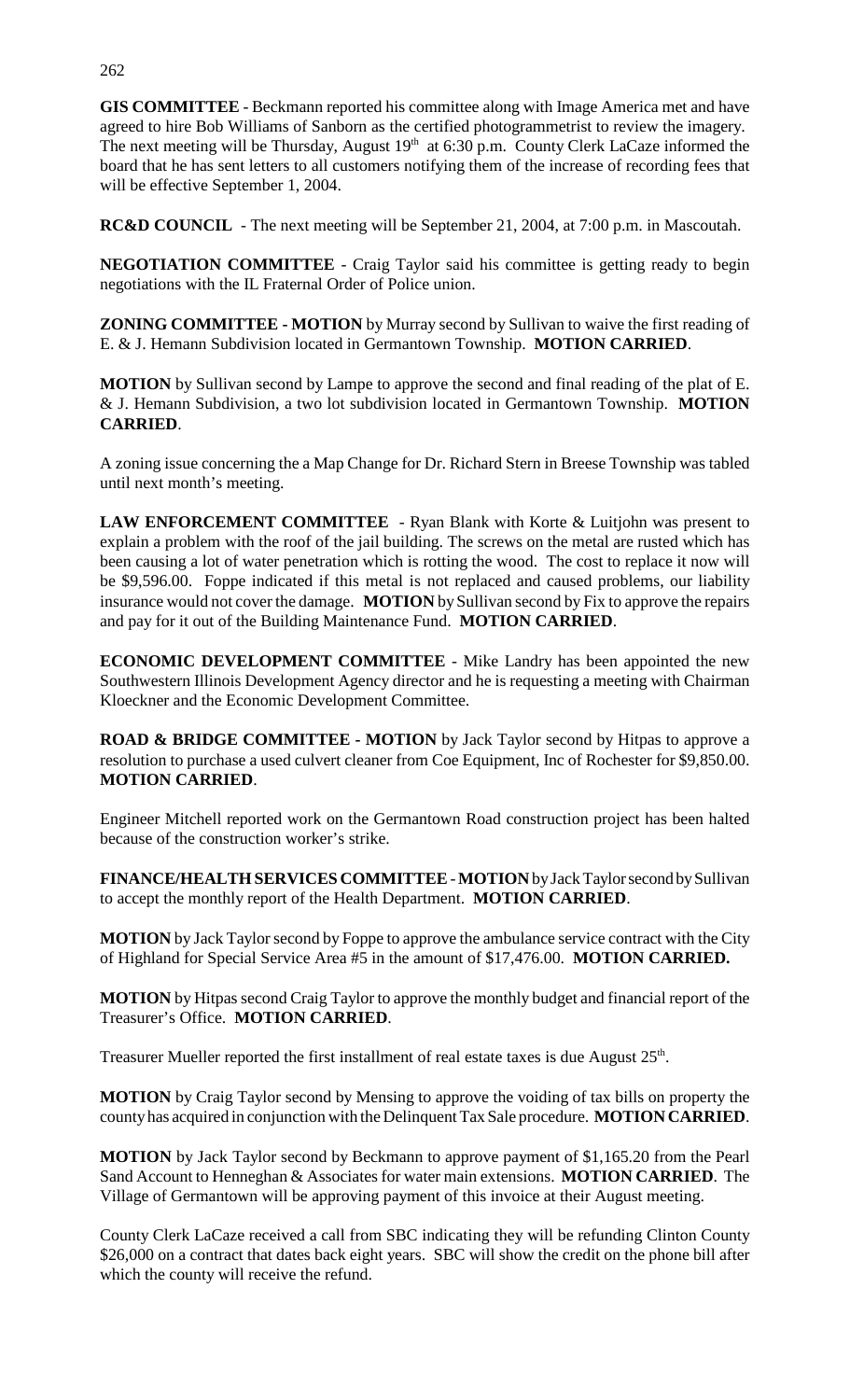**GIS COMMITTEE** - Beckmann reported his committee along with Image America met and have agreed to hire Bob Williams of Sanborn as the certified photogrammetrist to review the imagery. The next meeting will be Thursday, August 19th at 6:30 p.m. County Clerk LaCaze informed the board that he has sent letters to all customers notifying them of the increase of recording fees that will be effective September 1, 2004.

**RC&D COUNCIL** - The next meeting will be September 21, 2004, at 7:00 p.m. in Mascoutah.

**NEGOTIATION COMMITTEE** - Craig Taylor said his committee is getting ready to begin negotiations with the IL Fraternal Order of Police union.

**ZONING COMMITTEE - MOTION** by Murray second by Sullivan to waive the first reading of E. & J. Hemann Subdivision located in Germantown Township. **MOTION CARRIED**.

**MOTION** by Sullivan second by Lampe to approve the second and final reading of the plat of E. & J. Hemann Subdivision, a two lot subdivision located in Germantown Township. **MOTION CARRIED**.

A zoning issue concerning the a Map Change for Dr. Richard Stern in Breese Township was tabled until next month's meeting.

**LAW ENFORCEMENT COMMITTEE** - Ryan Blank with Korte & Luitjohn was present to explain a problem with the roof of the jail building. The screws on the metal are rusted which has been causing a lot of water penetration which is rotting the wood. The cost to replace it now will be $9,596.00. Foppe indicated if this metal is not replaced and caused problems, our liability insurance would not cover the damage. **MOTION** by Sullivan second by Fix to approve the repairs and pay for it out of the Building Maintenance Fund. **MOTION CARRIED**.

**ECONOMIC DEVELOPMENT COMMITTEE** - Mike Landry has been appointed the new Southwestern Illinois Development Agency director and he is requesting a meeting with Chairman Kloeckner and the Economic Development Committee.

**ROAD & BRIDGE COMMITTEE - MOTION** by Jack Taylor second by Hitpas to approve a resolution to purchase a used culvert cleaner from Coe Equipment, Inc of Rochester for $9,850.00. **MOTION CARRIED**.

Engineer Mitchell reported work on the Germantown Road construction project has been halted because of the construction worker's strike.

**FINANCE/HEALTH SERVICES COMMITTEE** - **MOTION** by Jack Taylor second by Sullivan to accept the monthly report of the Health Department. **MOTION CARRIED**.

**MOTION** by Jack Taylor second by Foppe to approve the ambulance service contract with the City of Highland for Special Service Area #5 in the amount of $17,476.00. **MOTION CARRIED.**

**MOTION** by Hitpas second Craig Taylor to approve the monthly budget and financial report of the Treasurer's Office. **MOTION CARRIED**.

Treasurer Mueller reported the first installment of real estate taxes is due August 25th.

**MOTION** by Craig Taylor second by Mensing to approve the voiding of tax bills on property the county has acquired in conjunction with the Delinquent Tax Sale procedure. **MOTION CARRIED**.

**MOTION** by Jack Taylor second by Beckmann to approve payment of $1,165.20 from the Pearl Sand Account to Henneghan & Associates for water main extensions. **MOTION CARRIED**. The Village of Germantown will be approving payment of this invoice at their August meeting.

County Clerk LaCaze received a call from SBC indicating they will be refunding Clinton County $26,000 on a contract that dates back eight years. SBC will show the credit on the phone bill after which the county will receive the refund.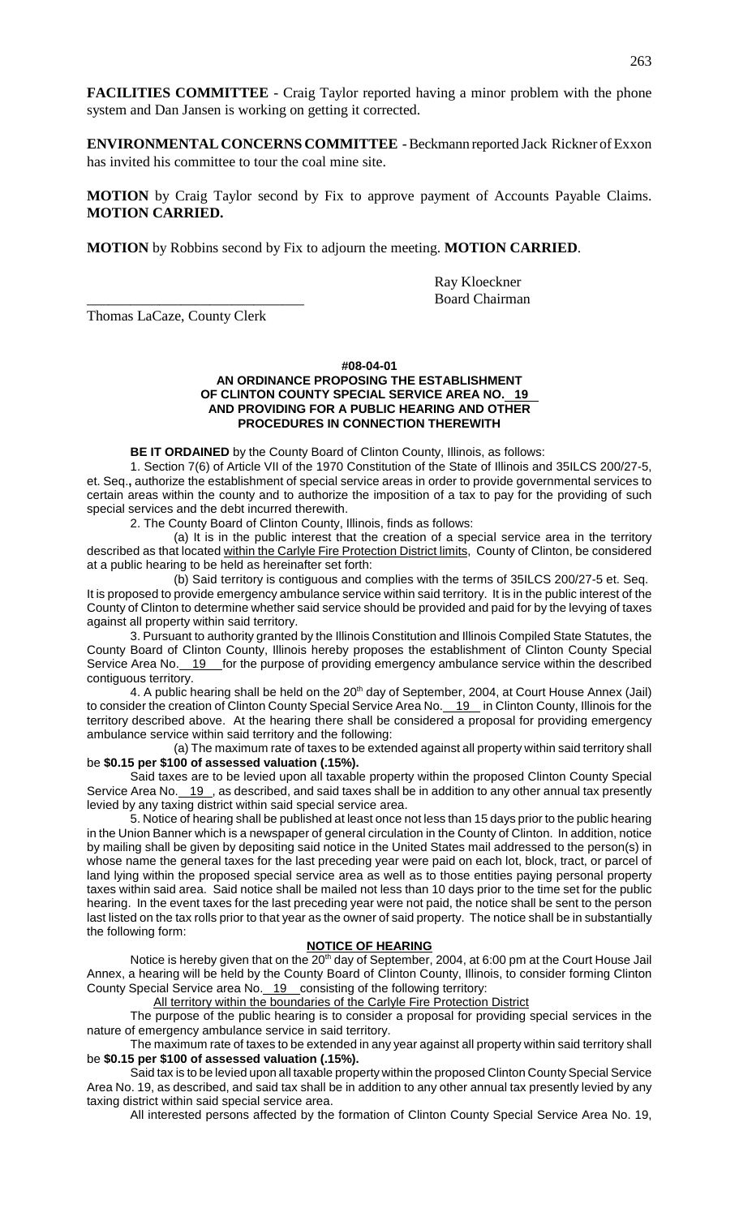**FACILITIES COMMITTEE** - Craig Taylor reported having a minor problem with the phone system and Dan Jansen is working on getting it corrected.

**ENVIRONMENTAL CONCERNS COMMITTEE** - Beckmann reported Jack Rickner of Exxon has invited his committee to tour the coal mine site.

**MOTION** by Craig Taylor second by Fix to approve payment of Accounts Payable Claims. **MOTION CARRIED.**

**MOTION** by Robbins second by Fix to adjourn the meeting. **MOTION CARRIED**.

Ray Kloeckner
Board Chairman

\_\_\_\_\_\_\_\_\_\_\_\_\_\_\_\_\_\_\_\_\_\_\_\_\_\_\_\_\_\_
Thomas LaCaze, County Clerk

**#08-04-01**

**AN ORDINANCE PROPOSING THE ESTABLISHMENT OF CLINTON COUNTY SPECIAL SERVICE AREA NO. 19 AND PROVIDING FOR A PUBLIC HEARING AND OTHER PROCEDURES IN CONNECTION THEREWITH**

**BE IT ORDAINED** by the County Board of Clinton County, Illinois, as follows:

1. Section 7(6) of Article VII of the 1970 Constitution of the State of Illinois and 35ILCS 200/27-5, et. Seq**.,** authorize the establishment of special service areas in order to provide governmental services to certain areas within the county and to authorize the imposition of a tax to pay for the providing of such special services and the debt incurred therewith.

2. The County Board of Clinton County, Illinois, finds as follows:

(a) It is in the public interest that the creation of a special service area in the territory described as that located within the Carlyle Fire Protection District limits, County of Clinton, be considered at a public hearing to be held as hereinafter set forth:

(b) Said territory is contiguous and complies with the terms of 35ILCS 200/27-5 et. Seq. It is proposed to provide emergency ambulance service within said territory. It is in the public interest of the County of Clinton to determine whether said service should be provided and paid for by the levying of taxes against all property within said territory.

3. Pursuant to authority granted by the Illinois Constitution and Illinois Compiled State Statutes, the County Board of Clinton County, Illinois hereby proposes the establishment of Clinton County Special Service Area No. 19 for the purpose of providing emergency ambulance service within the described contiguous territory.

4. A public hearing shall be held on the 20th day of September, 2004, at Court House Annex (Jail) to consider the creation of Clinton County Special Service Area No. 19 in Clinton County, Illinois for the territory described above. At the hearing there shall be considered a proposal for providing emergency ambulance service within said territory and the following:

(a) The maximum rate of taxes to be extended against all property within said territory shall be **$0.15 per $100 of assessed valuation (.15%).**

Said taxes are to be levied upon all taxable property within the proposed Clinton County Special Service Area No. 19 , as described, and said taxes shall be in addition to any other annual tax presently levied by any taxing district within said special service area.

5. Notice of hearing shall be published at least once not less than 15 days prior to the public hearing in the Union Banner which is a newspaper of general circulation in the County of Clinton. In addition, notice by mailing shall be given by depositing said notice in the United States mail addressed to the person(s) in whose name the general taxes for the last preceding year were paid on each lot, block, tract, or parcel of land lying within the proposed special service area as well as to those entities paying personal property taxes within said area. Said notice shall be mailed not less than 10 days prior to the time set for the public hearing. In the event taxes for the last preceding year were not paid, the notice shall be sent to the person last listed on the tax rolls prior to that year as the owner of said property. The notice shall be in substantially the following form:

**NOTICE OF HEARING**

Notice is hereby given that on the 20th day of September, 2004, at 6:00 pm at the Court House Jail Annex, a hearing will be held by the County Board of Clinton County, Illinois, to consider forming Clinton County Special Service area No. 19 consisting of the following territory:

All territory within the boundaries of the Carlyle Fire Protection District

The purpose of the public hearing is to consider a proposal for providing special services in the nature of emergency ambulance service in said territory.

The maximum rate of taxes to be extended in any year against all property within said territory shall be **$0.15 per $100 of assessed valuation (.15%).**

Said tax is to be levied upon all taxable property within the proposed Clinton County Special Service Area No. 19, as described, and said tax shall be in addition to any other annual tax presently levied by any taxing district within said special service area.

All interested persons affected by the formation of Clinton County Special Service Area No. 19,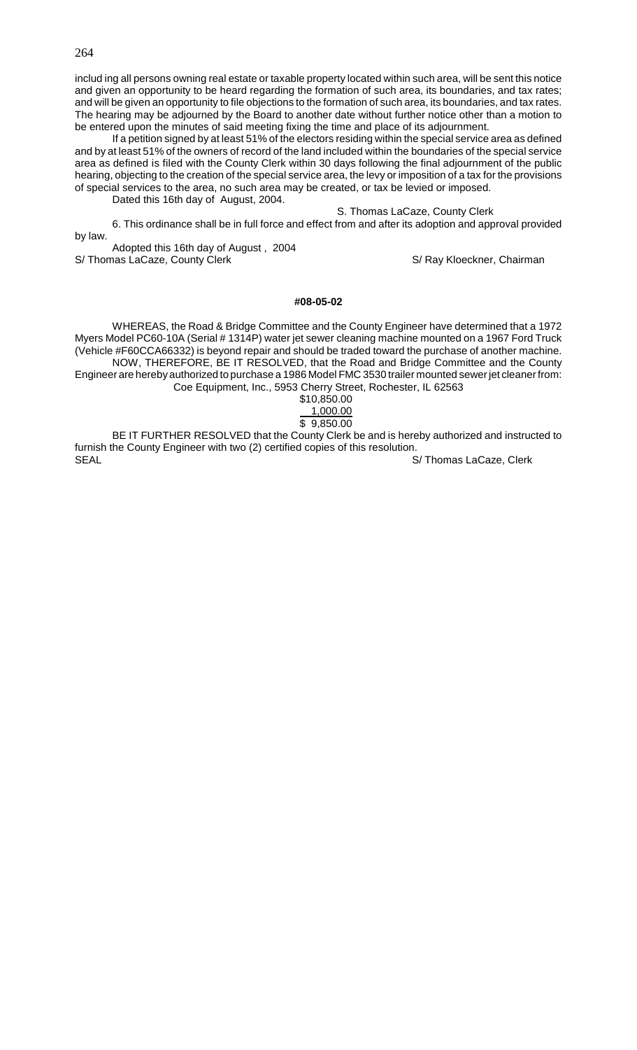includ ing all persons owning real estate or taxable property located within such area, will be sent this notice and given an opportunity to be heard regarding the formation of such area, its boundaries, and tax rates; and will be given an opportunity to file objections to the formation of such area, its boundaries, and tax rates. The hearing may be adjourned by the Board to another date without further notice other than a motion to be entered upon the minutes of said meeting fixing the time and place of its adjournment.

If a petition signed by at least 51% of the electors residing within the special service area as defined and by at least 51% of the owners of record of the land included within the boundaries of the special service area as defined is filed with the County Clerk within 30 days following the final adjournment of the public hearing, objecting to the creation of the special service area, the levy or imposition of a tax for the provisions of special services to the area, no such area may be created, or tax be levied or imposed.

Dated this 16th day of August, 2004.

S. Thomas LaCaze, County Clerk

6. This ordinance shall be in full force and effect from and after its adoption and approval provided by law.

Adopted this 16th day of August , 2004

S/ Thomas LaCaze, County Clerk S/ Ray Kloeckner, Chairman

**#08-05-02**

WHEREAS, the Road & Bridge Committee and the County Engineer have determined that a 1972 Myers Model PC60-10A (Serial # 1314P) water jet sewer cleaning machine mounted on a 1967 Ford Truck (Vehicle #F60CCA66332) is beyond repair and should be traded toward the purchase of another machine.

NOW, THEREFORE, BE IT RESOLVED, that the Road and Bridge Committee and the County Engineer are hereby authorized to purchase a 1986 Model FMC 3530 trailer mounted sewer jet cleaner from:

Coe Equipment, Inc., 5953 Cherry Street, Rochester, IL 62563

$10,850.00
1,000.00
$ 9,850.00

BE IT FURTHER RESOLVED that the County Clerk be and is hereby authorized and instructed to furnish the County Engineer with two (2) certified copies of this resolution.

SEAL S/ Thomas LaCaze, Clerk